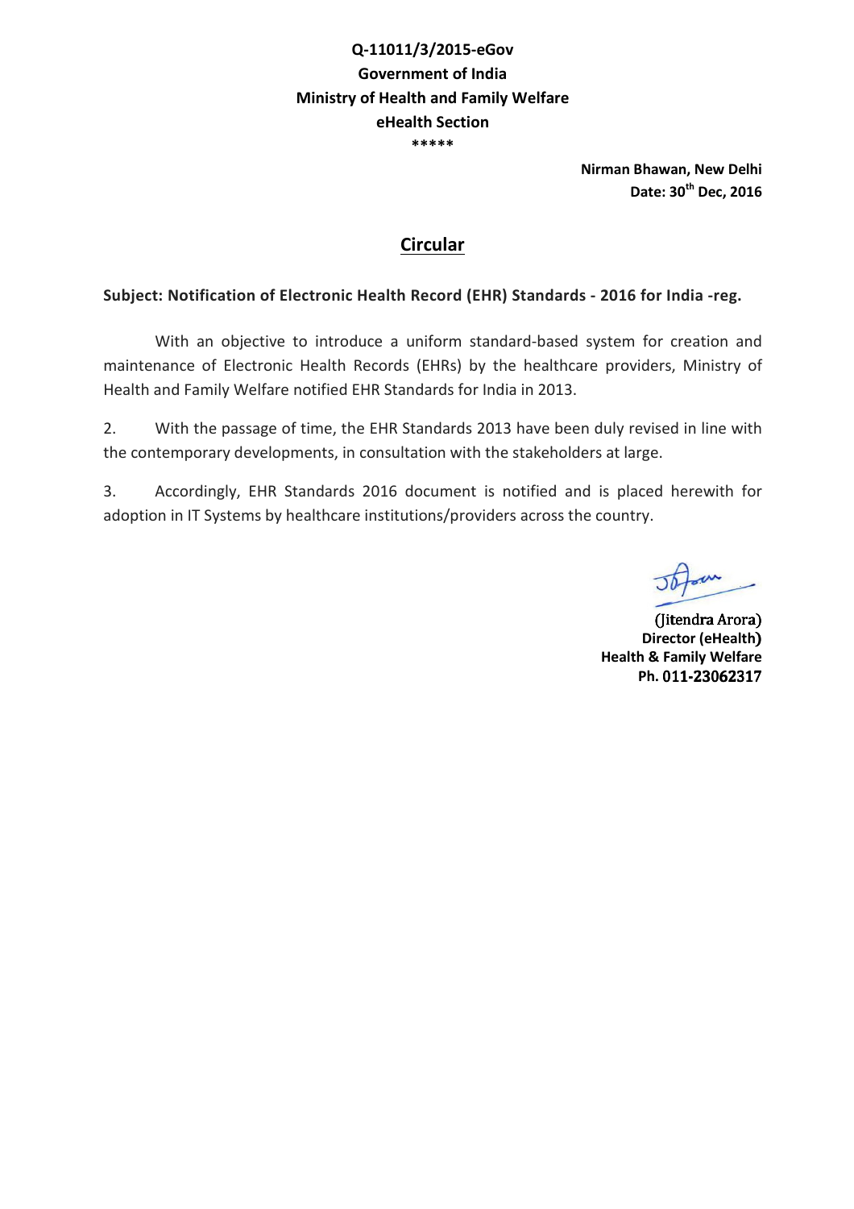**Q-11011/3/2015-eGov**
**Government of India**
**Ministry of Health and Family Welfare**
**eHealth Section**
*****

**Nirman Bhawan, New Delhi**
**Date: 30th Dec, 2016**

## Circular

**Subject: Notification of Electronic Health Record (EHR) Standards - 2016 for India -reg.**

With an objective to introduce a uniform standard-based system for creation and maintenance of Electronic Health Records (EHRs) by the healthcare providers, Ministry of Health and Family Welfare notified EHR Standards for India in 2013.

2. With the passage of time, the EHR Standards 2013 have been duly revised in line with the contemporary developments, in consultation with the stakeholders at large.

3. Accordingly, EHR Standards 2016 document is notified and is placed herewith for adoption in IT Systems by healthcare institutions/providers across the country.

(Jitendra Arora)
**Director (eHealth)**
**Health & Family Welfare**
**Ph. 011-23062317**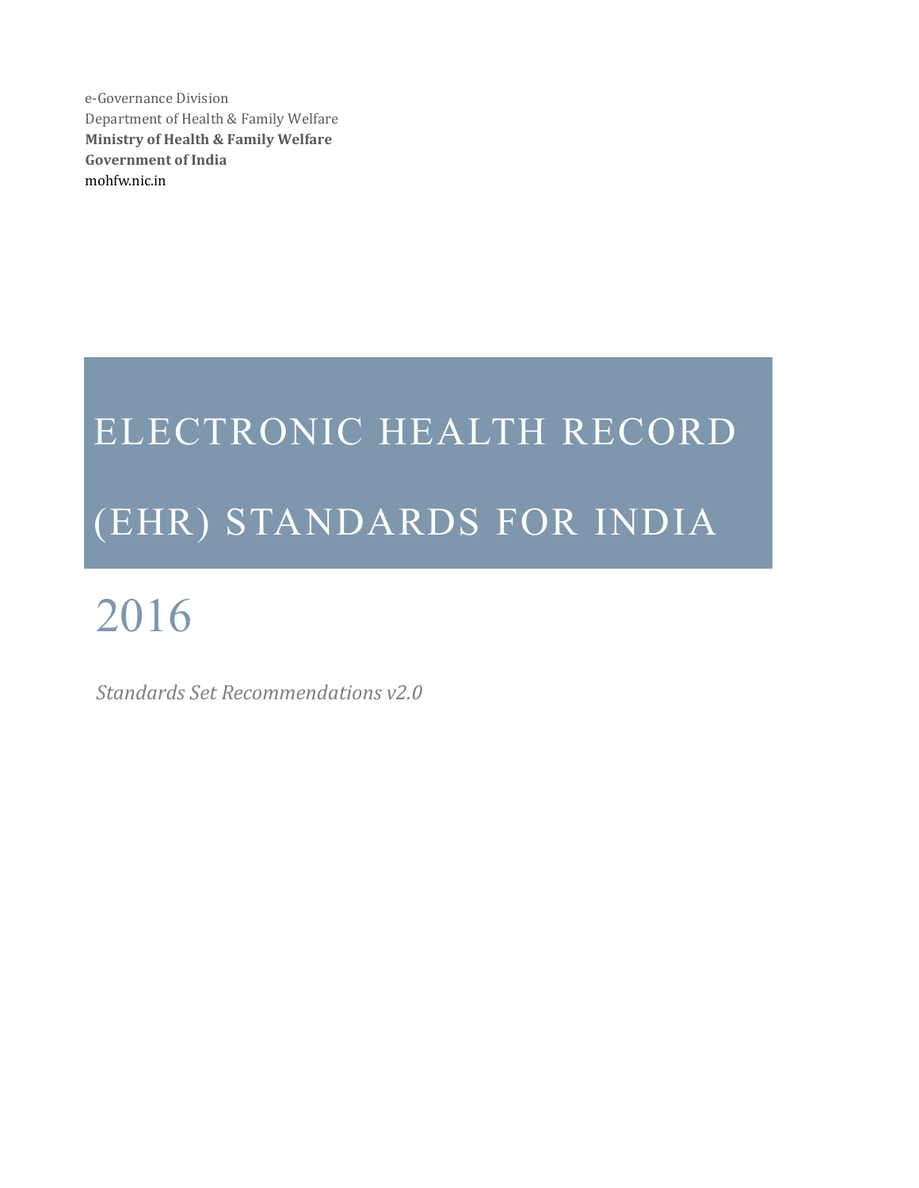e-Governance Division
Department of Health & Family Welfare
**Ministry of Health & Family Welfare**
**Government of India**
mohfw.nic.in

# ELECTRONIC HEALTH RECORD (EHR) STANDARDS FOR INDIA

# 2016

*Standards Set Recommendations v2.0*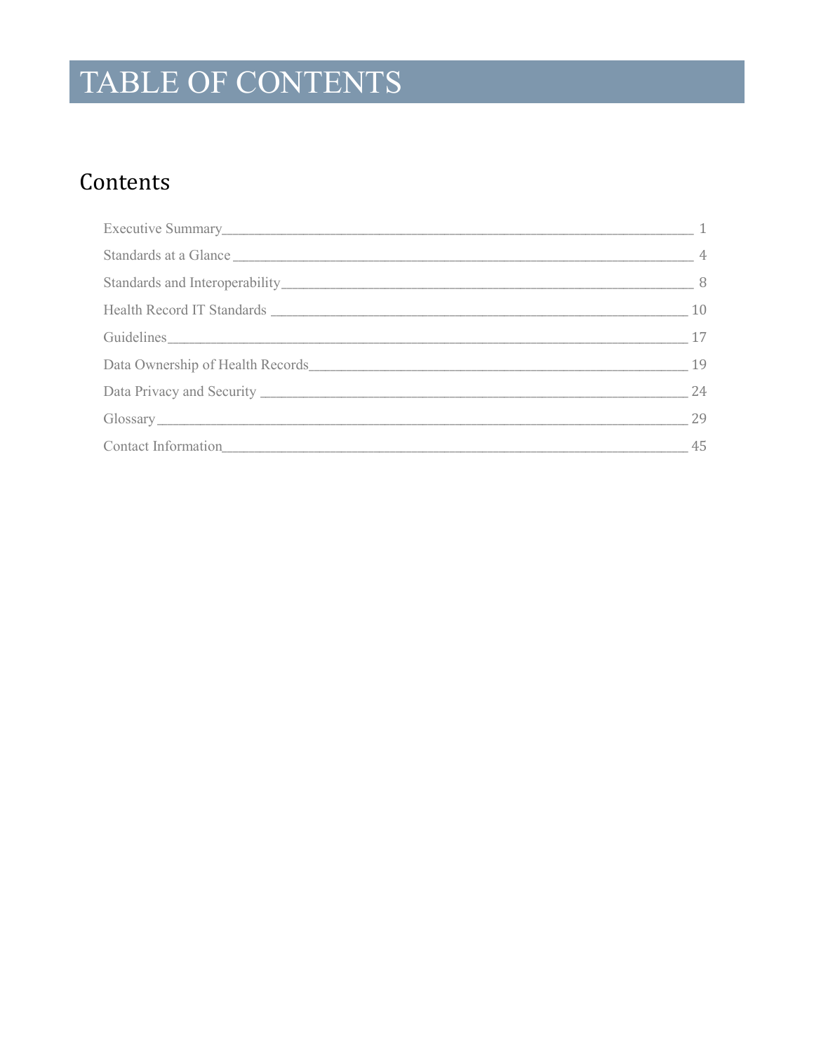# TABLE OF CONTENTS

## Contents

Executive Summary 1

Standards at a Glance 4

Standards and Interoperability 8

Health Record IT Standards 10

Guidelines 17

Data Ownership of Health Records 19

Data Privacy and Security 24

Glossary 29

Contact Information 45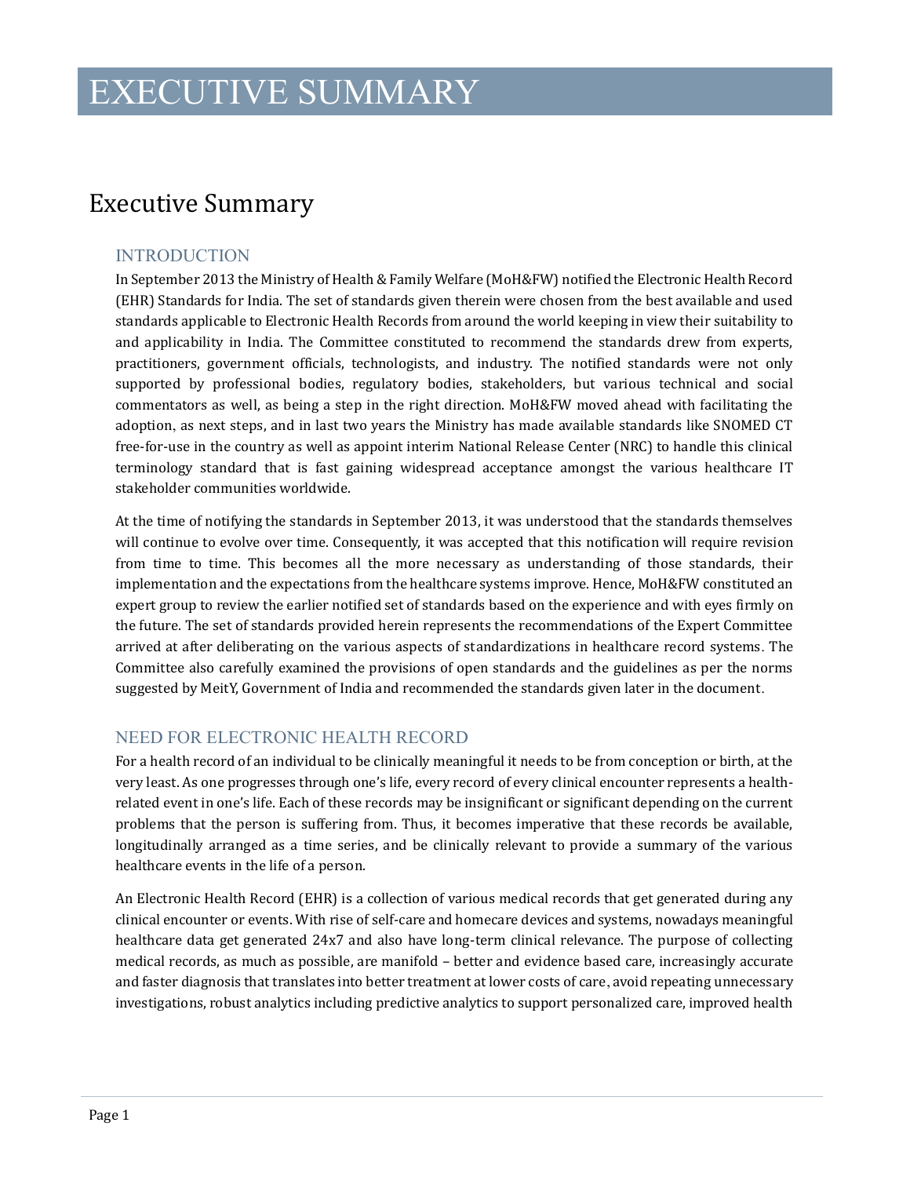# EXECUTIVE SUMMARY

## Executive Summary

### INTRODUCTION

In September 2013 the Ministry of Health & Family Welfare (MoH&FW) notified the Electronic Health Record (EHR) Standards for India. The set of standards given therein were chosen from the best available and used standards applicable to Electronic Health Records from around the world keeping in view their suitability to and applicability in India. The Committee constituted to recommend the standards drew from experts, practitioners, government officials, technologists, and industry. The notified standards were not only supported by professional bodies, regulatory bodies, stakeholders, but various technical and social commentators as well, as being a step in the right direction. MoH&FW moved ahead with facilitating the adoption, as next steps, and in last two years the Ministry has made available standards like SNOMED CT free-for-use in the country as well as appoint interim National Release Center (NRC) to handle this clinical terminology standard that is fast gaining widespread acceptance amongst the various healthcare IT stakeholder communities worldwide.

At the time of notifying the standards in September 2013, it was understood that the standards themselves will continue to evolve over time. Consequently, it was accepted that this notification will require revision from time to time. This becomes all the more necessary as understanding of those standards, their implementation and the expectations from the healthcare systems improve. Hence, MoH&FW constituted an expert group to review the earlier notified set of standards based on the experience and with eyes firmly on the future. The set of standards provided herein represents the recommendations of the Expert Committee arrived at after deliberating on the various aspects of standardizations in healthcare record systems. The Committee also carefully examined the provisions of open standards and the guidelines as per the norms suggested by MeitY, Government of India and recommended the standards given later in the document.

### NEED FOR ELECTRONIC HEALTH RECORD

For a health record of an individual to be clinically meaningful it needs to be from conception or birth, at the very least. As one progresses through one's life, every record of every clinical encounter represents a health-related event in one's life. Each of these records may be insignificant or significant depending on the current problems that the person is suffering from. Thus, it becomes imperative that these records be available, longitudinally arranged as a time series, and be clinically relevant to provide a summary of the various healthcare events in the life of a person.

An Electronic Health Record (EHR) is a collection of various medical records that get generated during any clinical encounter or events. With rise of self-care and homecare devices and systems, nowadays meaningful healthcare data get generated 24x7 and also have long-term clinical relevance. The purpose of collecting medical records, as much as possible, are manifold – better and evidence based care, increasingly accurate and faster diagnosis that translates into better treatment at lower costs of care, avoid repeating unnecessary investigations, robust analytics including predictive analytics to support personalized care, improved health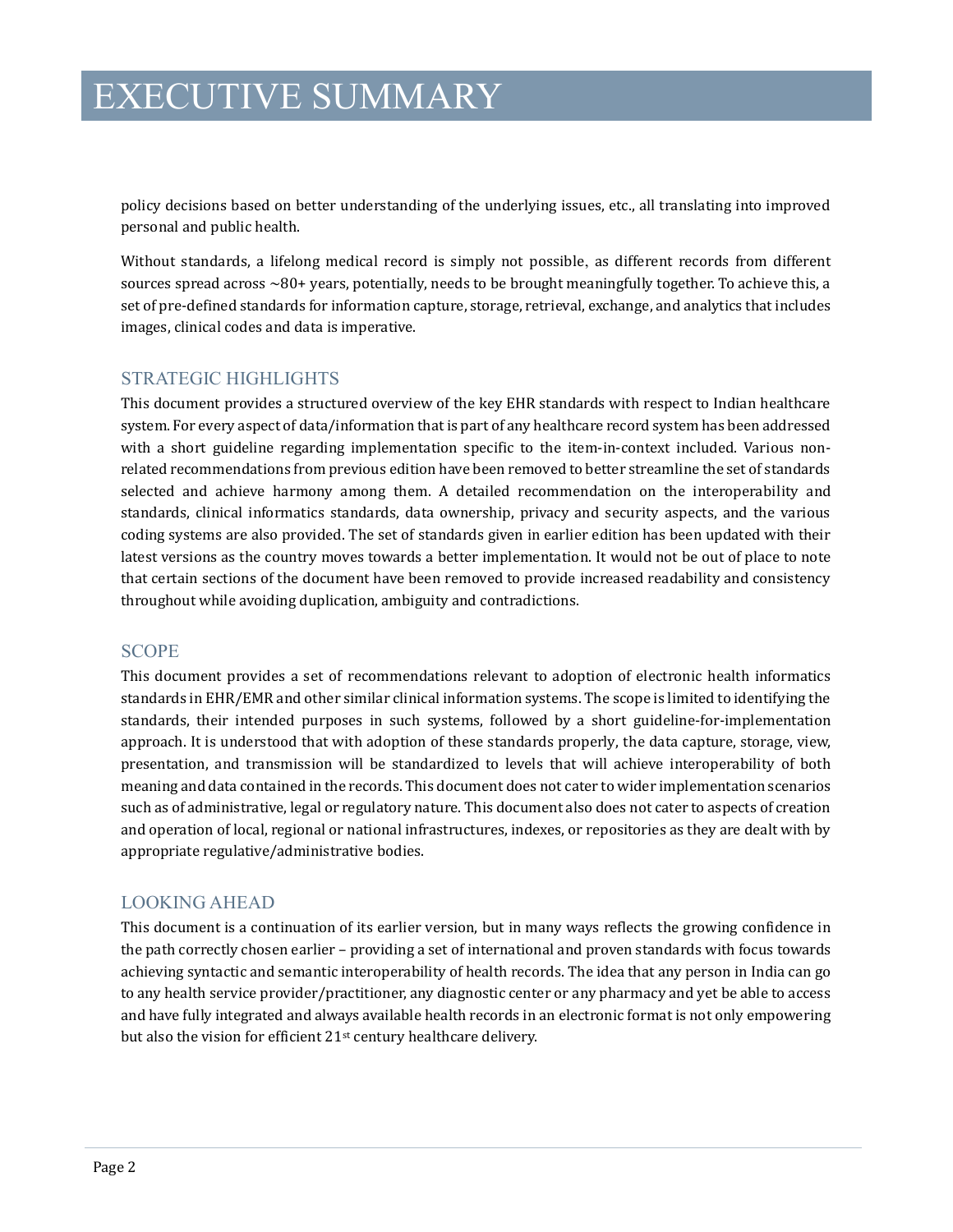# EXECUTIVE SUMMARY

policy decisions based on better understanding of the underlying issues, etc., all translating into improved personal and public health.

Without standards, a lifelong medical record is simply not possible, as different records from different sources spread across ~80+ years, potentially, needs to be brought meaningfully together. To achieve this, a set of pre-defined standards for information capture, storage, retrieval, exchange, and analytics that includes images, clinical codes and data is imperative.

## STRATEGIC HIGHLIGHTS

This document provides a structured overview of the key EHR standards with respect to Indian healthcare system. For every aspect of data/information that is part of any healthcare record system has been addressed with a short guideline regarding implementation specific to the item-in-context included. Various non-related recommendations from previous edition have been removed to better streamline the set of standards selected and achieve harmony among them. A detailed recommendation on the interoperability and standards, clinical informatics standards, data ownership, privacy and security aspects, and the various coding systems are also provided. The set of standards given in earlier edition has been updated with their latest versions as the country moves towards a better implementation. It would not be out of place to note that certain sections of the document have been removed to provide increased readability and consistency throughout while avoiding duplication, ambiguity and contradictions.

## SCOPE

This document provides a set of recommendations relevant to adoption of electronic health informatics standards in EHR/EMR and other similar clinical information systems. The scope is limited to identifying the standards, their intended purposes in such systems, followed by a short guideline-for-implementation approach. It is understood that with adoption of these standards properly, the data capture, storage, view, presentation, and transmission will be standardized to levels that will achieve interoperability of both meaning and data contained in the records. This document does not cater to wider implementation scenarios such as of administrative, legal or regulatory nature. This document also does not cater to aspects of creation and operation of local, regional or national infrastructures, indexes, or repositories as they are dealt with by appropriate regulative/administrative bodies.

## LOOKING AHEAD

This document is a continuation of its earlier version, but in many ways reflects the growing confidence in the path correctly chosen earlier – providing a set of international and proven standards with focus towards achieving syntactic and semantic interoperability of health records. The idea that any person in India can go to any health service provider/practitioner, any diagnostic center or any pharmacy and yet be able to access and have fully integrated and always available health records in an electronic format is not only empowering but also the vision for efficient 21st century healthcare delivery.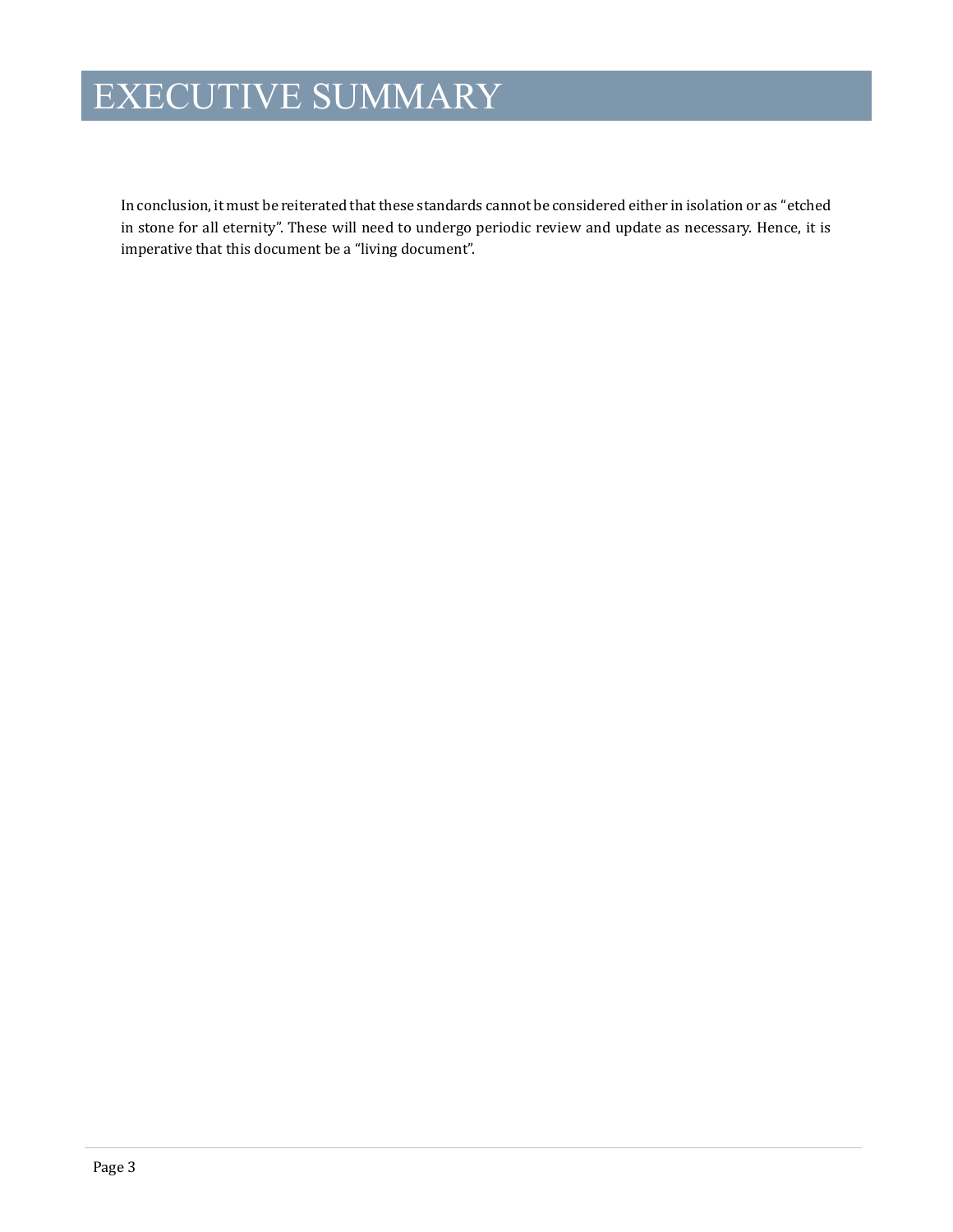# EXECUTIVE SUMMARY

In conclusion, it must be reiterated that these standards cannot be considered either in isolation or as "etched in stone for all eternity". These will need to undergo periodic review and update as necessary. Hence, it is imperative that this document be a "living document".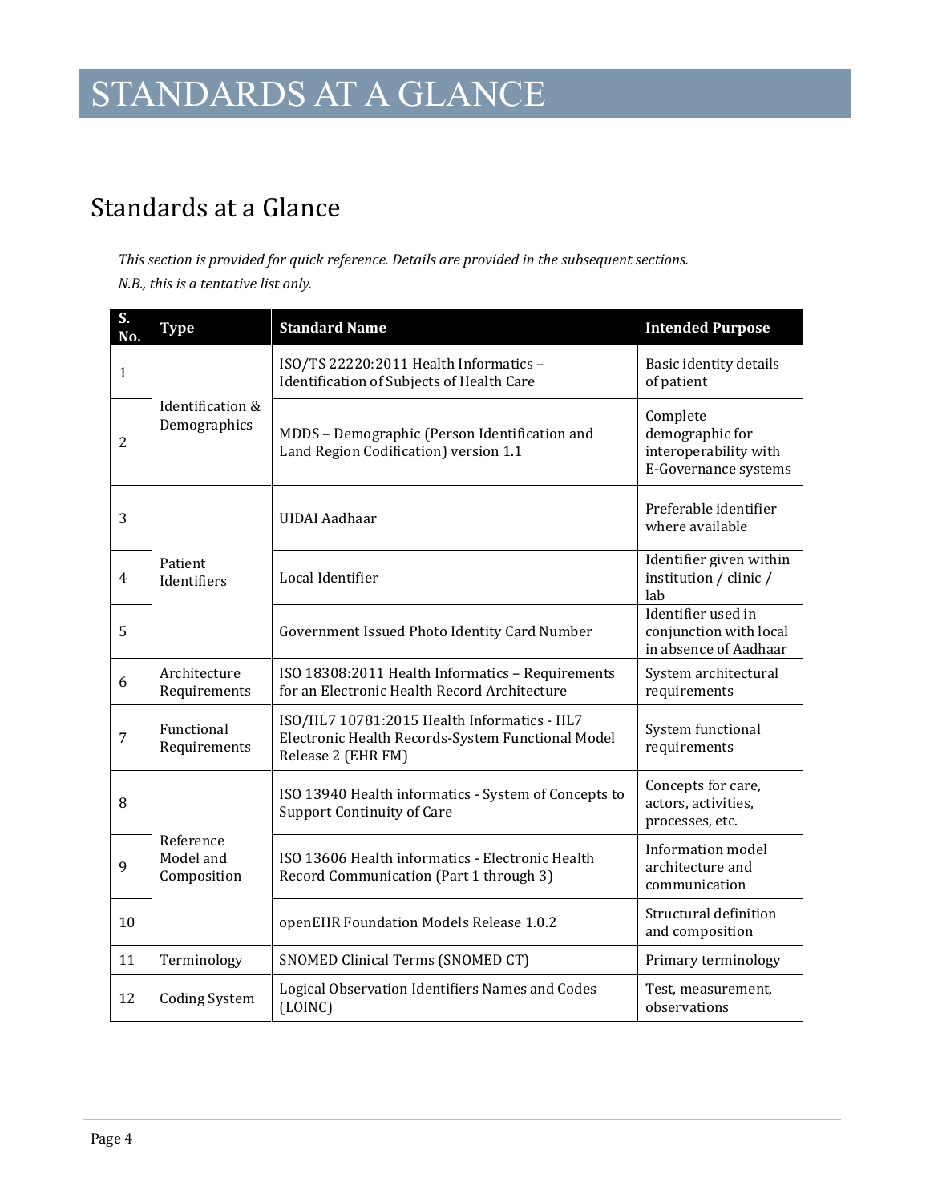# STANDARDS AT A GLANCE

## Standards at a Glance

*This section is provided for quick reference. Details are provided in the subsequent sections.*

*N.B., this is a tentative list only.*

| S. No. | Type | Standard Name | Intended Purpose |
|---|---|---|---|
| 1 | Identification & Demographics | ISO/TS 22220:2011 Health Informatics – Identification of Subjects of Health Care | Basic identity details of patient |
| 2 | | MDDS – Demographic (Person Identification and Land Region Codification) version 1.1 | Complete demographic for interoperability with E-Governance systems |
| 3 | Patient Identifiers | UIDAI Aadhaar | Preferable identifier where available |
| 4 | | Local Identifier | Identifier given within institution / clinic / lab |
| 5 | | Government Issued Photo Identity Card Number | Identifier used in conjunction with local in absence of Aadhaar |
| 6 | Architecture Requirements | ISO 18308:2011 Health Informatics – Requirements for an Electronic Health Record Architecture | System architectural requirements |
| 7 | Functional Requirements | ISO/HL7 10781:2015 Health Informatics - HL7 Electronic Health Records-System Functional Model Release 2 (EHR FM) | System functional requirements |
| 8 | Reference Model and Composition | ISO 13940 Health informatics - System of Concepts to Support Continuity of Care | Concepts for care, actors, activities, processes, etc. |
| 9 | | ISO 13606 Health informatics - Electronic Health Record Communication (Part 1 through 3) | Information model architecture and communication |
| 10 | | openEHR Foundation Models Release 1.0.2 | Structural definition and composition |
| 11 | Terminology | SNOMED Clinical Terms (SNOMED CT) | Primary terminology |
| 12 | Coding System | Logical Observation Identifiers Names and Codes (LOINC) | Test, measurement, observations |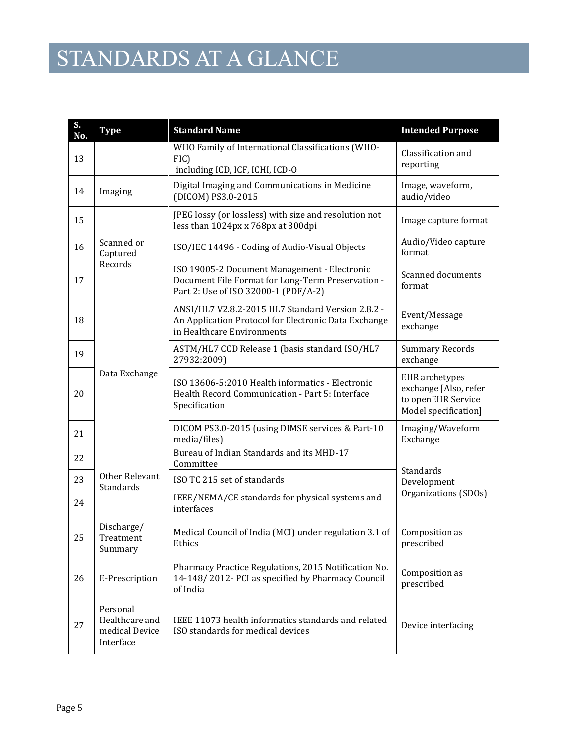# STANDARDS AT A GLANCE

| S. No. | Type | Standard Name | Intended Purpose |
|---|---|---|---|
| 13 | | WHO Family of International Classifications (WHO-FIC) including ICD, ICF, ICHI, ICD-O | Classification and reporting |
| 14 | Imaging | Digital Imaging and Communications in Medicine (DICOM) PS3.0-2015 | Image, waveform, audio/video |
| 15 | Scanned or Captured Records | JPEG lossy (or lossless) with size and resolution not less than 1024px x 768px at 300dpi | Image capture format |
| 16 | | ISO/IEC 14496 - Coding of Audio-Visual Objects | Audio/Video capture format |
| 17 | | ISO 19005-2 Document Management - Electronic Document File Format for Long-Term Preservation - Part 2: Use of ISO 32000-1 (PDF/A-2) | Scanned documents format |
| 18 | Data Exchange | ANSI/HL7 V2.8.2-2015 HL7 Standard Version 2.8.2 - An Application Protocol for Electronic Data Exchange in Healthcare Environments | Event/Message exchange |
| 19 | | ASTM/HL7 CCD Release 1 (basis standard ISO/HL7 27932:2009) | Summary Records exchange |
| 20 | | ISO 13606-5:2010 Health informatics - Electronic Health Record Communication - Part 5: Interface Specification | EHR archetypes exchange [Also, refer to openEHR Service Model specification] |
| 21 | | DICOM PS3.0-2015 (using DIMSE services & Part-10 media/files) | Imaging/Waveform Exchange |
| 22 | Other Relevant Standards | Bureau of Indian Standards and its MHD-17 Committee | Standards Development Organizations (SDOs) |
| 23 | | ISO TC 215 set of standards | |
| 24 | | IEEE/NEMA/CE standards for physical systems and interfaces | |
| 25 | Discharge/ Treatment Summary | Medical Council of India (MCI) under regulation 3.1 of Ethics | Composition as prescribed |
| 26 | E-Prescription | Pharmacy Practice Regulations, 2015 Notification No. 14-148/ 2012- PCI as specified by Pharmacy Council of India | Composition as prescribed |
| 27 | Personal Healthcare and medical Device Interface | IEEE 11073 health informatics standards and related ISO standards for medical devices | Device interfacing |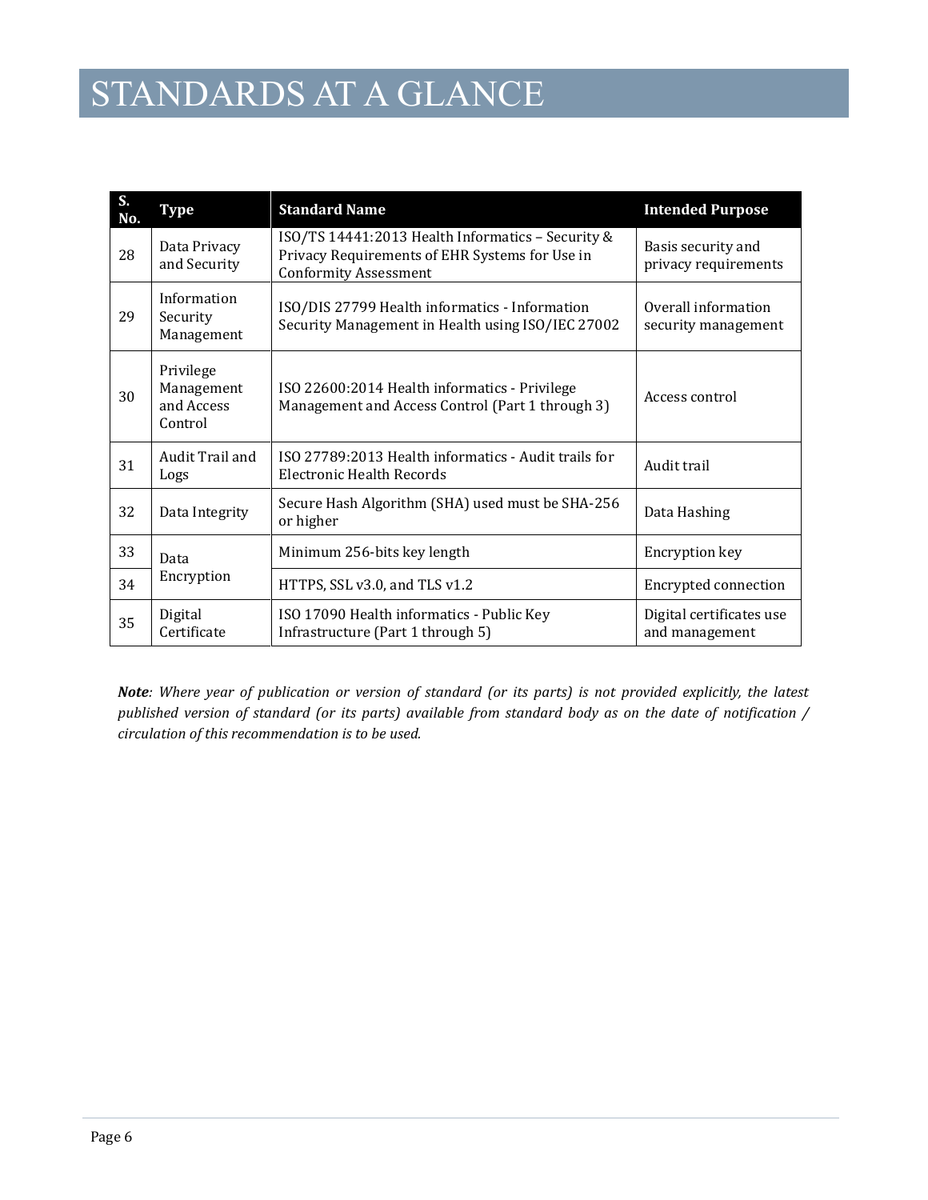# STANDARDS AT A GLANCE

| S. No. | Type | Standard Name | Intended Purpose |
|---|---|---|---|
| 28 | Data Privacy and Security | ISO/TS 14441:2013 Health Informatics – Security & Privacy Requirements of EHR Systems for Use in Conformity Assessment | Basis security and privacy requirements |
| 29 | Information Security Management | ISO/DIS 27799 Health informatics - Information Security Management in Health using ISO/IEC 27002 | Overall information security management |
| 30 | Privilege Management and Access Control | ISO 22600:2014 Health informatics - Privilege Management and Access Control (Part 1 through 3) | Access control |
| 31 | Audit Trail and Logs | ISO 27789:2013 Health informatics - Audit trails for Electronic Health Records | Audit trail |
| 32 | Data Integrity | Secure Hash Algorithm (SHA) used must be SHA-256 or higher | Data Hashing |
| 33 | Data Encryption | Minimum 256-bits key length | Encryption key |
| 34 | | HTTPS, SSL v3.0, and TLS v1.2 | Encrypted connection |
| 35 | Digital Certificate | ISO 17090 Health informatics - Public Key Infrastructure (Part 1 through 5) | Digital certificates use and management |

***Note**: Where year of publication or version of standard (or its parts) is not provided explicitly, the latest published version of standard (or its parts) available from standard body as on the date of notification / circulation of this recommendation is to be used.*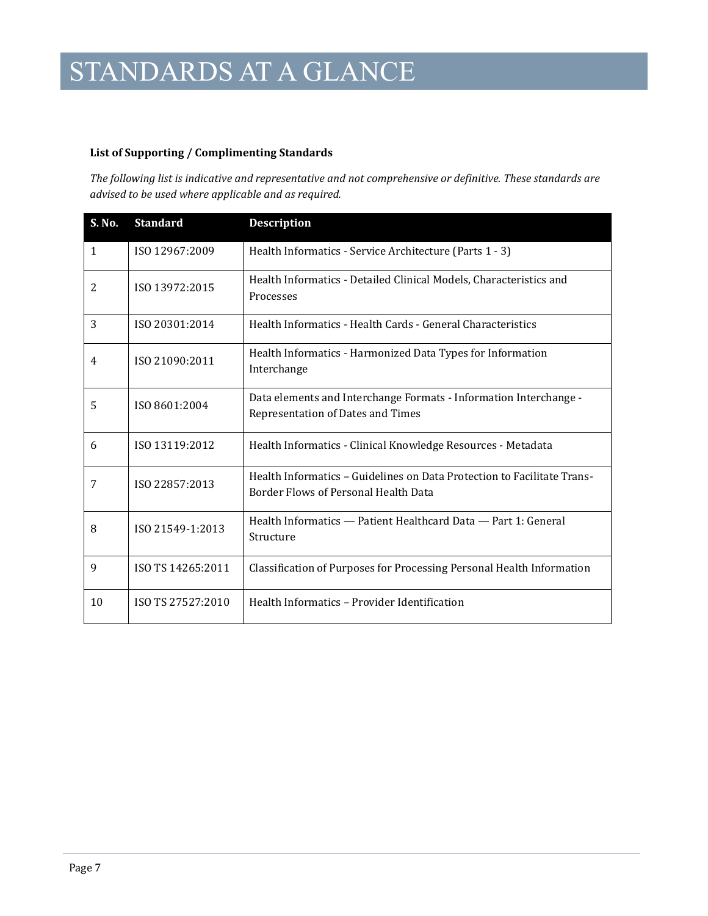# STANDARDS AT A GLANCE

**List of Supporting / Complimenting Standards**

*The following list is indicative and representative and not comprehensive or definitive. These standards are advised to be used where applicable and as required.*

| S. No. | Standard | Description |
| --- | --- | --- |
| 1 | ISO 12967:2009 | Health Informatics - Service Architecture (Parts 1 - 3) |
| 2 | ISO 13972:2015 | Health Informatics - Detailed Clinical Models, Characteristics and Processes |
| 3 | ISO 20301:2014 | Health Informatics - Health Cards - General Characteristics |
| 4 | ISO 21090:2011 | Health Informatics - Harmonized Data Types for Information Interchange |
| 5 | ISO 8601:2004 | Data elements and Interchange Formats - Information Interchange - Representation of Dates and Times |
| 6 | ISO 13119:2012 | Health Informatics - Clinical Knowledge Resources - Metadata |
| 7 | ISO 22857:2013 | Health Informatics – Guidelines on Data Protection to Facilitate Trans-Border Flows of Personal Health Data |
| 8 | ISO 21549-1:2013 | Health Informatics — Patient Healthcard Data — Part 1: General Structure |
| 9 | ISO TS 14265:2011 | Classification of Purposes for Processing Personal Health Information |
| 10 | ISO TS 27527:2010 | Health Informatics – Provider Identification |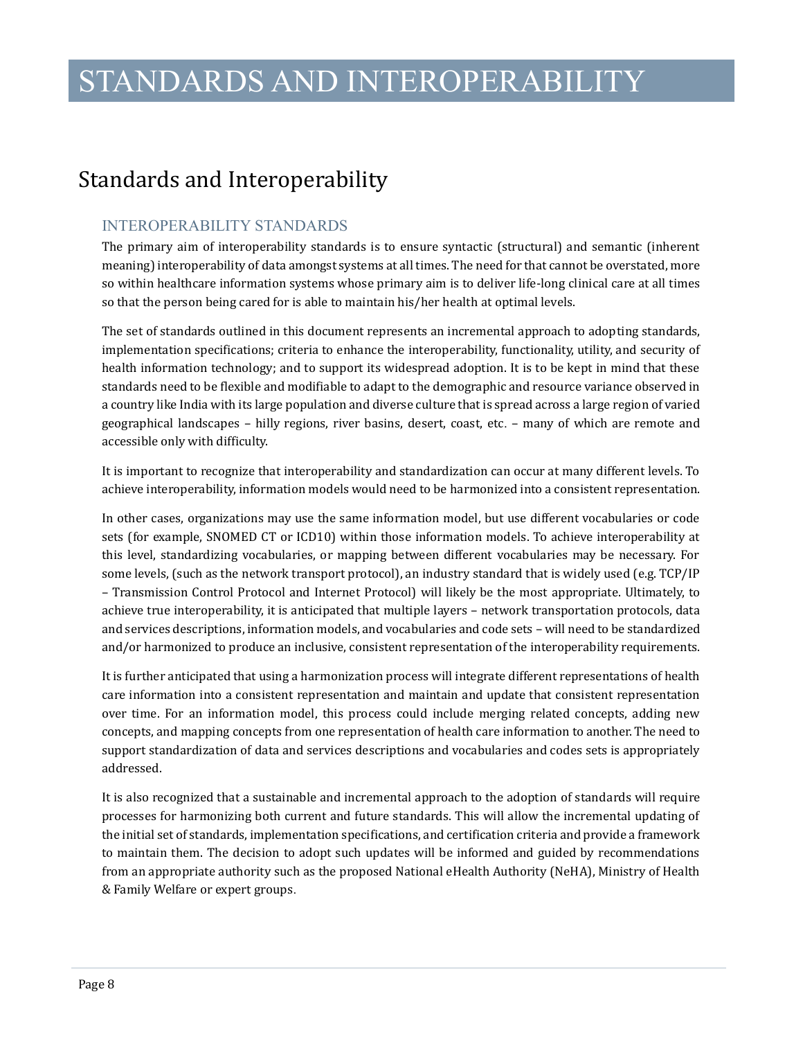# STANDARDS AND INTEROPERABILITY

## Standards and Interoperability

### INTEROPERABILITY STANDARDS

The primary aim of interoperability standards is to ensure syntactic (structural) and semantic (inherent meaning) interoperability of data amongst systems at all times. The need for that cannot be overstated, more so within healthcare information systems whose primary aim is to deliver life-long clinical care at all times so that the person being cared for is able to maintain his/her health at optimal levels.

The set of standards outlined in this document represents an incremental approach to adopting standards, implementation specifications; criteria to enhance the interoperability, functionality, utility, and security of health information technology; and to support its widespread adoption. It is to be kept in mind that these standards need to be flexible and modifiable to adapt to the demographic and resource variance observed in a country like India with its large population and diverse culture that is spread across a large region of varied geographical landscapes – hilly regions, river basins, desert, coast, etc. – many of which are remote and accessible only with difficulty.

It is important to recognize that interoperability and standardization can occur at many different levels. To achieve interoperability, information models would need to be harmonized into a consistent representation.

In other cases, organizations may use the same information model, but use different vocabularies or code sets (for example, SNOMED CT or ICD10) within those information models. To achieve interoperability at this level, standardizing vocabularies, or mapping between different vocabularies may be necessary. For some levels, (such as the network transport protocol), an industry standard that is widely used (e.g. TCP/IP – Transmission Control Protocol and Internet Protocol) will likely be the most appropriate. Ultimately, to achieve true interoperability, it is anticipated that multiple layers – network transportation protocols, data and services descriptions, information models, and vocabularies and code sets – will need to be standardized and/or harmonized to produce an inclusive, consistent representation of the interoperability requirements.

It is further anticipated that using a harmonization process will integrate different representations of health care information into a consistent representation and maintain and update that consistent representation over time. For an information model, this process could include merging related concepts, adding new concepts, and mapping concepts from one representation of health care information to another. The need to support standardization of data and services descriptions and vocabularies and codes sets is appropriately addressed.

It is also recognized that a sustainable and incremental approach to the adoption of standards will require processes for harmonizing both current and future standards. This will allow the incremental updating of the initial set of standards, implementation specifications, and certification criteria and provide a framework to maintain them. The decision to adopt such updates will be informed and guided by recommendations from an appropriate authority such as the proposed National eHealth Authority (NeHA), Ministry of Health & Family Welfare or expert groups.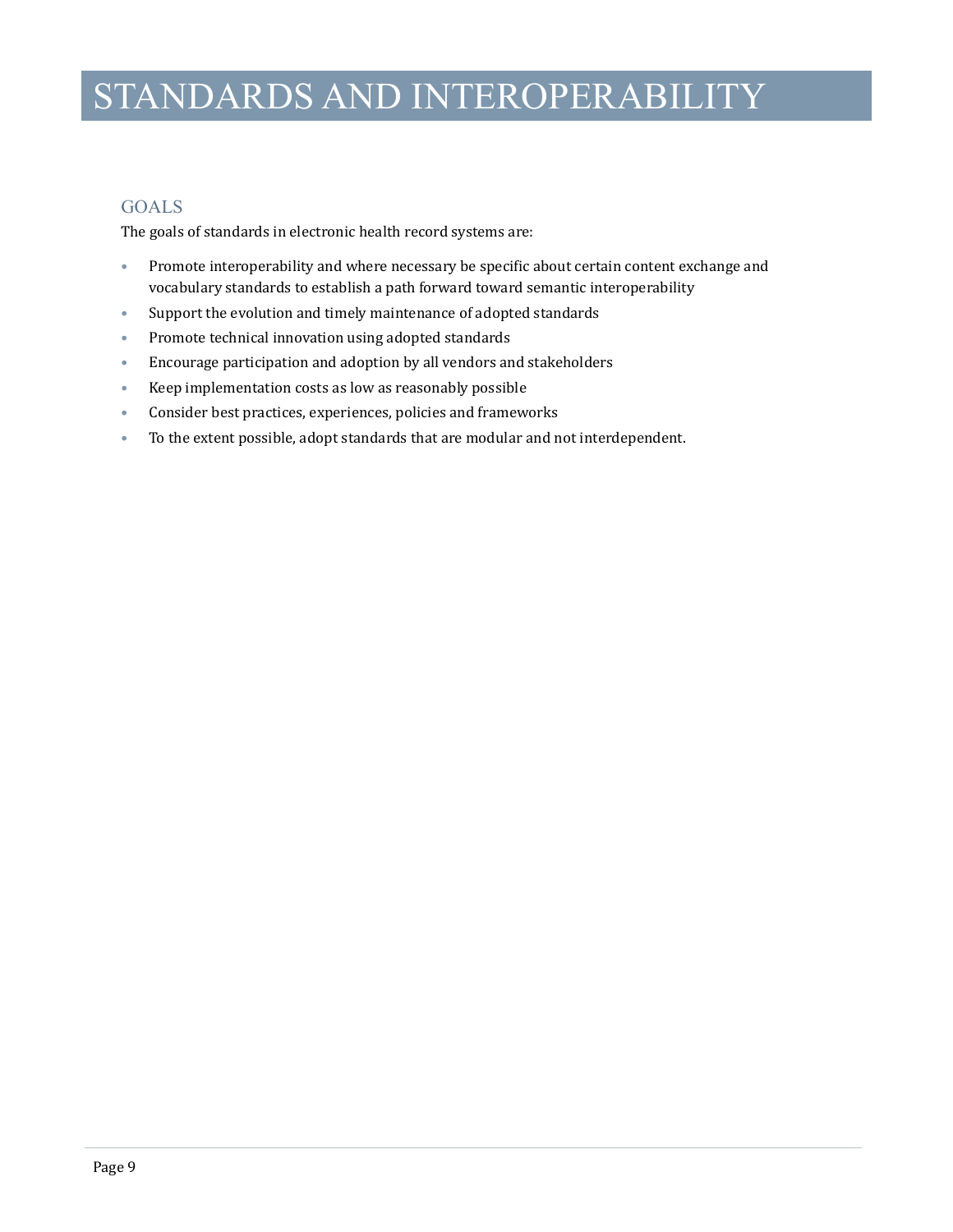# STANDARDS AND INTEROPERABILITY

## GOALS

The goals of standards in electronic health record systems are:

- Promote interoperability and where necessary be specific about certain content exchange and vocabulary standards to establish a path forward toward semantic interoperability
- Support the evolution and timely maintenance of adopted standards
- Promote technical innovation using adopted standards
- Encourage participation and adoption by all vendors and stakeholders
- Keep implementation costs as low as reasonably possible
- Consider best practices, experiences, policies and frameworks
- To the extent possible, adopt standards that are modular and not interdependent.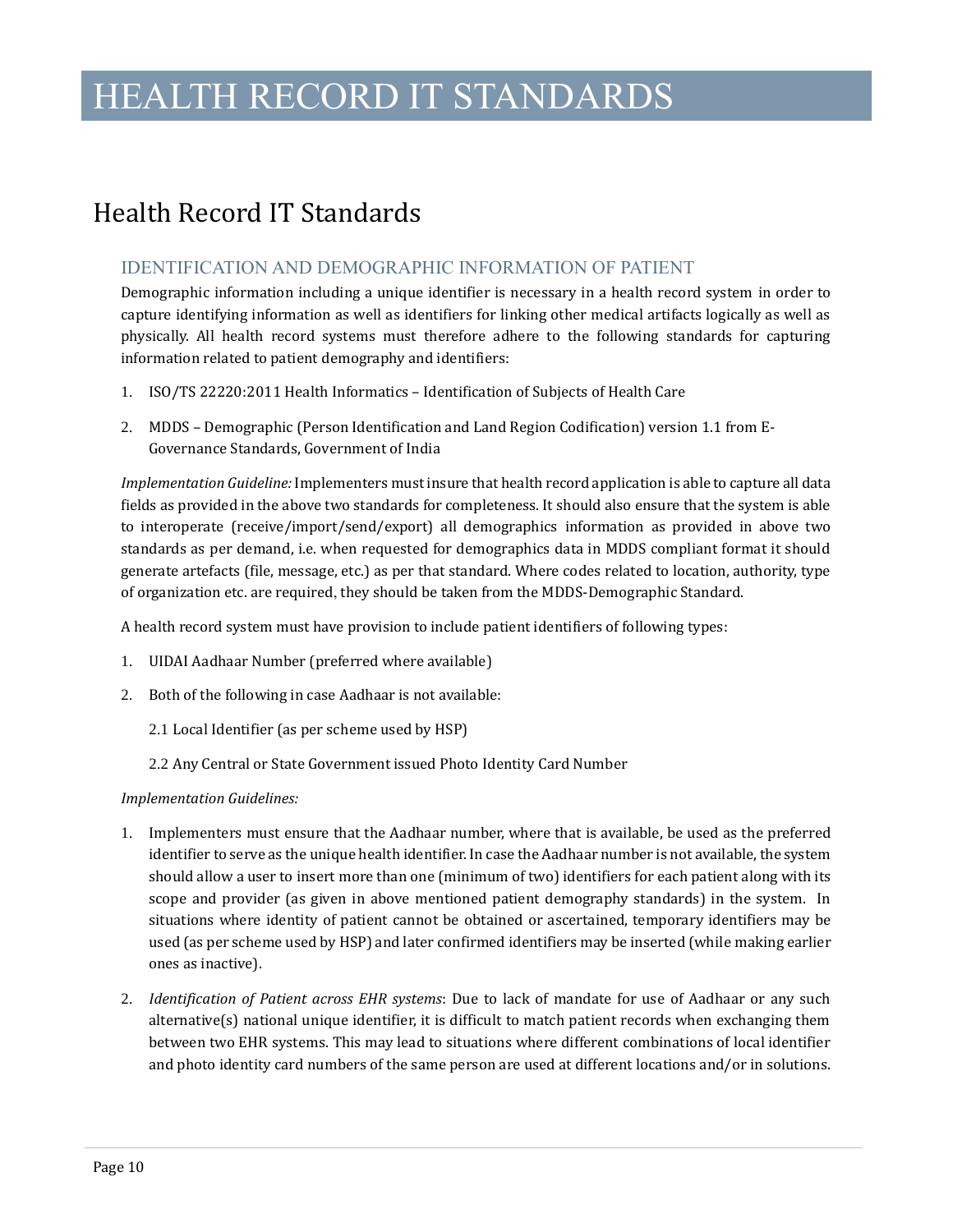# HEALTH RECORD IT STANDARDS

## Health Record IT Standards

### IDENTIFICATION AND DEMOGRAPHIC INFORMATION OF PATIENT

Demographic information including a unique identifier is necessary in a health record system in order to capture identifying information as well as identifiers for linking other medical artifacts logically as well as physically. All health record systems must therefore adhere to the following standards for capturing information related to patient demography and identifiers:

1. ISO/TS 22220:2011 Health Informatics – Identification of Subjects of Health Care
2. MDDS – Demographic (Person Identification and Land Region Codification) version 1.1 from E-Governance Standards, Government of India

*Implementation Guideline:* Implementers must insure that health record application is able to capture all data fields as provided in the above two standards for completeness. It should also ensure that the system is able to interoperate (receive/import/send/export) all demographics information as provided in above two standards as per demand, i.e. when requested for demographics data in MDDS compliant format it should generate artefacts (file, message, etc.) as per that standard. Where codes related to location, authority, type of organization etc. are required, they should be taken from the MDDS-Demographic Standard.

A health record system must have provision to include patient identifiers of following types:

1. UIDAI Aadhaar Number (preferred where available)
2. Both of the following in case Aadhaar is not available:

   2.1 Local Identifier (as per scheme used by HSP)

   2.2 Any Central or State Government issued Photo Identity Card Number

*Implementation Guidelines:*

1. Implementers must ensure that the Aadhaar number, where that is available, be used as the preferred identifier to serve as the unique health identifier. In case the Aadhaar number is not available, the system should allow a user to insert more than one (minimum of two) identifiers for each patient along with its scope and provider (as given in above mentioned patient demography standards) in the system. In situations where identity of patient cannot be obtained or ascertained, temporary identifiers may be used (as per scheme used by HSP) and later confirmed identifiers may be inserted (while making earlier ones as inactive).
2. *Identification of Patient across EHR systems*: Due to lack of mandate for use of Aadhaar or any such alternative(s) national unique identifier, it is difficult to match patient records when exchanging them between two EHR systems. This may lead to situations where different combinations of local identifier and photo identity card numbers of the same person are used at different locations and/or in solutions.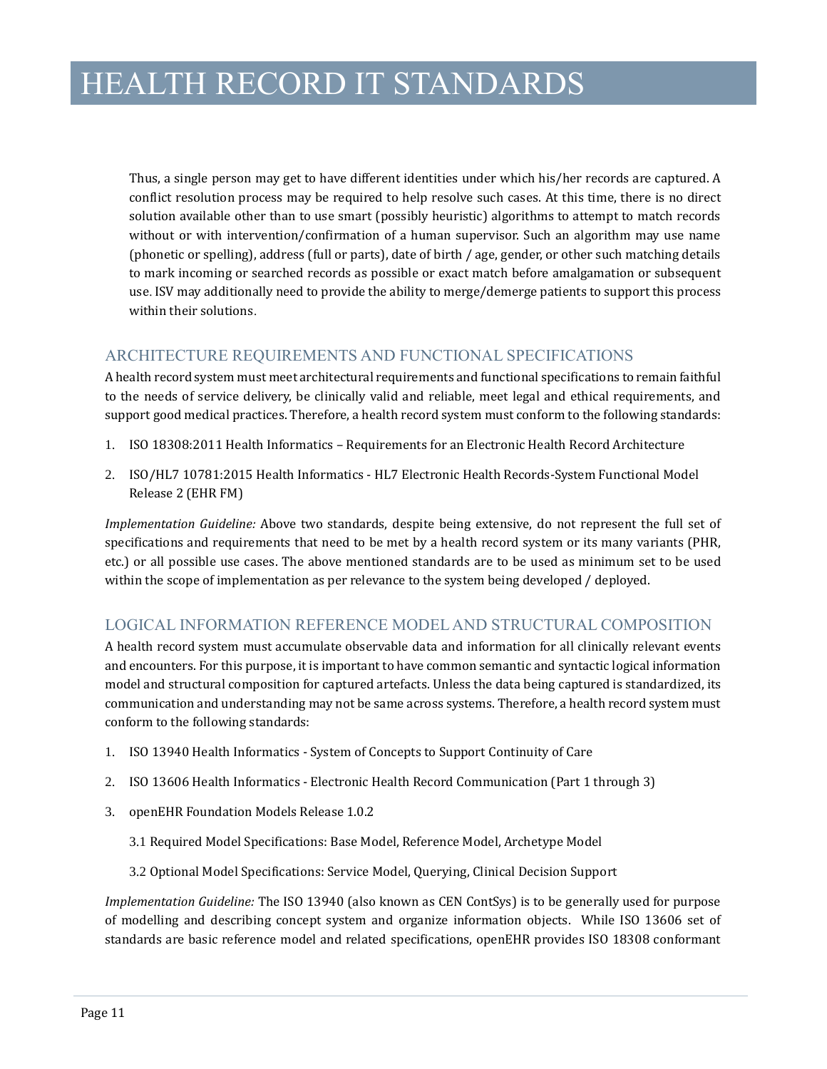Thus, a single person may get to have different identities under which his/her records are captured. A conflict resolution process may be required to help resolve such cases. At this time, there is no direct solution available other than to use smart (possibly heuristic) algorithms to attempt to match records without or with intervention/confirmation of a human supervisor. Such an algorithm may use name (phonetic or spelling), address (full or parts), date of birth / age, gender, or other such matching details to mark incoming or searched records as possible or exact match before amalgamation or subsequent use. ISV may additionally need to provide the ability to merge/demerge patients to support this process within their solutions.

## ARCHITECTURE REQUIREMENTS AND FUNCTIONAL SPECIFICATIONS

A health record system must meet architectural requirements and functional specifications to remain faithful to the needs of service delivery, be clinically valid and reliable, meet legal and ethical requirements, and support good medical practices. Therefore, a health record system must conform to the following standards:

1. ISO 18308:2011 Health Informatics – Requirements for an Electronic Health Record Architecture
2. ISO/HL7 10781:2015 Health Informatics - HL7 Electronic Health Records-System Functional Model Release 2 (EHR FM)

*Implementation Guideline:* Above two standards, despite being extensive, do not represent the full set of specifications and requirements that need to be met by a health record system or its many variants (PHR, etc.) or all possible use cases. The above mentioned standards are to be used as minimum set to be used within the scope of implementation as per relevance to the system being developed / deployed.

## LOGICAL INFORMATION REFERENCE MODEL AND STRUCTURAL COMPOSITION

A health record system must accumulate observable data and information for all clinically relevant events and encounters. For this purpose, it is important to have common semantic and syntactic logical information model and structural composition for captured artefacts. Unless the data being captured is standardized, its communication and understanding may not be same across systems. Therefore, a health record system must conform to the following standards:

1. ISO 13940 Health Informatics - System of Concepts to Support Continuity of Care
2. ISO 13606 Health Informatics - Electronic Health Record Communication (Part 1 through 3)
3. openEHR Foundation Models Release 1.0.2

   3.1 Required Model Specifications: Base Model, Reference Model, Archetype Model

   3.2 Optional Model Specifications: Service Model, Querying, Clinical Decision Support

*Implementation Guideline:* The ISO 13940 (also known as CEN ContSys) is to be generally used for purpose of modelling and describing concept system and organize information objects. While ISO 13606 set of standards are basic reference model and related specifications, openEHR provides ISO 18308 conformant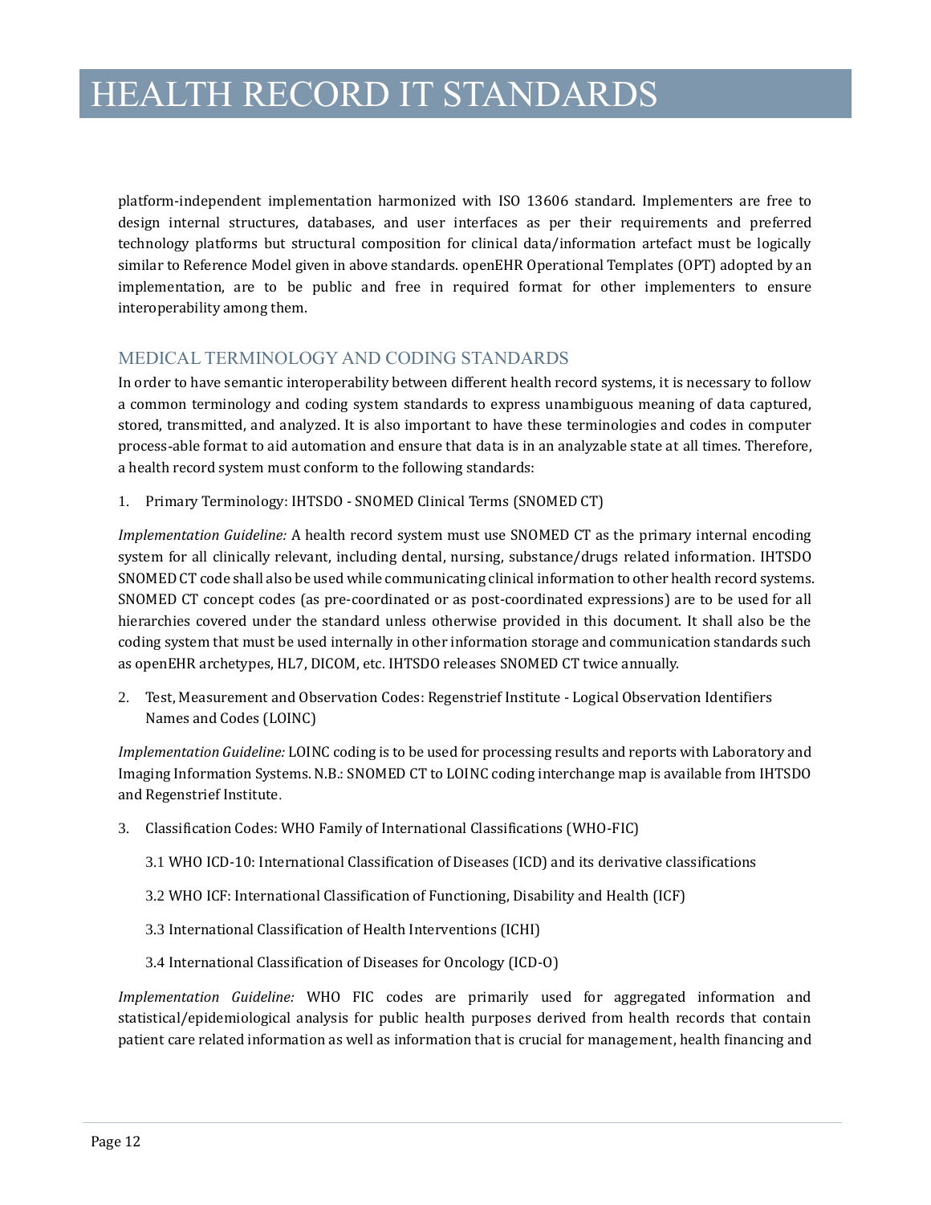platform-independent implementation harmonized with ISO 13606 standard. Implementers are free to design internal structures, databases, and user interfaces as per their requirements and preferred technology platforms but structural composition for clinical data/information artefact must be logically similar to Reference Model given in above standards. openEHR Operational Templates (OPT) adopted by an implementation, are to be public and free in required format for other implementers to ensure interoperability among them.

## MEDICAL TERMINOLOGY AND CODING STANDARDS

In order to have semantic interoperability between different health record systems, it is necessary to follow a common terminology and coding system standards to express unambiguous meaning of data captured, stored, transmitted, and analyzed. It is also important to have these terminologies and codes in computer process-able format to aid automation and ensure that data is in an analyzable state at all times. Therefore, a health record system must conform to the following standards:

1. Primary Terminology: IHTSDO - SNOMED Clinical Terms (SNOMED CT)

*Implementation Guideline:* A health record system must use SNOMED CT as the primary internal encoding system for all clinically relevant, including dental, nursing, substance/drugs related information. IHTSDO SNOMED CT code shall also be used while communicating clinical information to other health record systems. SNOMED CT concept codes (as pre-coordinated or as post-coordinated expressions) are to be used for all hierarchies covered under the standard unless otherwise provided in this document. It shall also be the coding system that must be used internally in other information storage and communication standards such as openEHR archetypes, HL7, DICOM, etc. IHTSDO releases SNOMED CT twice annually.

2. Test, Measurement and Observation Codes: Regenstrief Institute - Logical Observation Identifiers Names and Codes (LOINC)

*Implementation Guideline:* LOINC coding is to be used for processing results and reports with Laboratory and Imaging Information Systems. N.B.: SNOMED CT to LOINC coding interchange map is available from IHTSDO and Regenstrief Institute.

3. Classification Codes: WHO Family of International Classifications (WHO-FIC)

   3.1 WHO ICD-10: International Classification of Diseases (ICD) and its derivative classifications

   3.2 WHO ICF: International Classification of Functioning, Disability and Health (ICF)

   3.3 International Classification of Health Interventions (ICHI)

   3.4 International Classification of Diseases for Oncology (ICD-O)

*Implementation Guideline:* WHO FIC codes are primarily used for aggregated information and statistical/epidemiological analysis for public health purposes derived from health records that contain patient care related information as well as information that is crucial for management, health financing and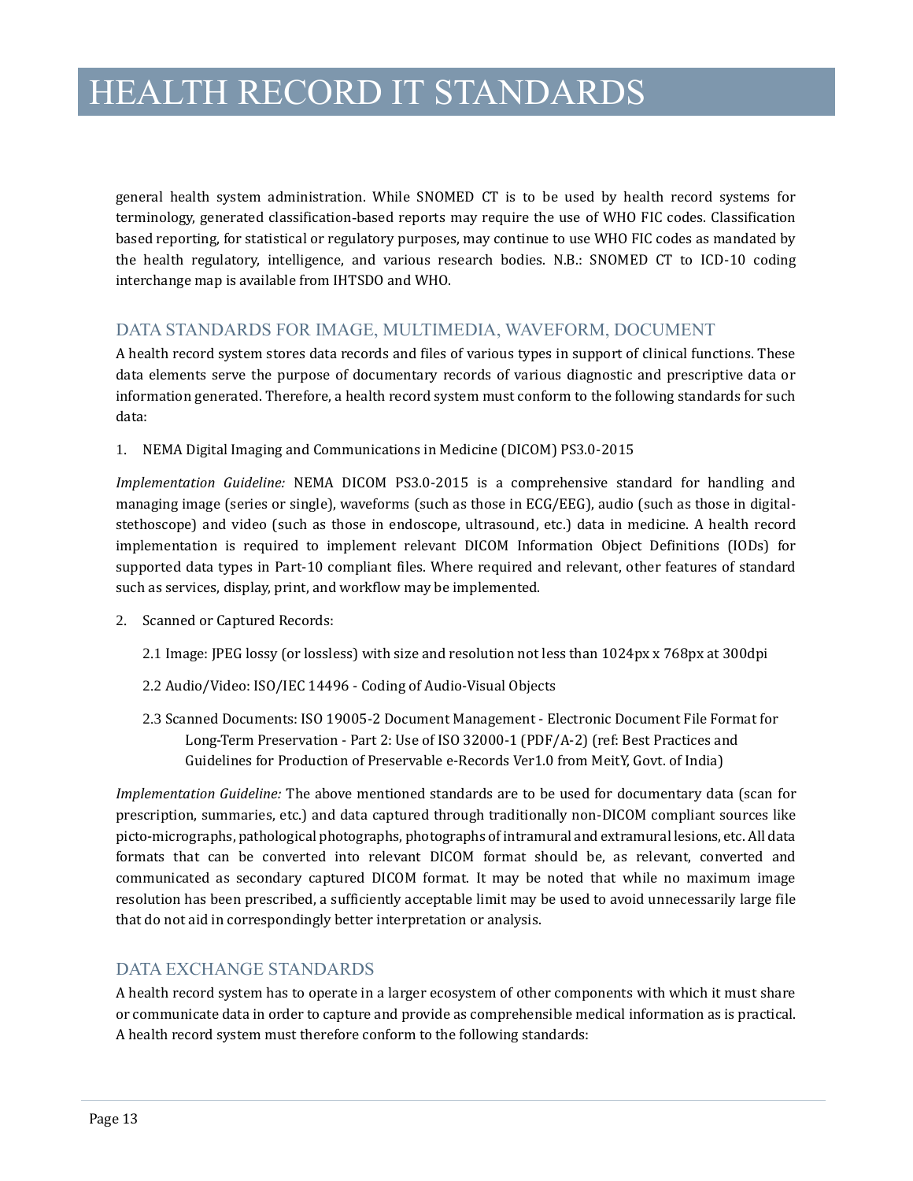general health system administration. While SNOMED CT is to be used by health record systems for terminology, generated classification-based reports may require the use of WHO FIC codes. Classification based reporting, for statistical or regulatory purposes, may continue to use WHO FIC codes as mandated by the health regulatory, intelligence, and various research bodies. N.B.: SNOMED CT to ICD-10 coding interchange map is available from IHTSDO and WHO.

## DATA STANDARDS FOR IMAGE, MULTIMEDIA, WAVEFORM, DOCUMENT

A health record system stores data records and files of various types in support of clinical functions. These data elements serve the purpose of documentary records of various diagnostic and prescriptive data or information generated. Therefore, a health record system must conform to the following standards for such data:

1. NEMA Digital Imaging and Communications in Medicine (DICOM) PS3.0-2015

*Implementation Guideline:* NEMA DICOM PS3.0-2015 is a comprehensive standard for handling and managing image (series or single), waveforms (such as those in ECG/EEG), audio (such as those in digital-stethoscope) and video (such as those in endoscope, ultrasound, etc.) data in medicine. A health record implementation is required to implement relevant DICOM Information Object Definitions (IODs) for supported data types in Part-10 compliant files. Where required and relevant, other features of standard such as services, display, print, and workflow may be implemented.

2. Scanned or Captured Records:

    2.1 Image: JPEG lossy (or lossless) with size and resolution not less than 1024px x 768px at 300dpi

    2.2 Audio/Video: ISO/IEC 14496 - Coding of Audio-Visual Objects

    2.3 Scanned Documents: ISO 19005-2 Document Management - Electronic Document File Format for Long-Term Preservation - Part 2: Use of ISO 32000-1 (PDF/A-2) (ref: Best Practices and Guidelines for Production of Preservable e-Records Ver1.0 from MeitY, Govt. of India)

*Implementation Guideline:* The above mentioned standards are to be used for documentary data (scan for prescription, summaries, etc.) and data captured through traditionally non-DICOM compliant sources like picto-micrographs, pathological photographs, photographs of intramural and extramural lesions, etc. All data formats that can be converted into relevant DICOM format should be, as relevant, converted and communicated as secondary captured DICOM format. It may be noted that while no maximum image resolution has been prescribed, a sufficiently acceptable limit may be used to avoid unnecessarily large file that do not aid in correspondingly better interpretation or analysis.

## DATA EXCHANGE STANDARDS

A health record system has to operate in a larger ecosystem of other components with which it must share or communicate data in order to capture and provide as comprehensible medical information as is practical. A health record system must therefore conform to the following standards: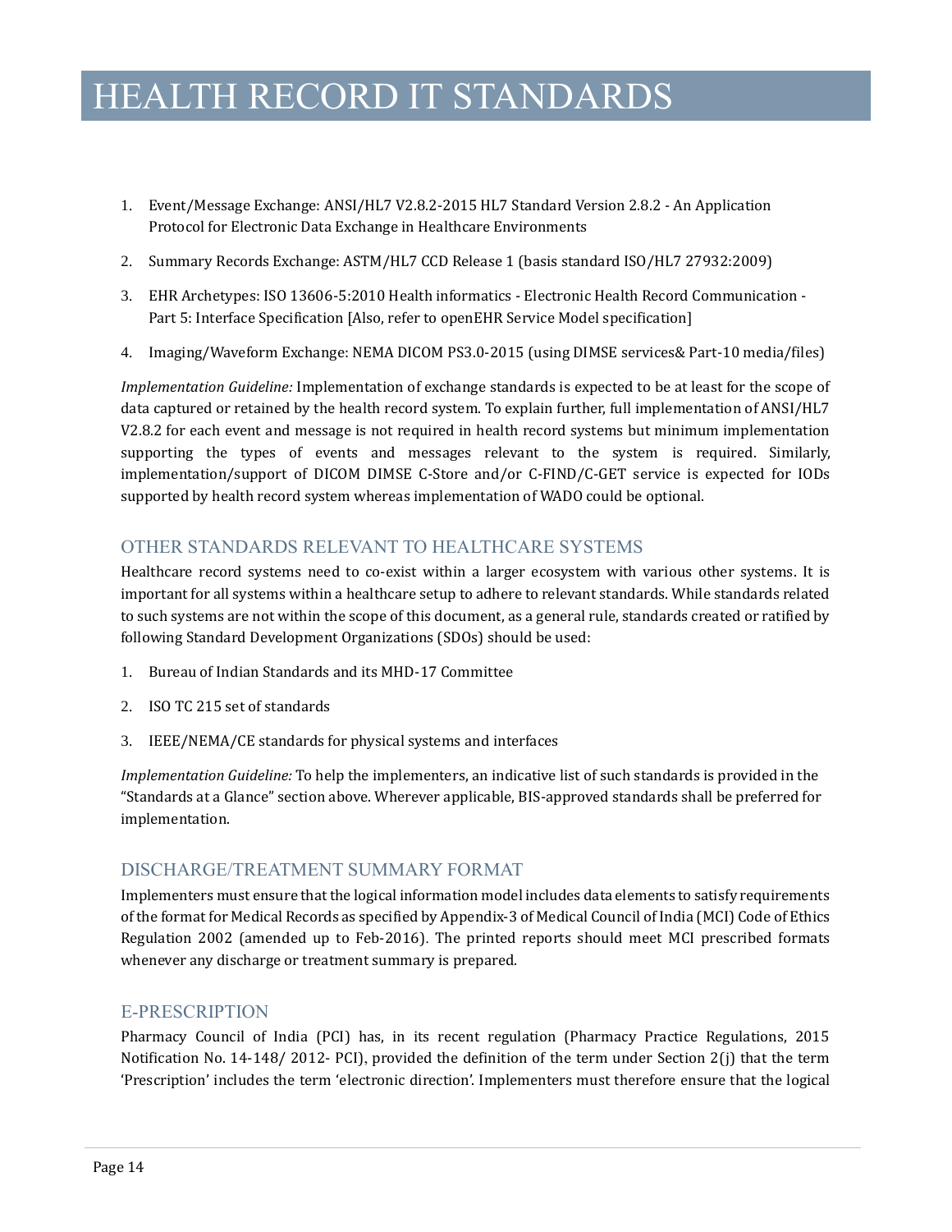# HEALTH RECORD IT STANDARDS

1. Event/Message Exchange: ANSI/HL7 V2.8.2-2015 HL7 Standard Version 2.8.2 - An Application Protocol for Electronic Data Exchange in Healthcare Environments
2. Summary Records Exchange: ASTM/HL7 CCD Release 1 (basis standard ISO/HL7 27932:2009)
3. EHR Archetypes: ISO 13606-5:2010 Health informatics - Electronic Health Record Communication - Part 5: Interface Specification [Also, refer to openEHR Service Model specification]
4. Imaging/Waveform Exchange: NEMA DICOM PS3.0-2015 (using DIMSE services& Part-10 media/files)

*Implementation Guideline:* Implementation of exchange standards is expected to be at least for the scope of data captured or retained by the health record system. To explain further, full implementation of ANSI/HL7 V2.8.2 for each event and message is not required in health record systems but minimum implementation supporting the types of events and messages relevant to the system is required. Similarly, implementation/support of DICOM DIMSE C-Store and/or C-FIND/C-GET service is expected for IODs supported by health record system whereas implementation of WADO could be optional.

## OTHER STANDARDS RELEVANT TO HEALTHCARE SYSTEMS

Healthcare record systems need to co-exist within a larger ecosystem with various other systems. It is important for all systems within a healthcare setup to adhere to relevant standards. While standards related to such systems are not within the scope of this document, as a general rule, standards created or ratified by following Standard Development Organizations (SDOs) should be used:

1. Bureau of Indian Standards and its MHD-17 Committee
2. ISO TC 215 set of standards
3. IEEE/NEMA/CE standards for physical systems and interfaces

*Implementation Guideline:* To help the implementers, an indicative list of such standards is provided in the "Standards at a Glance" section above. Wherever applicable, BIS-approved standards shall be preferred for implementation.

## DISCHARGE/TREATMENT SUMMARY FORMAT

Implementers must ensure that the logical information model includes data elements to satisfy requirements of the format for Medical Records as specified by Appendix-3 of Medical Council of India (MCI) Code of Ethics Regulation 2002 (amended up to Feb-2016). The printed reports should meet MCI prescribed formats whenever any discharge or treatment summary is prepared.

## E-PRESCRIPTION

Pharmacy Council of India (PCI) has, in its recent regulation (Pharmacy Practice Regulations, 2015 Notification No. 14-148/ 2012- PCI), provided the definition of the term under Section 2(j) that the term 'Prescription' includes the term 'electronic direction'. Implementers must therefore ensure that the logical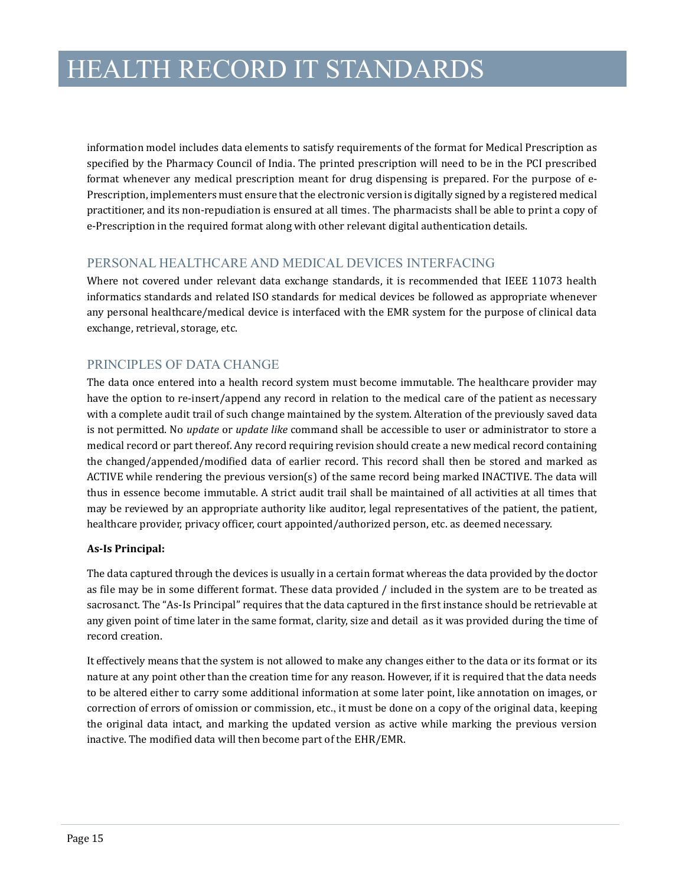information model includes data elements to satisfy requirements of the format for Medical Prescription as specified by the Pharmacy Council of India. The printed prescription will need to be in the PCI prescribed format whenever any medical prescription meant for drug dispensing is prepared. For the purpose of e-Prescription, implementers must ensure that the electronic version is digitally signed by a registered medical practitioner, and its non-repudiation is ensured at all times. The pharmacists shall be able to print a copy of e-Prescription in the required format along with other relevant digital authentication details.

## PERSONAL HEALTHCARE AND MEDICAL DEVICES INTERFACING

Where not covered under relevant data exchange standards, it is recommended that IEEE 11073 health informatics standards and related ISO standards for medical devices be followed as appropriate whenever any personal healthcare/medical device is interfaced with the EMR system for the purpose of clinical data exchange, retrieval, storage, etc.

## PRINCIPLES OF DATA CHANGE

The data once entered into a health record system must become immutable. The healthcare provider may have the option to re-insert/append any record in relation to the medical care of the patient as necessary with a complete audit trail of such change maintained by the system. Alteration of the previously saved data is not permitted. No *update* or *update like* command shall be accessible to user or administrator to store a medical record or part thereof. Any record requiring revision should create a new medical record containing the changed/appended/modified data of earlier record. This record shall then be stored and marked as ACTIVE while rendering the previous version(s) of the same record being marked INACTIVE. The data will thus in essence become immutable. A strict audit trail shall be maintained of all activities at all times that may be reviewed by an appropriate authority like auditor, legal representatives of the patient, the patient, healthcare provider, privacy officer, court appointed/authorized person, etc. as deemed necessary.

**As-Is Principal:**

The data captured through the devices is usually in a certain format whereas the data provided by the doctor as file may be in some different format. These data provided / included in the system are to be treated as sacrosanct. The "As-Is Principal" requires that the data captured in the first instance should be retrievable at any given point of time later in the same format, clarity, size and detail as it was provided during the time of record creation.

It effectively means that the system is not allowed to make any changes either to the data or its format or its nature at any point other than the creation time for any reason. However, if it is required that the data needs to be altered either to carry some additional information at some later point, like annotation on images, or correction of errors of omission or commission, etc., it must be done on a copy of the original data, keeping the original data intact, and marking the updated version as active while marking the previous version inactive. The modified data will then become part of the EHR/EMR.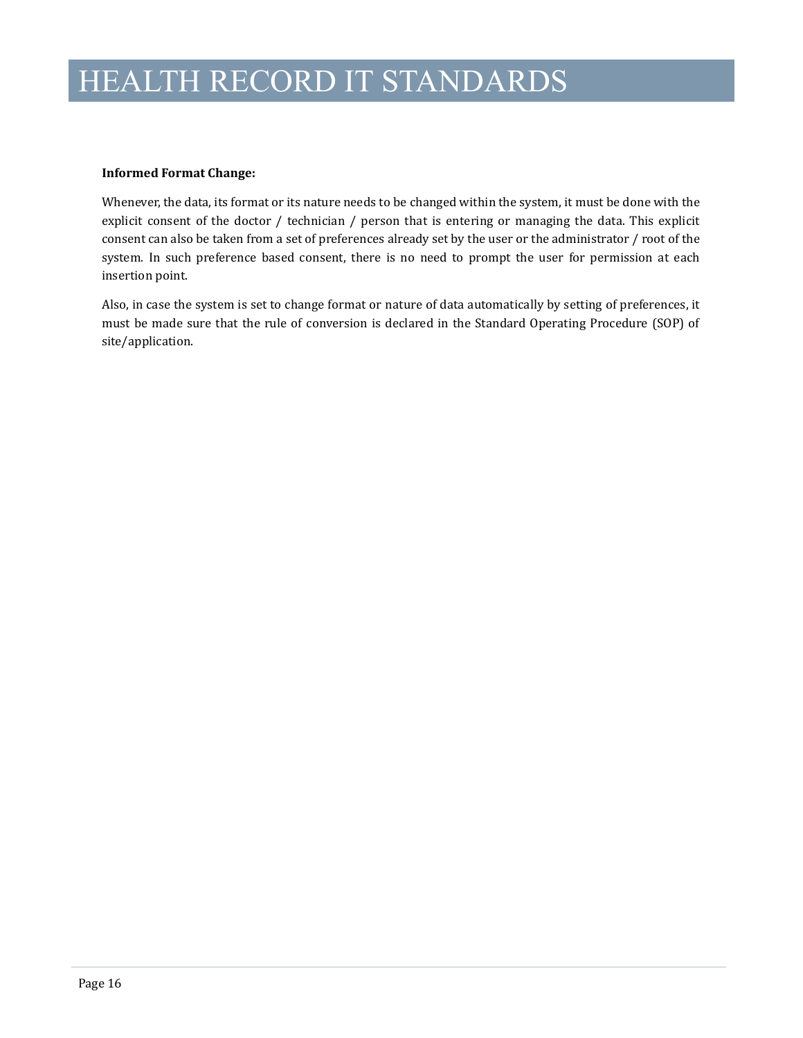**Informed Format Change:**

Whenever, the data, its format or its nature needs to be changed within the system, it must be done with the explicit consent of the doctor / technician / person that is entering or managing the data. This explicit consent can also be taken from a set of preferences already set by the user or the administrator / root of the system. In such preference based consent, there is no need to prompt the user for permission at each insertion point.

Also, in case the system is set to change format or nature of data automatically by setting of preferences, it must be made sure that the rule of conversion is declared in the Standard Operating Procedure (SOP) of site/application.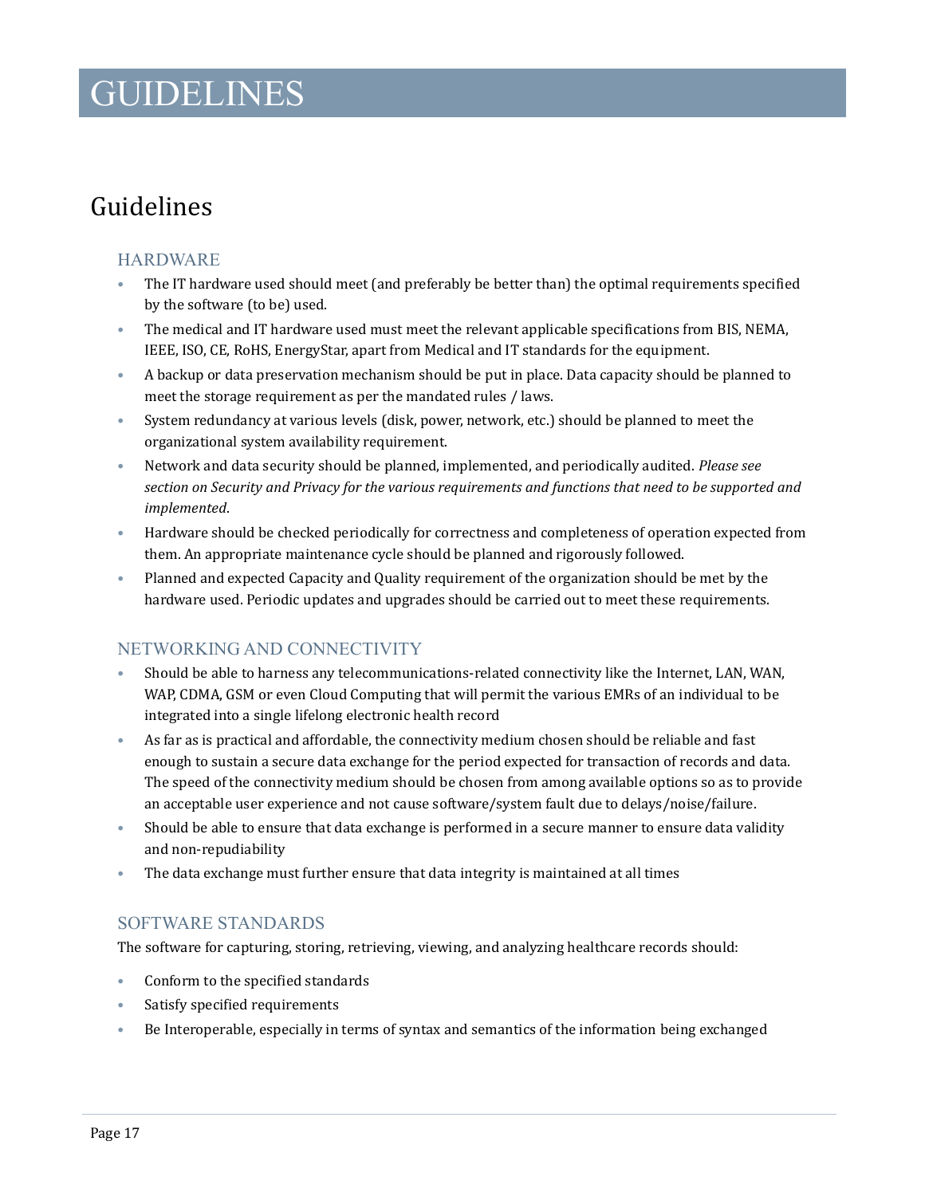# GUIDELINES

## Guidelines

### HARDWARE

- The IT hardware used should meet (and preferably be better than) the optimal requirements specified by the software (to be) used.
- The medical and IT hardware used must meet the relevant applicable specifications from BIS, NEMA, IEEE, ISO, CE, RoHS, EnergyStar, apart from Medical and IT standards for the equipment.
- A backup or data preservation mechanism should be put in place. Data capacity should be planned to meet the storage requirement as per the mandated rules / laws.
- System redundancy at various levels (disk, power, network, etc.) should be planned to meet the organizational system availability requirement.
- Network and data security should be planned, implemented, and periodically audited. *Please see section on Security and Privacy for the various requirements and functions that need to be supported and implemented*.
- Hardware should be checked periodically for correctness and completeness of operation expected from them. An appropriate maintenance cycle should be planned and rigorously followed.
- Planned and expected Capacity and Quality requirement of the organization should be met by the hardware used. Periodic updates and upgrades should be carried out to meet these requirements.

### NETWORKING AND CONNECTIVITY

- Should be able to harness any telecommunications-related connectivity like the Internet, LAN, WAN, WAP, CDMA, GSM or even Cloud Computing that will permit the various EMRs of an individual to be integrated into a single lifelong electronic health record
- As far as is practical and affordable, the connectivity medium chosen should be reliable and fast enough to sustain a secure data exchange for the period expected for transaction of records and data. The speed of the connectivity medium should be chosen from among available options so as to provide an acceptable user experience and not cause software/system fault due to delays/noise/failure.
- Should be able to ensure that data exchange is performed in a secure manner to ensure data validity and non-repudiability
- The data exchange must further ensure that data integrity is maintained at all times

### SOFTWARE STANDARDS

The software for capturing, storing, retrieving, viewing, and analyzing healthcare records should:

- Conform to the specified standards
- Satisfy specified requirements
- Be Interoperable, especially in terms of syntax and semantics of the information being exchanged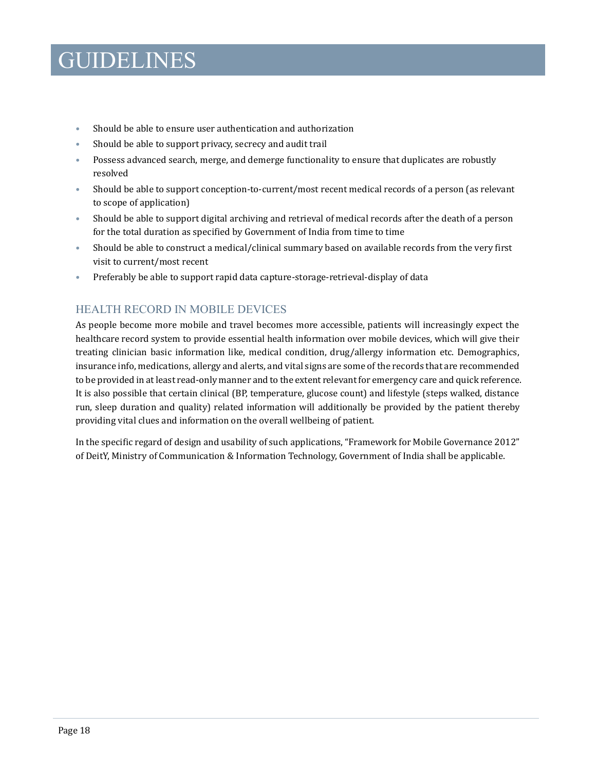# GUIDELINES

- Should be able to ensure user authentication and authorization
- Should be able to support privacy, secrecy and audit trail
- Possess advanced search, merge, and demerge functionality to ensure that duplicates are robustly resolved
- Should be able to support conception-to-current/most recent medical records of a person (as relevant to scope of application)
- Should be able to support digital archiving and retrieval of medical records after the death of a person for the total duration as specified by Government of India from time to time
- Should be able to construct a medical/clinical summary based on available records from the very first visit to current/most recent
- Preferably be able to support rapid data capture-storage-retrieval-display of data

## HEALTH RECORD IN MOBILE DEVICES

As people become more mobile and travel becomes more accessible, patients will increasingly expect the healthcare record system to provide essential health information over mobile devices, which will give their treating clinician basic information like, medical condition, drug/allergy information etc. Demographics, insurance info, medications, allergy and alerts, and vital signs are some of the records that are recommended to be provided in at least read-only manner and to the extent relevant for emergency care and quick reference. It is also possible that certain clinical (BP, temperature, glucose count) and lifestyle (steps walked, distance run, sleep duration and quality) related information will additionally be provided by the patient thereby providing vital clues and information on the overall wellbeing of patient.

In the specific regard of design and usability of such applications, "Framework for Mobile Governance 2012" of DeitY, Ministry of Communication & Information Technology, Government of India shall be applicable.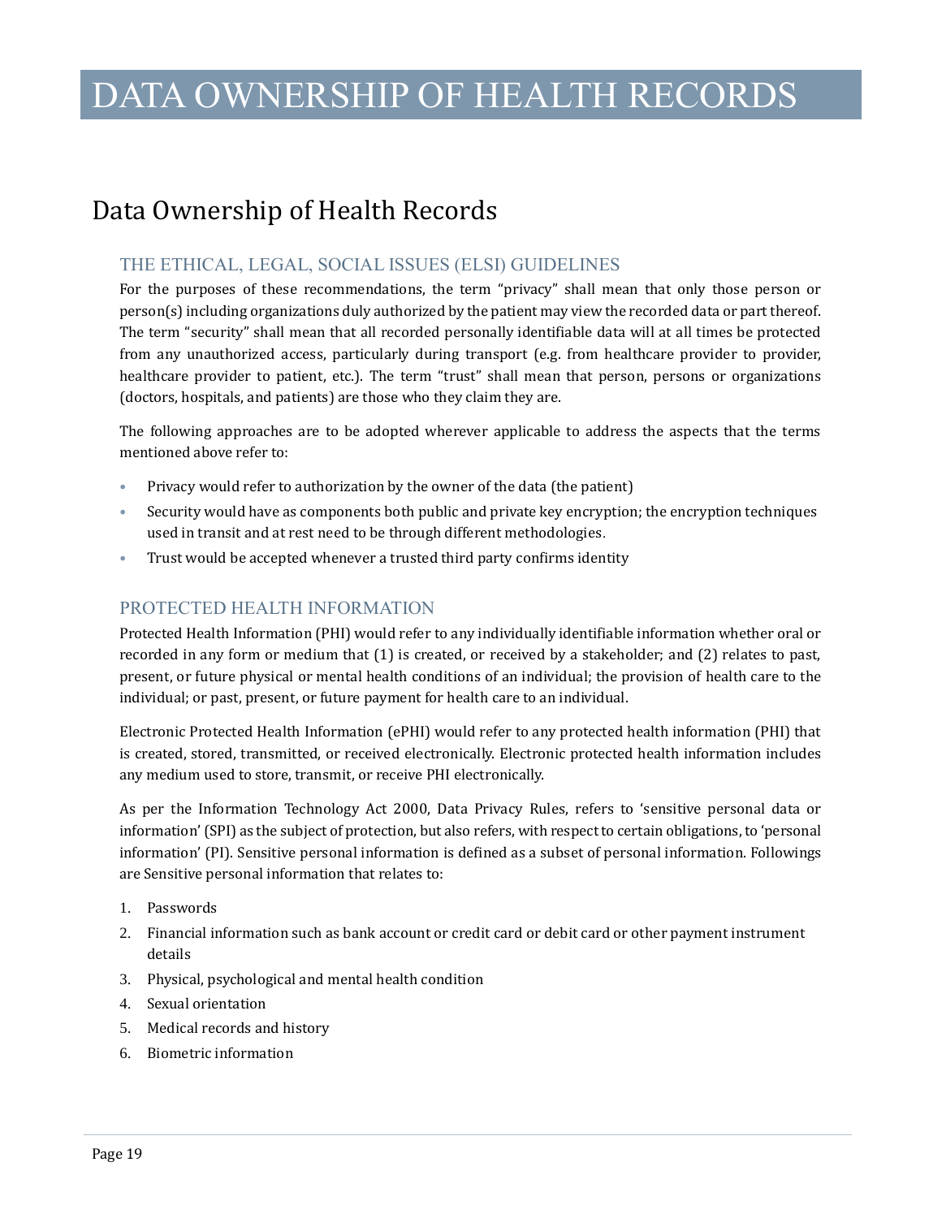# DATA OWNERSHIP OF HEALTH RECORDS

## Data Ownership of Health Records

### THE ETHICAL, LEGAL, SOCIAL ISSUES (ELSI) GUIDELINES

For the purposes of these recommendations, the term “privacy” shall mean that only those person or person(s) including organizations duly authorized by the patient may view the recorded data or part thereof. The term “security” shall mean that all recorded personally identifiable data will at all times be protected from any unauthorized access, particularly during transport (e.g. from healthcare provider to provider, healthcare provider to patient, etc.). The term “trust” shall mean that person, persons or organizations (doctors, hospitals, and patients) are those who they claim they are.

The following approaches are to be adopted wherever applicable to address the aspects that the terms mentioned above refer to:

- Privacy would refer to authorization by the owner of the data (the patient)
- Security would have as components both public and private key encryption; the encryption techniques used in transit and at rest need to be through different methodologies.
- Trust would be accepted whenever a trusted third party confirms identity

### PROTECTED HEALTH INFORMATION

Protected Health Information (PHI) would refer to any individually identifiable information whether oral or recorded in any form or medium that (1) is created, or received by a stakeholder; and (2) relates to past, present, or future physical or mental health conditions of an individual; the provision of health care to the individual; or past, present, or future payment for health care to an individual.

Electronic Protected Health Information (ePHI) would refer to any protected health information (PHI) that is created, stored, transmitted, or received electronically. Electronic protected health information includes any medium used to store, transmit, or receive PHI electronically.

As per the Information Technology Act 2000, Data Privacy Rules, refers to ‘sensitive personal data or information’ (SPI) as the subject of protection, but also refers, with respect to certain obligations, to ‘personal information’ (PI). Sensitive personal information is defined as a subset of personal information. Followings are Sensitive personal information that relates to:

1. Passwords
2. Financial information such as bank account or credit card or debit card or other payment instrument details
3. Physical, psychological and mental health condition
4. Sexual orientation
5. Medical records and history
6. Biometric information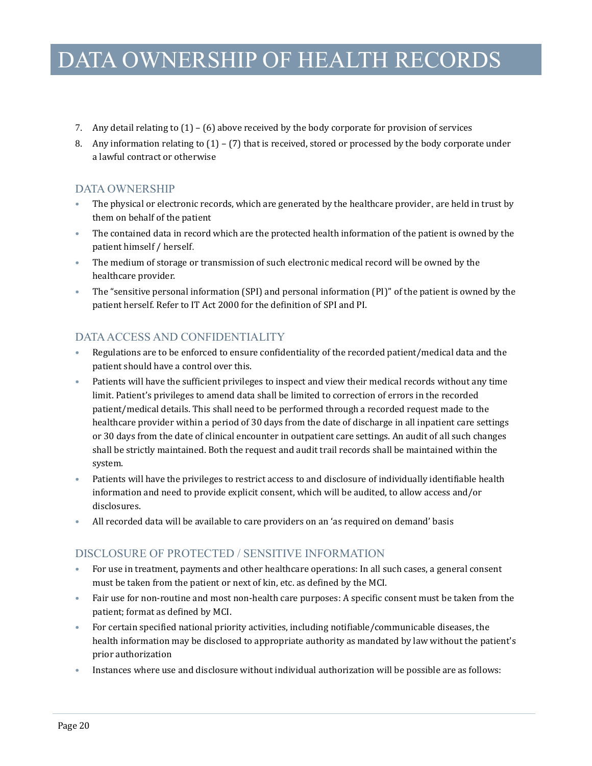# DATA OWNERSHIP OF HEALTH RECORDS

7. Any detail relating to (1) – (6) above received by the body corporate for provision of services
8. Any information relating to (1) – (7) that is received, stored or processed by the body corporate under a lawful contract or otherwise

## DATA OWNERSHIP

- The physical or electronic records, which are generated by the healthcare provider, are held in trust by them on behalf of the patient
- The contained data in record which are the protected health information of the patient is owned by the patient himself / herself.
- The medium of storage or transmission of such electronic medical record will be owned by the healthcare provider.
- The "sensitive personal information (SPI) and personal information (PI)" of the patient is owned by the patient herself. Refer to IT Act 2000 for the definition of SPI and PI.

## DATA ACCESS AND CONFIDENTIALITY

- Regulations are to be enforced to ensure confidentiality of the recorded patient/medical data and the patient should have a control over this.
- Patients will have the sufficient privileges to inspect and view their medical records without any time limit. Patient's privileges to amend data shall be limited to correction of errors in the recorded patient/medical details. This shall need to be performed through a recorded request made to the healthcare provider within a period of 30 days from the date of discharge in all inpatient care settings or 30 days from the date of clinical encounter in outpatient care settings. An audit of all such changes shall be strictly maintained. Both the request and audit trail records shall be maintained within the system.
- Patients will have the privileges to restrict access to and disclosure of individually identifiable health information and need to provide explicit consent, which will be audited, to allow access and/or disclosures.
- All recorded data will be available to care providers on an 'as required on demand' basis

## DISCLOSURE OF PROTECTED / SENSITIVE INFORMATION

- For use in treatment, payments and other healthcare operations: In all such cases, a general consent must be taken from the patient or next of kin, etc. as defined by the MCI.
- Fair use for non-routine and most non-health care purposes: A specific consent must be taken from the patient; format as defined by MCI.
- For certain specified national priority activities, including notifiable/communicable diseases, the health information may be disclosed to appropriate authority as mandated by law without the patient's prior authorization
- Instances where use and disclosure without individual authorization will be possible are as follows: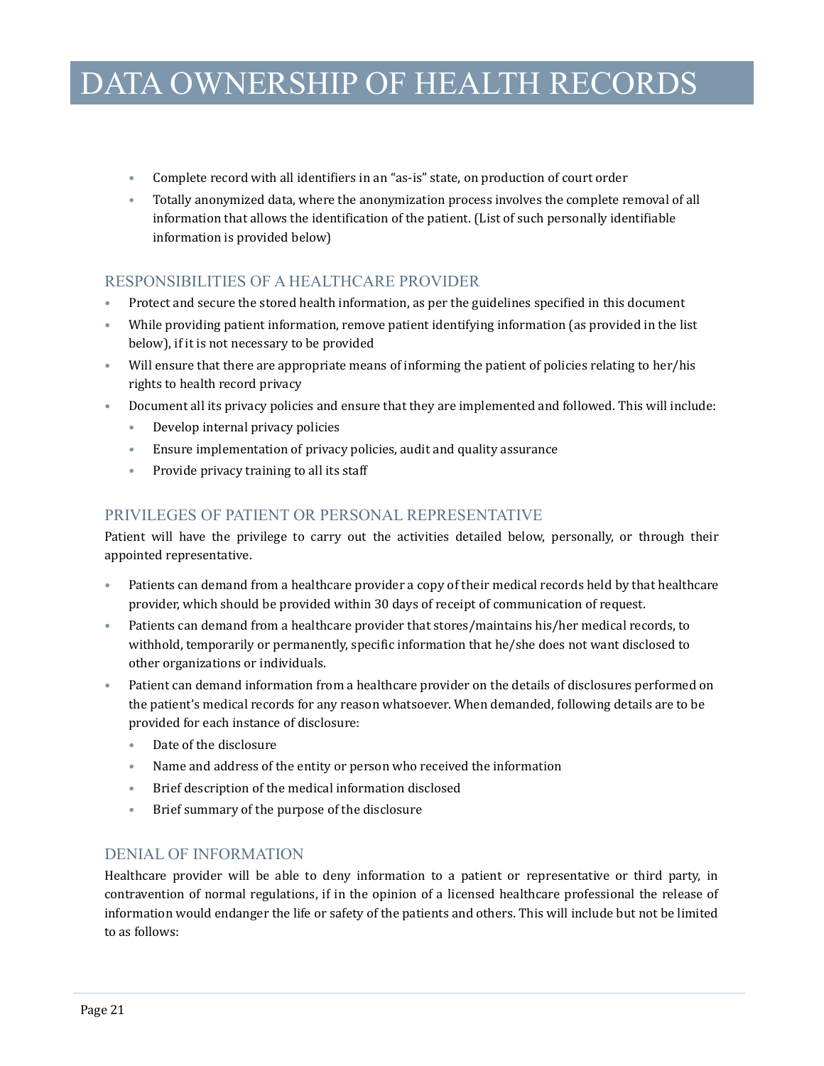# DATA OWNERSHIP OF HEALTH RECORDS

- Complete record with all identifiers in an "as-is" state, on production of court order
- Totally anonymized data, where the anonymization process involves the complete removal of all information that allows the identification of the patient. (List of such personally identifiable information is provided below)

## RESPONSIBILITIES OF A HEALTHCARE PROVIDER

- Protect and secure the stored health information, as per the guidelines specified in this document
- While providing patient information, remove patient identifying information (as provided in the list below), if it is not necessary to be provided
- Will ensure that there are appropriate means of informing the patient of policies relating to her/his rights to health record privacy
- Document all its privacy policies and ensure that they are implemented and followed. This will include:
  - Develop internal privacy policies
  - Ensure implementation of privacy policies, audit and quality assurance
  - Provide privacy training to all its staff

## PRIVILEGES OF PATIENT OR PERSONAL REPRESENTATIVE

Patient will have the privilege to carry out the activities detailed below, personally, or through their appointed representative.

- Patients can demand from a healthcare provider a copy of their medical records held by that healthcare provider, which should be provided within 30 days of receipt of communication of request.
- Patients can demand from a healthcare provider that stores/maintains his/her medical records, to withhold, temporarily or permanently, specific information that he/she does not want disclosed to other organizations or individuals.
- Patient can demand information from a healthcare provider on the details of disclosures performed on the patient's medical records for any reason whatsoever. When demanded, following details are to be provided for each instance of disclosure:
  - Date of the disclosure
  - Name and address of the entity or person who received the information
  - Brief description of the medical information disclosed
  - Brief summary of the purpose of the disclosure

## DENIAL OF INFORMATION

Healthcare provider will be able to deny information to a patient or representative or third party, in contravention of normal regulations, if in the opinion of a licensed healthcare professional the release of information would endanger the life or safety of the patients and others. This will include but not be limited to as follows: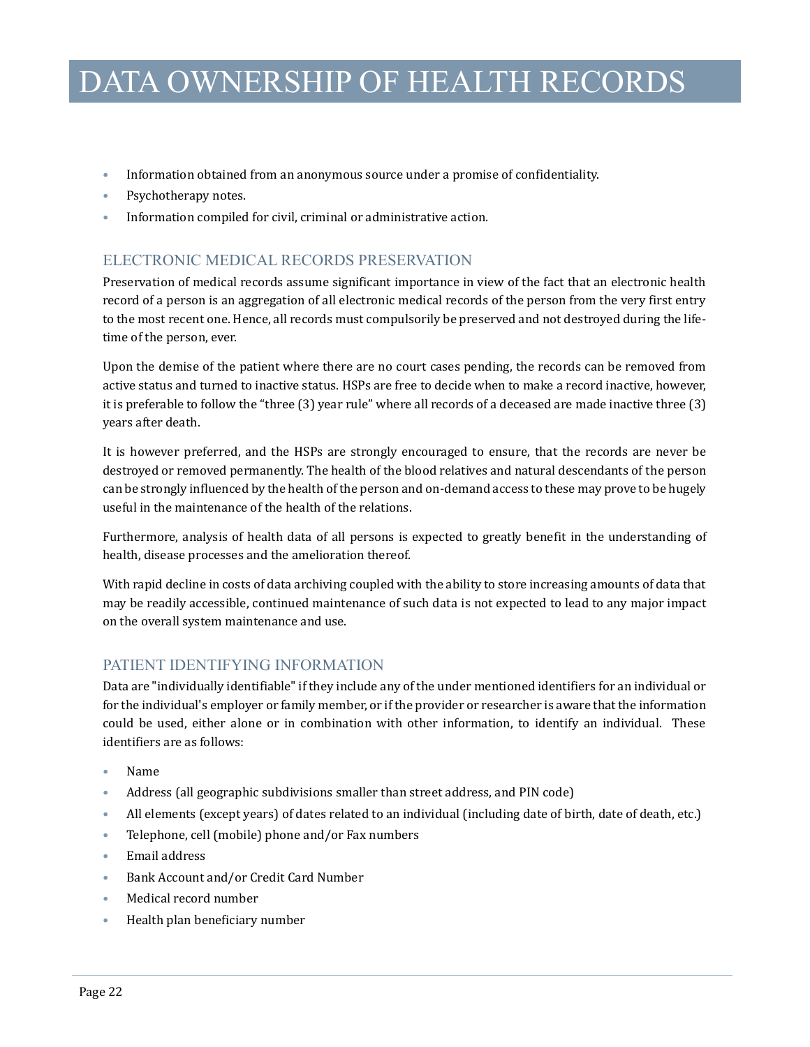- Information obtained from an anonymous source under a promise of confidentiality.
- Psychotherapy notes.
- Information compiled for civil, criminal or administrative action.

## ELECTRONIC MEDICAL RECORDS PRESERVATION

Preservation of medical records assume significant importance in view of the fact that an electronic health record of a person is an aggregation of all electronic medical records of the person from the very first entry to the most recent one. Hence, all records must compulsorily be preserved and not destroyed during the life-time of the person, ever.

Upon the demise of the patient where there are no court cases pending, the records can be removed from active status and turned to inactive status. HSPs are free to decide when to make a record inactive, however, it is preferable to follow the "three (3) year rule" where all records of a deceased are made inactive three (3) years after death.

It is however preferred, and the HSPs are strongly encouraged to ensure, that the records are never be destroyed or removed permanently. The health of the blood relatives and natural descendants of the person can be strongly influenced by the health of the person and on-demand access to these may prove to be hugely useful in the maintenance of the health of the relations.

Furthermore, analysis of health data of all persons is expected to greatly benefit in the understanding of health, disease processes and the amelioration thereof.

With rapid decline in costs of data archiving coupled with the ability to store increasing amounts of data that may be readily accessible, continued maintenance of such data is not expected to lead to any major impact on the overall system maintenance and use.

## PATIENT IDENTIFYING INFORMATION

Data are "individually identifiable" if they include any of the under mentioned identifiers for an individual or for the individual's employer or family member, or if the provider or researcher is aware that the information could be used, either alone or in combination with other information, to identify an individual. These identifiers are as follows:

- Name
- Address (all geographic subdivisions smaller than street address, and PIN code)
- All elements (except years) of dates related to an individual (including date of birth, date of death, etc.)
- Telephone, cell (mobile) phone and/or Fax numbers
- Email address
- Bank Account and/or Credit Card Number
- Medical record number
- Health plan beneficiary number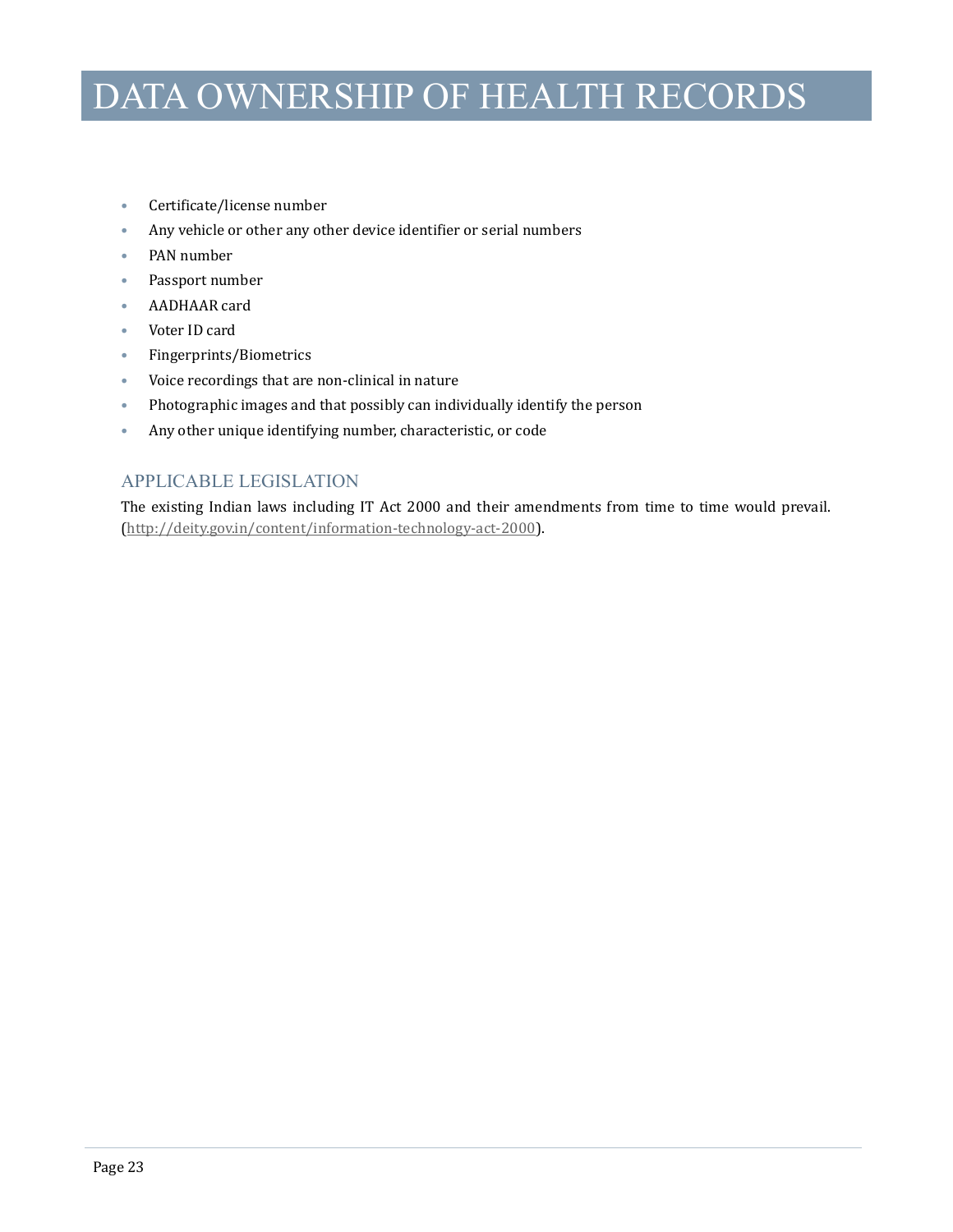- Certificate/license number
- Any vehicle or other any other device identifier or serial numbers
- PAN number
- Passport number
- AADHAAR card
- Voter ID card
- Fingerprints/Biometrics
- Voice recordings that are non-clinical in nature
- Photographic images and that possibly can individually identify the person
- Any other unique identifying number, characteristic, or code

## APPLICABLE LEGISLATION

The existing Indian laws including IT Act 2000 and their amendments from time to time would prevail. (http://deity.gov.in/content/information-technology-act-2000).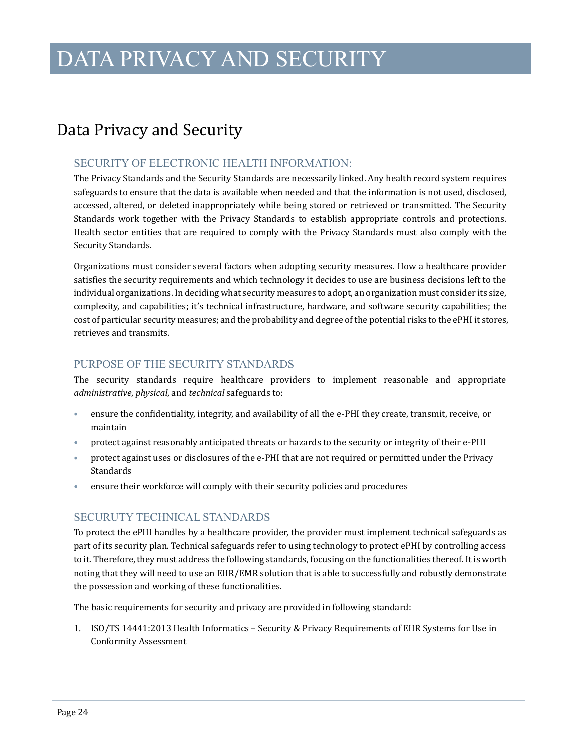# DATA PRIVACY AND SECURITY

## Data Privacy and Security

### SECURITY OF ELECTRONIC HEALTH INFORMATION:

The Privacy Standards and the Security Standards are necessarily linked. Any health record system requires safeguards to ensure that the data is available when needed and that the information is not used, disclosed, accessed, altered, or deleted inappropriately while being stored or retrieved or transmitted. The Security Standards work together with the Privacy Standards to establish appropriate controls and protections. Health sector entities that are required to comply with the Privacy Standards must also comply with the Security Standards.

Organizations must consider several factors when adopting security measures. How a healthcare provider satisfies the security requirements and which technology it decides to use are business decisions left to the individual organizations. In deciding what security measures to adopt, an organization must consider its size, complexity, and capabilities; it's technical infrastructure, hardware, and software security capabilities; the cost of particular security measures; and the probability and degree of the potential risks to the ePHI it stores, retrieves and transmits.

### PURPOSE OF THE SECURITY STANDARDS

The security standards require healthcare providers to implement reasonable and appropriate *administrative*, *physical*, and *technical* safeguards to:

- ensure the confidentiality, integrity, and availability of all the e-PHI they create, transmit, receive, or maintain
- protect against reasonably anticipated threats or hazards to the security or integrity of their e-PHI
- protect against uses or disclosures of the e-PHI that are not required or permitted under the Privacy Standards
- ensure their workforce will comply with their security policies and procedures

### SECURUTY TECHNICAL STANDARDS

To protect the ePHI handles by a healthcare provider, the provider must implement technical safeguards as part of its security plan. Technical safeguards refer to using technology to protect ePHI by controlling access to it. Therefore, they must address the following standards, focusing on the functionalities thereof. It is worth noting that they will need to use an EHR/EMR solution that is able to successfully and robustly demonstrate the possession and working of these functionalities.

The basic requirements for security and privacy are provided in following standard:

1. ISO/TS 14441:2013 Health Informatics – Security & Privacy Requirements of EHR Systems for Use in Conformity Assessment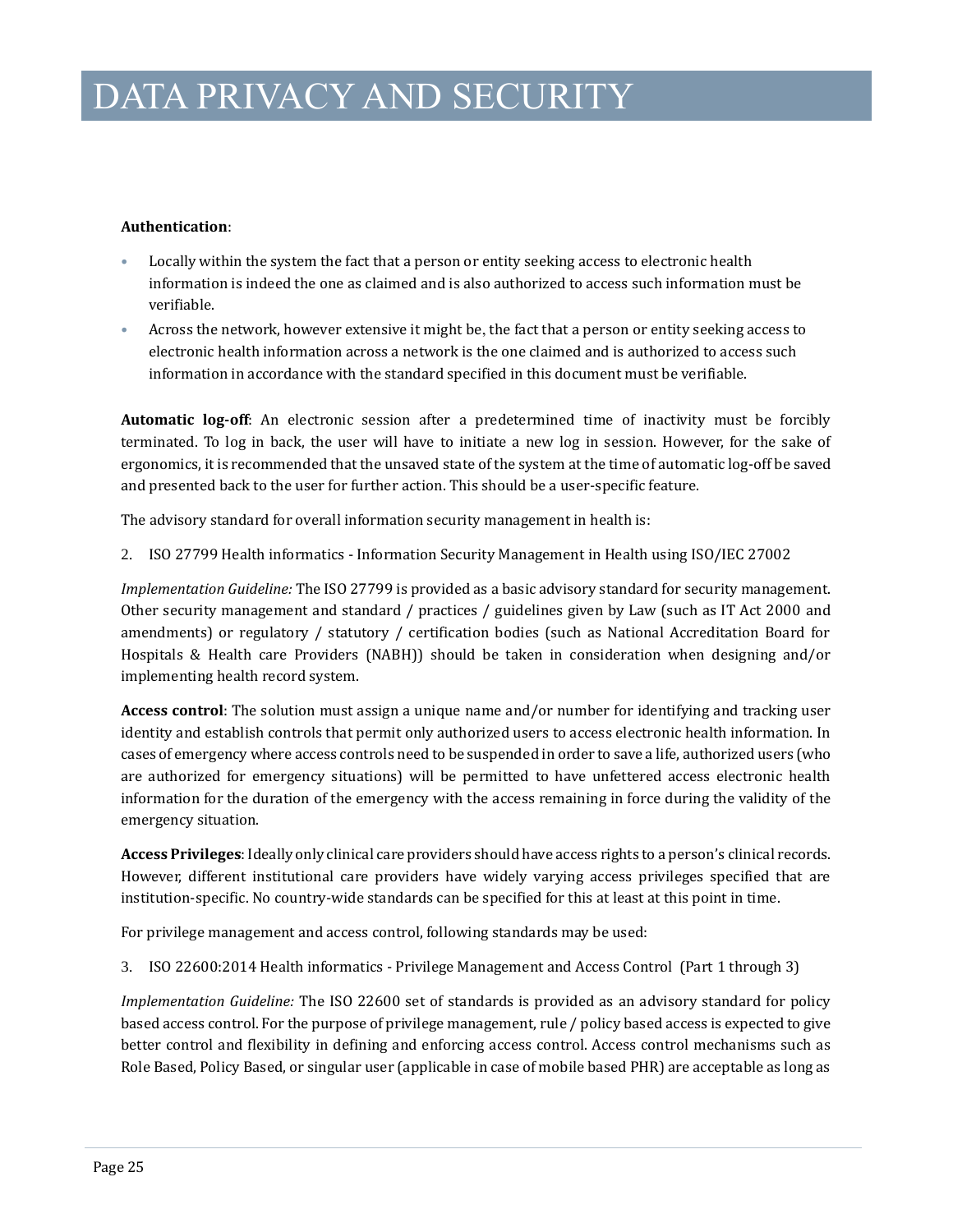# DATA PRIVACY AND SECURITY

**Authentication**:

- Locally within the system the fact that a person or entity seeking access to electronic health information is indeed the one as claimed and is also authorized to access such information must be verifiable.
- Across the network, however extensive it might be, the fact that a person or entity seeking access to electronic health information across a network is the one claimed and is authorized to access such information in accordance with the standard specified in this document must be verifiable.

**Automatic log-off**: An electronic session after a predetermined time of inactivity must be forcibly terminated. To log in back, the user will have to initiate a new log in session. However, for the sake of ergonomics, it is recommended that the unsaved state of the system at the time of automatic log-off be saved and presented back to the user for further action. This should be a user-specific feature.

The advisory standard for overall information security management in health is:

2. ISO 27799 Health informatics - Information Security Management in Health using ISO/IEC 27002

*Implementation Guideline:* The ISO 27799 is provided as a basic advisory standard for security management. Other security management and standard / practices / guidelines given by Law (such as IT Act 2000 and amendments) or regulatory / statutory / certification bodies (such as National Accreditation Board for Hospitals & Health care Providers (NABH)) should be taken in consideration when designing and/or implementing health record system.

**Access control**: The solution must assign a unique name and/or number for identifying and tracking user identity and establish controls that permit only authorized users to access electronic health information. In cases of emergency where access controls need to be suspended in order to save a life, authorized users (who are authorized for emergency situations) will be permitted to have unfettered access electronic health information for the duration of the emergency with the access remaining in force during the validity of the emergency situation.

**Access Privileges**: Ideally only clinical care providers should have access rights to a person's clinical records. However, different institutional care providers have widely varying access privileges specified that are institution-specific. No country-wide standards can be specified for this at least at this point in time.

For privilege management and access control, following standards may be used:

3. ISO 22600:2014 Health informatics - Privilege Management and Access Control (Part 1 through 3)

*Implementation Guideline:* The ISO 22600 set of standards is provided as an advisory standard for policy based access control. For the purpose of privilege management, rule / policy based access is expected to give better control and flexibility in defining and enforcing access control. Access control mechanisms such as Role Based, Policy Based, or singular user (applicable in case of mobile based PHR) are acceptable as long as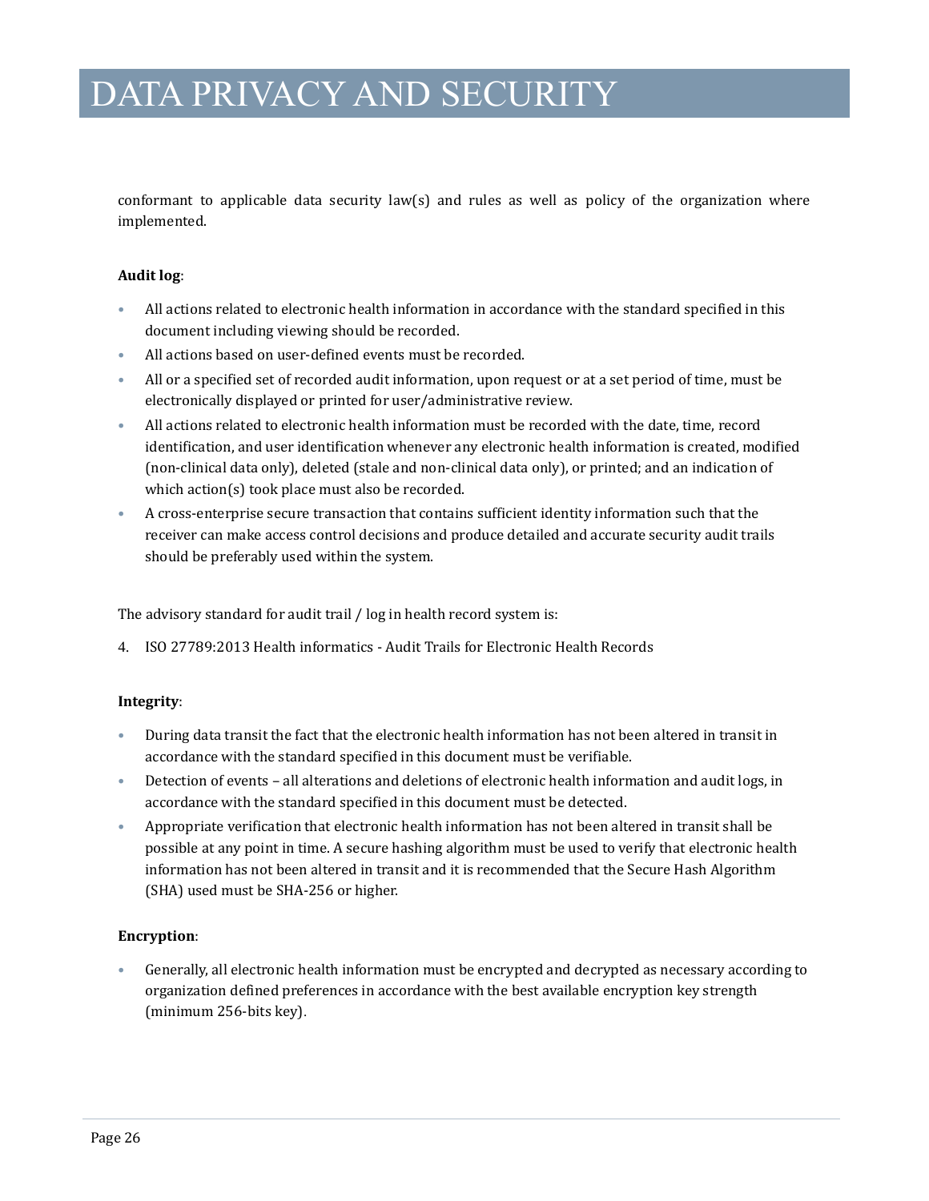conformant to applicable data security law(s) and rules as well as policy of the organization where implemented.

**Audit log**:

- All actions related to electronic health information in accordance with the standard specified in this document including viewing should be recorded.
- All actions based on user-defined events must be recorded.
- All or a specified set of recorded audit information, upon request or at a set period of time, must be electronically displayed or printed for user/administrative review.
- All actions related to electronic health information must be recorded with the date, time, record identification, and user identification whenever any electronic health information is created, modified (non-clinical data only), deleted (stale and non-clinical data only), or printed; and an indication of which action(s) took place must also be recorded.
- A cross-enterprise secure transaction that contains sufficient identity information such that the receiver can make access control decisions and produce detailed and accurate security audit trails should be preferably used within the system.

The advisory standard for audit trail / log in health record system is:

4. ISO 27789:2013 Health informatics - Audit Trails for Electronic Health Records

**Integrity**:

- During data transit the fact that the electronic health information has not been altered in transit in accordance with the standard specified in this document must be verifiable.
- Detection of events – all alterations and deletions of electronic health information and audit logs, in accordance with the standard specified in this document must be detected.
- Appropriate verification that electronic health information has not been altered in transit shall be possible at any point in time. A secure hashing algorithm must be used to verify that electronic health information has not been altered in transit and it is recommended that the Secure Hash Algorithm (SHA) used must be SHA-256 or higher.

**Encryption**:

- Generally, all electronic health information must be encrypted and decrypted as necessary according to organization defined preferences in accordance with the best available encryption key strength (minimum 256-bits key).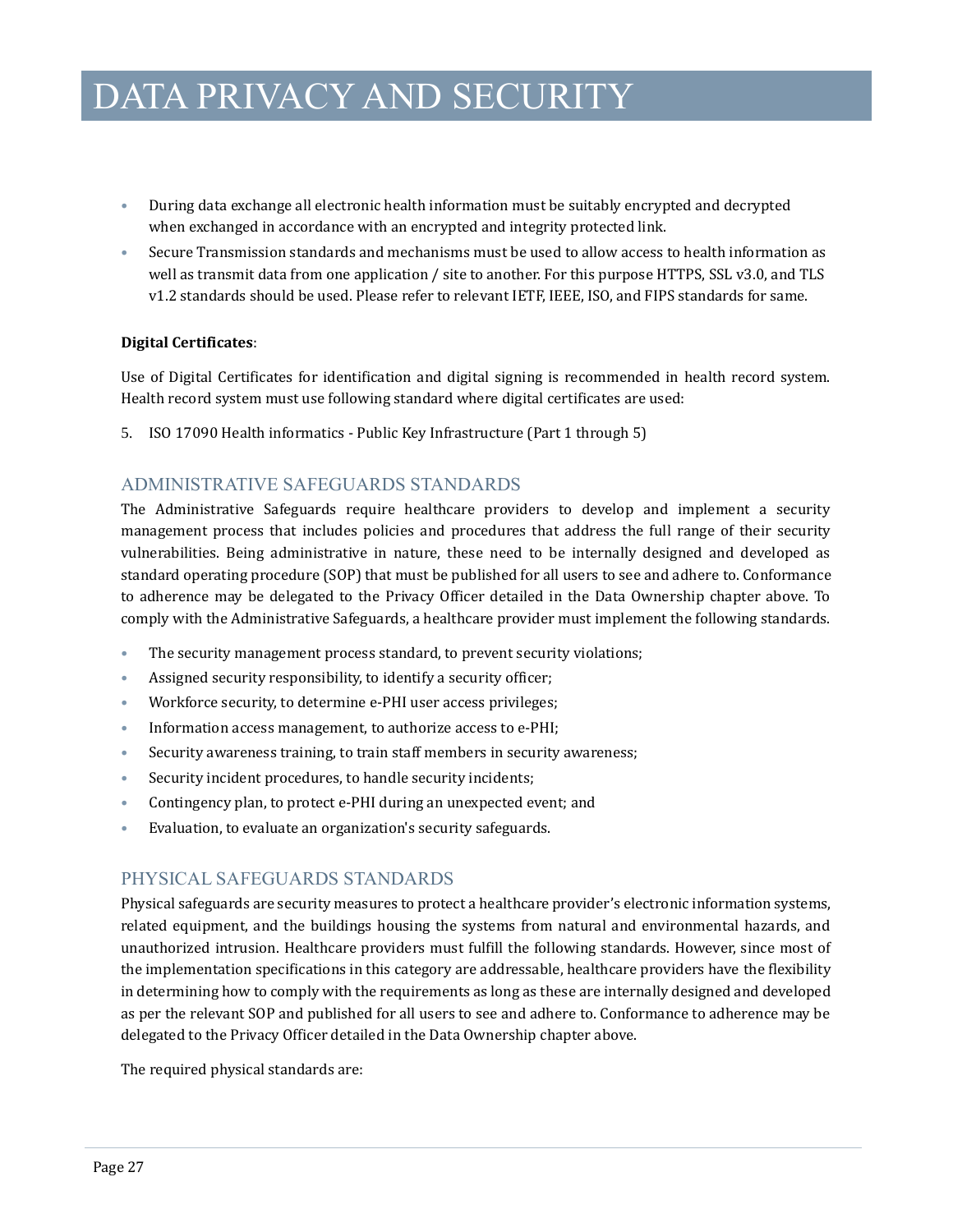# DATA PRIVACY AND SECURITY

- During data exchange all electronic health information must be suitably encrypted and decrypted when exchanged in accordance with an encrypted and integrity protected link.
- Secure Transmission standards and mechanisms must be used to allow access to health information as well as transmit data from one application / site to another. For this purpose HTTPS, SSL v3.0, and TLS v1.2 standards should be used. Please refer to relevant IETF, IEEE, ISO, and FIPS standards for same.

**Digital Certificates**:

Use of Digital Certificates for identification and digital signing is recommended in health record system. Health record system must use following standard where digital certificates are used:

5. ISO 17090 Health informatics - Public Key Infrastructure (Part 1 through 5)

## ADMINISTRATIVE SAFEGUARDS STANDARDS

The Administrative Safeguards require healthcare providers to develop and implement a security management process that includes policies and procedures that address the full range of their security vulnerabilities. Being administrative in nature, these need to be internally designed and developed as standard operating procedure (SOP) that must be published for all users to see and adhere to. Conformance to adherence may be delegated to the Privacy Officer detailed in the Data Ownership chapter above. To comply with the Administrative Safeguards, a healthcare provider must implement the following standards.

- The security management process standard, to prevent security violations;
- Assigned security responsibility, to identify a security officer;
- Workforce security, to determine e-PHI user access privileges;
- Information access management, to authorize access to e-PHI;
- Security awareness training, to train staff members in security awareness;
- Security incident procedures, to handle security incidents;
- Contingency plan, to protect e-PHI during an unexpected event; and
- Evaluation, to evaluate an organization's security safeguards.

## PHYSICAL SAFEGUARDS STANDARDS

Physical safeguards are security measures to protect a healthcare provider's electronic information systems, related equipment, and the buildings housing the systems from natural and environmental hazards, and unauthorized intrusion. Healthcare providers must fulfill the following standards. However, since most of the implementation specifications in this category are addressable, healthcare providers have the flexibility in determining how to comply with the requirements as long as these are internally designed and developed as per the relevant SOP and published for all users to see and adhere to. Conformance to adherence may be delegated to the Privacy Officer detailed in the Data Ownership chapter above.

The required physical standards are: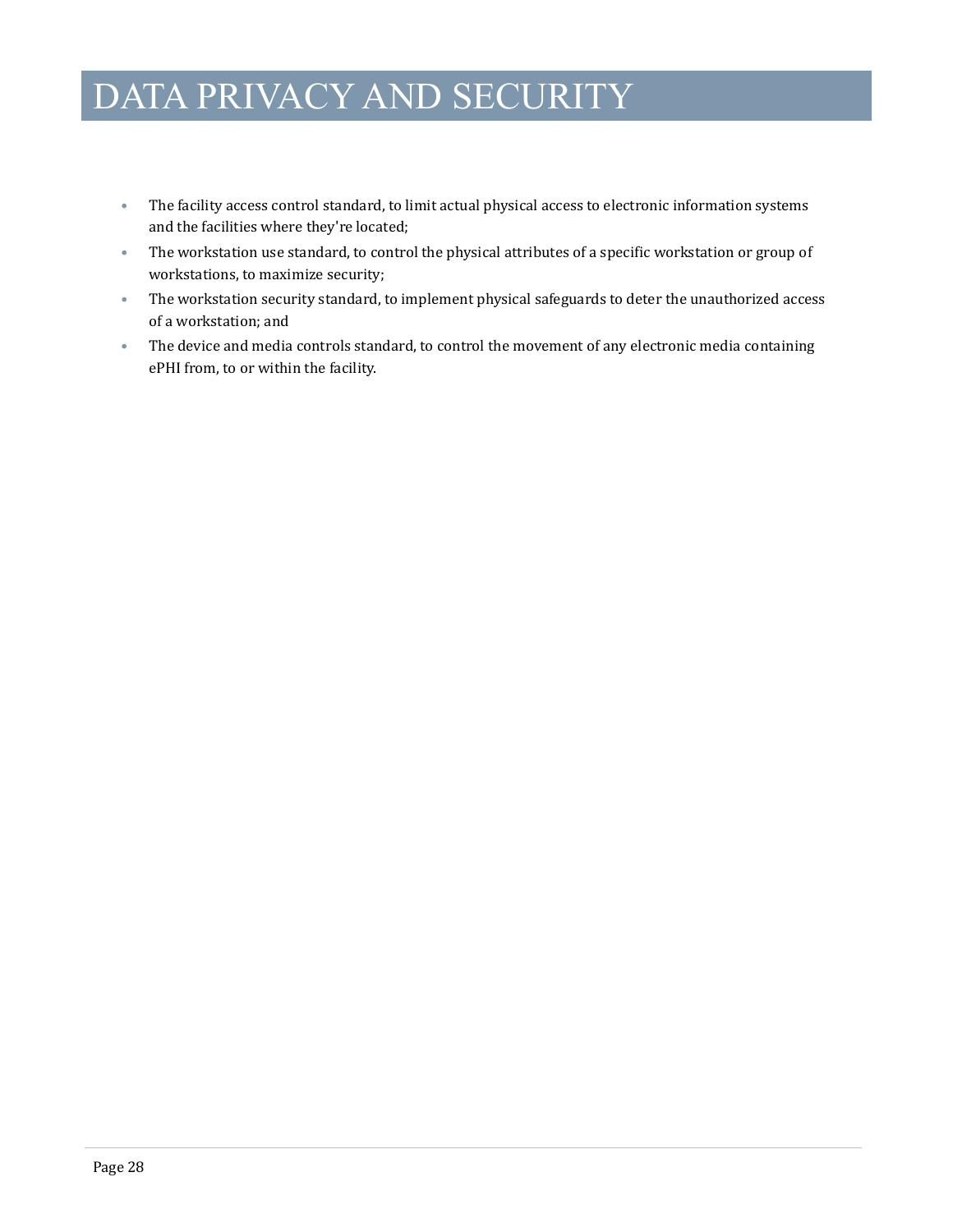# DATA PRIVACY AND SECURITY

- The facility access control standard, to limit actual physical access to electronic information systems and the facilities where they're located;
- The workstation use standard, to control the physical attributes of a specific workstation or group of workstations, to maximize security;
- The workstation security standard, to implement physical safeguards to deter the unauthorized access of a workstation; and
- The device and media controls standard, to control the movement of any electronic media containing ePHI from, to or within the facility.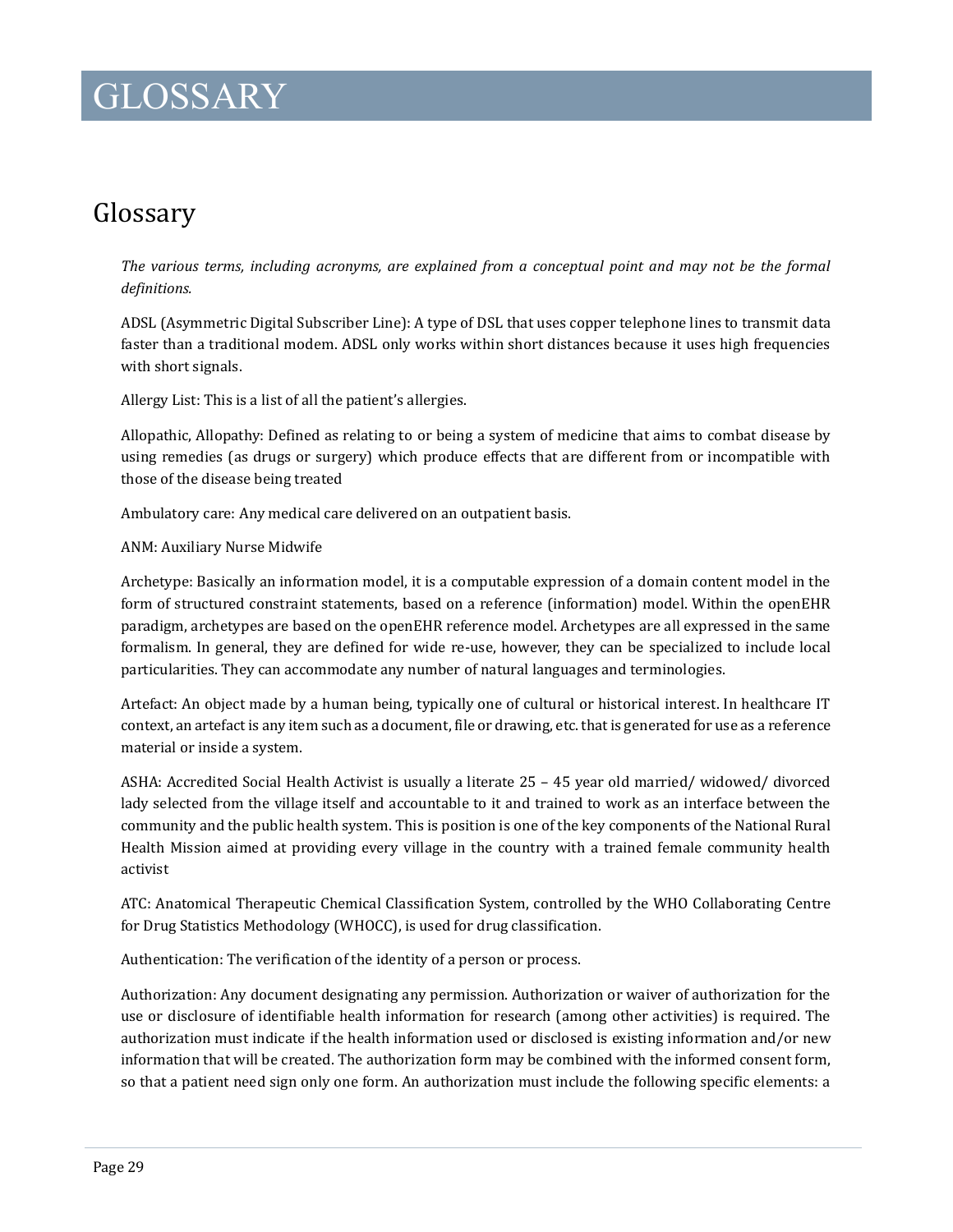# GLOSSARY

## Glossary

*The various terms, including acronyms, are explained from a conceptual point and may not be the formal definitions.*

ADSL (Asymmetric Digital Subscriber Line): A type of DSL that uses copper telephone lines to transmit data faster than a traditional modem. ADSL only works within short distances because it uses high frequencies with short signals.

Allergy List: This is a list of all the patient's allergies.

Allopathic, Allopathy: Defined as relating to or being a system of medicine that aims to combat disease by using remedies (as drugs or surgery) which produce effects that are different from or incompatible with those of the disease being treated

Ambulatory care: Any medical care delivered on an outpatient basis.

ANM: Auxiliary Nurse Midwife

Archetype: Basically an information model, it is a computable expression of a domain content model in the form of structured constraint statements, based on a reference (information) model. Within the openEHR paradigm, archetypes are based on the openEHR reference model. Archetypes are all expressed in the same formalism. In general, they are defined for wide re-use, however, they can be specialized to include local particularities. They can accommodate any number of natural languages and terminologies.

Artefact: An object made by a human being, typically one of cultural or historical interest. In healthcare IT context, an artefact is any item such as a document, file or drawing, etc. that is generated for use as a reference material or inside a system.

ASHA: Accredited Social Health Activist is usually a literate 25 – 45 year old married/ widowed/ divorced lady selected from the village itself and accountable to it and trained to work as an interface between the community and the public health system. This is position is one of the key components of the National Rural Health Mission aimed at providing every village in the country with a trained female community health activist

ATC: Anatomical Therapeutic Chemical Classification System, controlled by the WHO Collaborating Centre for Drug Statistics Methodology (WHOCC), is used for drug classification.

Authentication: The verification of the identity of a person or process.

Authorization: Any document designating any permission. Authorization or waiver of authorization for the use or disclosure of identifiable health information for research (among other activities) is required. The authorization must indicate if the health information used or disclosed is existing information and/or new information that will be created. The authorization form may be combined with the informed consent form, so that a patient need sign only one form. An authorization must include the following specific elements: a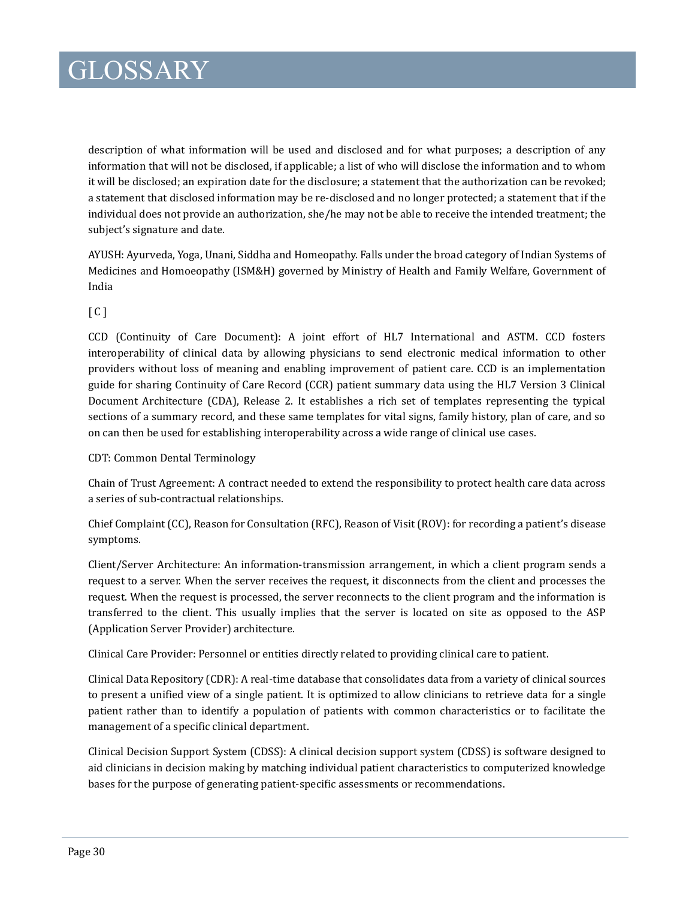# GLOSSARY

description of what information will be used and disclosed and for what purposes; a description of any information that will not be disclosed, if applicable; a list of who will disclose the information and to whom it will be disclosed; an expiration date for the disclosure; a statement that the authorization can be revoked; a statement that disclosed information may be re-disclosed and no longer protected; a statement that if the individual does not provide an authorization, she/he may not be able to receive the intended treatment; the subject's signature and date.

AYUSH: Ayurveda, Yoga, Unani, Siddha and Homeopathy. Falls under the broad category of Indian Systems of Medicines and Homoeopathy (ISM&H) governed by Ministry of Health and Family Welfare, Government of India

[ C ]

CCD (Continuity of Care Document): A joint effort of HL7 International and ASTM. CCD fosters interoperability of clinical data by allowing physicians to send electronic medical information to other providers without loss of meaning and enabling improvement of patient care. CCD is an implementation guide for sharing Continuity of Care Record (CCR) patient summary data using the HL7 Version 3 Clinical Document Architecture (CDA), Release 2. It establishes a rich set of templates representing the typical sections of a summary record, and these same templates for vital signs, family history, plan of care, and so on can then be used for establishing interoperability across a wide range of clinical use cases.

CDT: Common Dental Terminology

Chain of Trust Agreement: A contract needed to extend the responsibility to protect health care data across a series of sub-contractual relationships.

Chief Complaint (CC), Reason for Consultation (RFC), Reason of Visit (ROV): for recording a patient's disease symptoms.

Client/Server Architecture: An information-transmission arrangement, in which a client program sends a request to a server. When the server receives the request, it disconnects from the client and processes the request. When the request is processed, the server reconnects to the client program and the information is transferred to the client. This usually implies that the server is located on site as opposed to the ASP (Application Server Provider) architecture.

Clinical Care Provider: Personnel or entities directly related to providing clinical care to patient.

Clinical Data Repository (CDR): A real-time database that consolidates data from a variety of clinical sources to present a unified view of a single patient. It is optimized to allow clinicians to retrieve data for a single patient rather than to identify a population of patients with common characteristics or to facilitate the management of a specific clinical department.

Clinical Decision Support System (CDSS): A clinical decision support system (CDSS) is software designed to aid clinicians in decision making by matching individual patient characteristics to computerized knowledge bases for the purpose of generating patient-specific assessments or recommendations.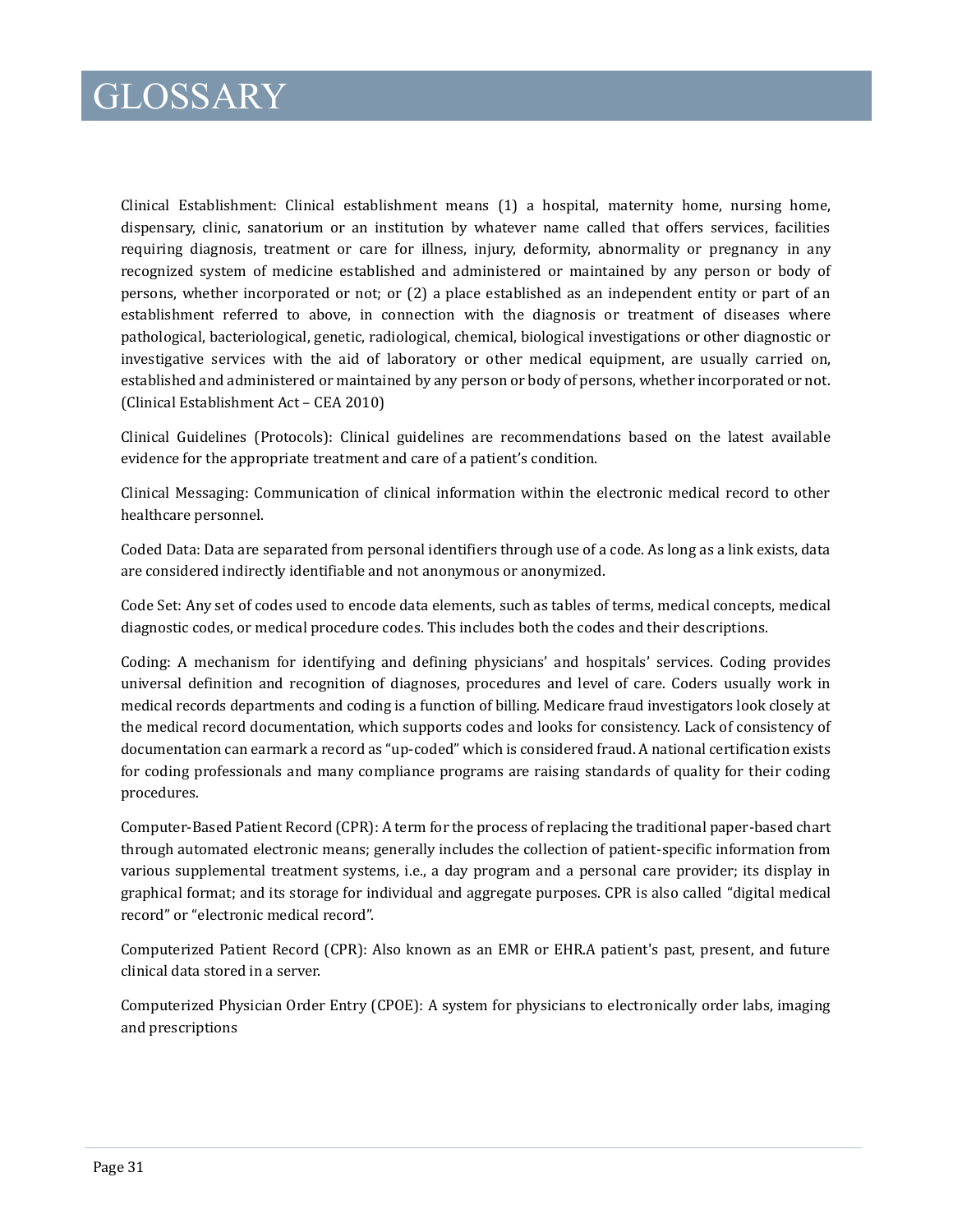# GLOSSARY

Clinical Establishment: Clinical establishment means (1) a hospital, maternity home, nursing home, dispensary, clinic, sanatorium or an institution by whatever name called that offers services, facilities requiring diagnosis, treatment or care for illness, injury, deformity, abnormality or pregnancy in any recognized system of medicine established and administered or maintained by any person or body of persons, whether incorporated or not; or (2) a place established as an independent entity or part of an establishment referred to above, in connection with the diagnosis or treatment of diseases where pathological, bacteriological, genetic, radiological, chemical, biological investigations or other diagnostic or investigative services with the aid of laboratory or other medical equipment, are usually carried on, established and administered or maintained by any person or body of persons, whether incorporated or not. (Clinical Establishment Act – CEA 2010)

Clinical Guidelines (Protocols): Clinical guidelines are recommendations based on the latest available evidence for the appropriate treatment and care of a patient's condition.

Clinical Messaging: Communication of clinical information within the electronic medical record to other healthcare personnel.

Coded Data: Data are separated from personal identifiers through use of a code. As long as a link exists, data are considered indirectly identifiable and not anonymous or anonymized.

Code Set: Any set of codes used to encode data elements, such as tables of terms, medical concepts, medical diagnostic codes, or medical procedure codes. This includes both the codes and their descriptions.

Coding: A mechanism for identifying and defining physicians' and hospitals' services. Coding provides universal definition and recognition of diagnoses, procedures and level of care. Coders usually work in medical records departments and coding is a function of billing. Medicare fraud investigators look closely at the medical record documentation, which supports codes and looks for consistency. Lack of consistency of documentation can earmark a record as "up-coded" which is considered fraud. A national certification exists for coding professionals and many compliance programs are raising standards of quality for their coding procedures.

Computer-Based Patient Record (CPR): A term for the process of replacing the traditional paper-based chart through automated electronic means; generally includes the collection of patient-specific information from various supplemental treatment systems, i.e., a day program and a personal care provider; its display in graphical format; and its storage for individual and aggregate purposes. CPR is also called "digital medical record" or "electronic medical record".

Computerized Patient Record (CPR): Also known as an EMR or EHR.A patient's past, present, and future clinical data stored in a server.

Computerized Physician Order Entry (CPOE): A system for physicians to electronically order labs, imaging and prescriptions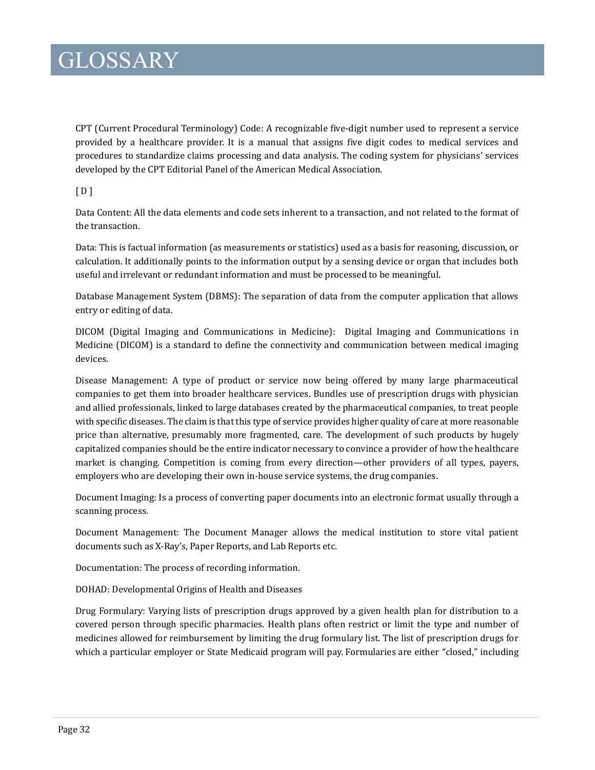# GLOSSARY

CPT (Current Procedural Terminology) Code: A recognizable five-digit number used to represent a service provided by a healthcare provider. It is a manual that assigns five digit codes to medical services and procedures to standardize claims processing and data analysis. The coding system for physicians' services developed by the CPT Editorial Panel of the American Medical Association.

[ D ]

Data Content: All the data elements and code sets inherent to a transaction, and not related to the format of the transaction.

Data: This is factual information (as measurements or statistics) used as a basis for reasoning, discussion, or calculation. It additionally points to the information output by a sensing device or organ that includes both useful and irrelevant or redundant information and must be processed to be meaningful.

Database Management System (DBMS): The separation of data from the computer application that allows entry or editing of data.

DICOM (Digital Imaging and Communications in Medicine): Digital Imaging and Communications in Medicine (DICOM) is a standard to define the connectivity and communication between medical imaging devices.

Disease Management: A type of product or service now being offered by many large pharmaceutical companies to get them into broader healthcare services. Bundles use of prescription drugs with physician and allied professionals, linked to large databases created by the pharmaceutical companies, to treat people with specific diseases. The claim is that this type of service provides higher quality of care at more reasonable price than alternative, presumably more fragmented, care. The development of such products by hugely capitalized companies should be the entire indicator necessary to convince a provider of how the healthcare market is changing. Competition is coming from every direction—other providers of all types, payers, employers who are developing their own in-house service systems, the drug companies.

Document Imaging: Is a process of converting paper documents into an electronic format usually through a scanning process.

Document Management: The Document Manager allows the medical institution to store vital patient documents such as X-Ray's, Paper Reports, and Lab Reports etc.

Documentation: The process of recording information.

DOHAD: Developmental Origins of Health and Diseases

Drug Formulary: Varying lists of prescription drugs approved by a given health plan for distribution to a covered person through specific pharmacies. Health plans often restrict or limit the type and number of medicines allowed for reimbursement by limiting the drug formulary list. The list of prescription drugs for which a particular employer or State Medicaid program will pay. Formularies are either "closed," including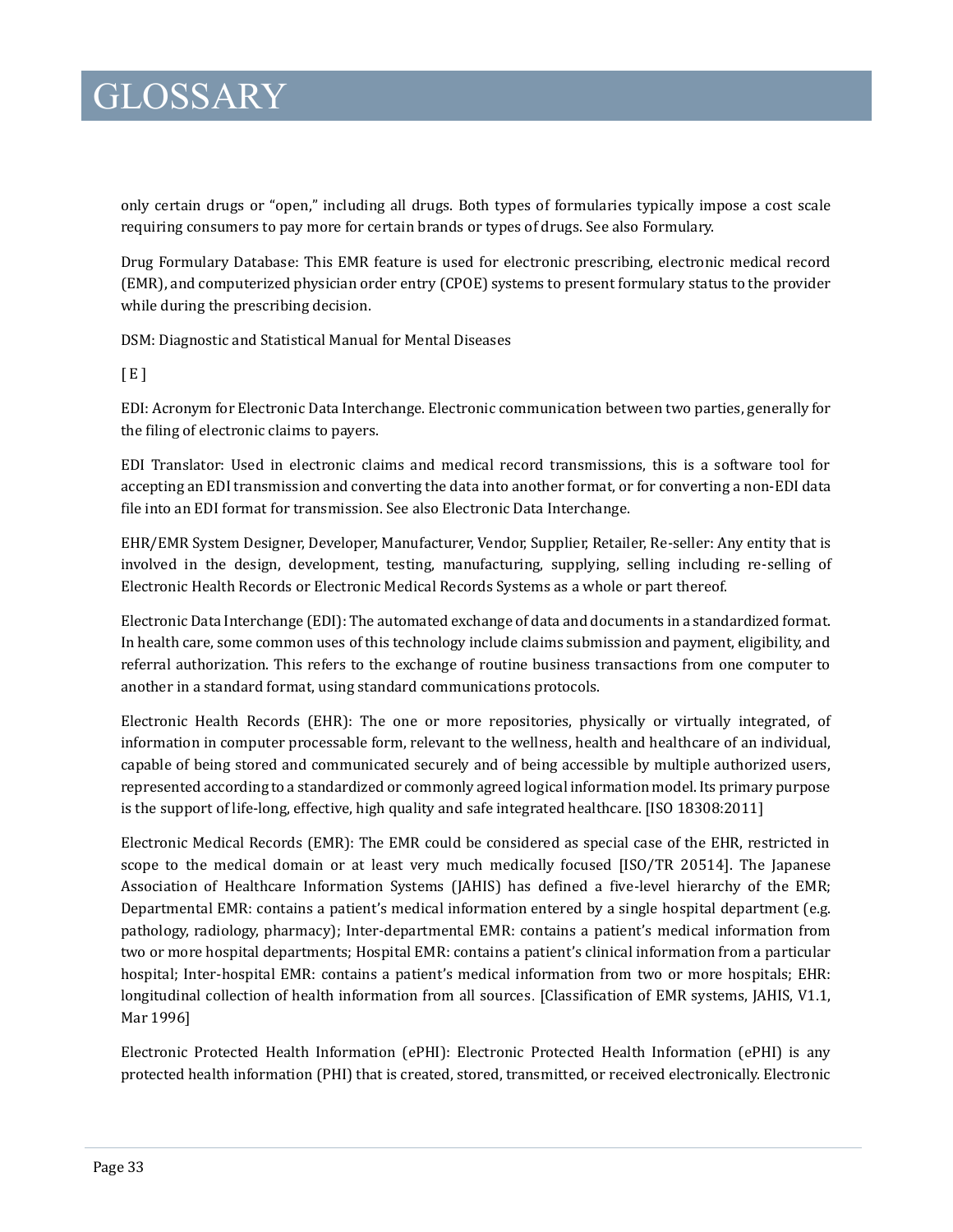only certain drugs or "open," including all drugs. Both types of formularies typically impose a cost scale requiring consumers to pay more for certain brands or types of drugs. See also Formulary.

Drug Formulary Database: This EMR feature is used for electronic prescribing, electronic medical record (EMR), and computerized physician order entry (CPOE) systems to present formulary status to the provider while during the prescribing decision.

DSM: Diagnostic and Statistical Manual for Mental Diseases

[ E ]

EDI: Acronym for Electronic Data Interchange. Electronic communication between two parties, generally for the filing of electronic claims to payers.

EDI Translator: Used in electronic claims and medical record transmissions, this is a software tool for accepting an EDI transmission and converting the data into another format, or for converting a non-EDI data file into an EDI format for transmission. See also Electronic Data Interchange.

EHR/EMR System Designer, Developer, Manufacturer, Vendor, Supplier, Retailer, Re-seller: Any entity that is involved in the design, development, testing, manufacturing, supplying, selling including re-selling of Electronic Health Records or Electronic Medical Records Systems as a whole or part thereof.

Electronic Data Interchange (EDI): The automated exchange of data and documents in a standardized format. In health care, some common uses of this technology include claims submission and payment, eligibility, and referral authorization. This refers to the exchange of routine business transactions from one computer to another in a standard format, using standard communications protocols.

Electronic Health Records (EHR): The one or more repositories, physically or virtually integrated, of information in computer processable form, relevant to the wellness, health and healthcare of an individual, capable of being stored and communicated securely and of being accessible by multiple authorized users, represented according to a standardized or commonly agreed logical information model. Its primary purpose is the support of life-long, effective, high quality and safe integrated healthcare. [ISO 18308:2011]

Electronic Medical Records (EMR): The EMR could be considered as special case of the EHR, restricted in scope to the medical domain or at least very much medically focused [ISO/TR 20514]. The Japanese Association of Healthcare Information Systems (JAHIS) has defined a five-level hierarchy of the EMR; Departmental EMR: contains a patient's medical information entered by a single hospital department (e.g. pathology, radiology, pharmacy); Inter-departmental EMR: contains a patient's medical information from two or more hospital departments; Hospital EMR: contains a patient's clinical information from a particular hospital; Inter-hospital EMR: contains a patient's medical information from two or more hospitals; EHR: longitudinal collection of health information from all sources. [Classification of EMR systems, JAHIS, V1.1, Mar 1996]

Electronic Protected Health Information (ePHI): Electronic Protected Health Information (ePHI) is any protected health information (PHI) that is created, stored, transmitted, or received electronically. Electronic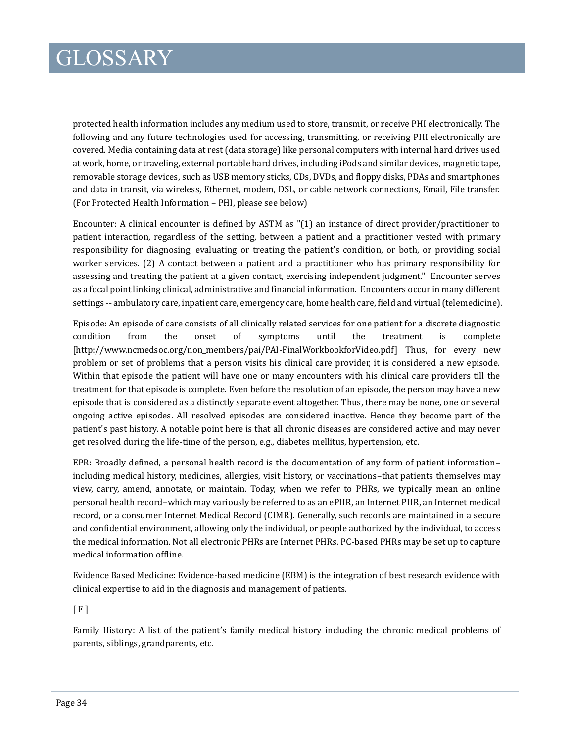# GLOSSARY

protected health information includes any medium used to store, transmit, or receive PHI electronically. The following and any future technologies used for accessing, transmitting, or receiving PHI electronically are covered. Media containing data at rest (data storage) like personal computers with internal hard drives used at work, home, or traveling, external portable hard drives, including iPods and similar devices, magnetic tape, removable storage devices, such as USB memory sticks, CDs, DVDs, and floppy disks, PDAs and smartphones and data in transit, via wireless, Ethernet, modem, DSL, or cable network connections, Email, File transfer. (For Protected Health Information – PHI, please see below)

Encounter: A clinical encounter is defined by ASTM as "(1) an instance of direct provider/practitioner to patient interaction, regardless of the setting, between a patient and a practitioner vested with primary responsibility for diagnosing, evaluating or treating the patient's condition, or both, or providing social worker services. (2) A contact between a patient and a practitioner who has primary responsibility for assessing and treating the patient at a given contact, exercising independent judgment." Encounter serves as a focal point linking clinical, administrative and financial information. Encounters occur in many different settings -- ambulatory care, inpatient care, emergency care, home health care, field and virtual (telemedicine).

Episode: An episode of care consists of all clinically related services for one patient for a discrete diagnostic condition from the onset of symptoms until the treatment is complete [http://www.ncmedsoc.org/non_members/pai/PAI-FinalWorkbookforVideo.pdf] Thus, for every new problem or set of problems that a person visits his clinical care provider, it is considered a new episode. Within that episode the patient will have one or many encounters with his clinical care providers till the treatment for that episode is complete. Even before the resolution of an episode, the person may have a new episode that is considered as a distinctly separate event altogether. Thus, there may be none, one or several ongoing active episodes. All resolved episodes are considered inactive. Hence they become part of the patient's past history. A notable point here is that all chronic diseases are considered active and may never get resolved during the life-time of the person, e.g., diabetes mellitus, hypertension, etc.

EPR: Broadly defined, a personal health record is the documentation of any form of patient information–including medical history, medicines, allergies, visit history, or vaccinations–that patients themselves may view, carry, amend, annotate, or maintain. Today, when we refer to PHRs, we typically mean an online personal health record–which may variously be referred to as an ePHR, an Internet PHR, an Internet medical record, or a consumer Internet Medical Record (CIMR). Generally, such records are maintained in a secure and confidential environment, allowing only the individual, or people authorized by the individual, to access the medical information. Not all electronic PHRs are Internet PHRs. PC-based PHRs may be set up to capture medical information offline.

Evidence Based Medicine: Evidence-based medicine (EBM) is the integration of best research evidence with clinical expertise to aid in the diagnosis and management of patients.

[ F ]

Family History: A list of the patient's family medical history including the chronic medical problems of parents, siblings, grandparents, etc.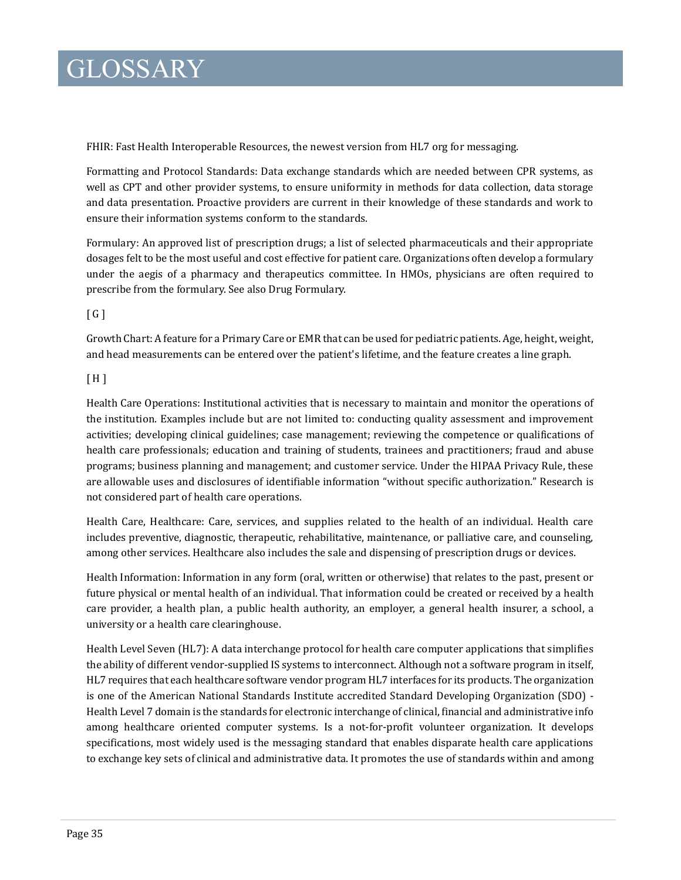# GLOSSARY

FHIR: Fast Health Interoperable Resources, the newest version from HL7 org for messaging.

Formatting and Protocol Standards: Data exchange standards which are needed between CPR systems, as well as CPT and other provider systems, to ensure uniformity in methods for data collection, data storage and data presentation. Proactive providers are current in their knowledge of these standards and work to ensure their information systems conform to the standards.

Formulary: An approved list of prescription drugs; a list of selected pharmaceuticals and their appropriate dosages felt to be the most useful and cost effective for patient care. Organizations often develop a formulary under the aegis of a pharmacy and therapeutics committee. In HMOs, physicians are often required to prescribe from the formulary. See also Drug Formulary.

[ G ]

Growth Chart: A feature for a Primary Care or EMR that can be used for pediatric patients. Age, height, weight, and head measurements can be entered over the patient's lifetime, and the feature creates a line graph.

[ H ]

Health Care Operations: Institutional activities that is necessary to maintain and monitor the operations of the institution. Examples include but are not limited to: conducting quality assessment and improvement activities; developing clinical guidelines; case management; reviewing the competence or qualifications of health care professionals; education and training of students, trainees and practitioners; fraud and abuse programs; business planning and management; and customer service. Under the HIPAA Privacy Rule, these are allowable uses and disclosures of identifiable information "without specific authorization." Research is not considered part of health care operations.

Health Care, Healthcare: Care, services, and supplies related to the health of an individual. Health care includes preventive, diagnostic, therapeutic, rehabilitative, maintenance, or palliative care, and counseling, among other services. Healthcare also includes the sale and dispensing of prescription drugs or devices.

Health Information: Information in any form (oral, written or otherwise) that relates to the past, present or future physical or mental health of an individual. That information could be created or received by a health care provider, a health plan, a public health authority, an employer, a general health insurer, a school, a university or a health care clearinghouse.

Health Level Seven (HL7): A data interchange protocol for health care computer applications that simplifies the ability of different vendor-supplied IS systems to interconnect. Although not a software program in itself, HL7 requires that each healthcare software vendor program HL7 interfaces for its products. The organization is one of the American National Standards Institute accredited Standard Developing Organization (SDO) - Health Level 7 domain is the standards for electronic interchange of clinical, financial and administrative info among healthcare oriented computer systems. Is a not-for-profit volunteer organization. It develops specifications, most widely used is the messaging standard that enables disparate health care applications to exchange key sets of clinical and administrative data. It promotes the use of standards within and among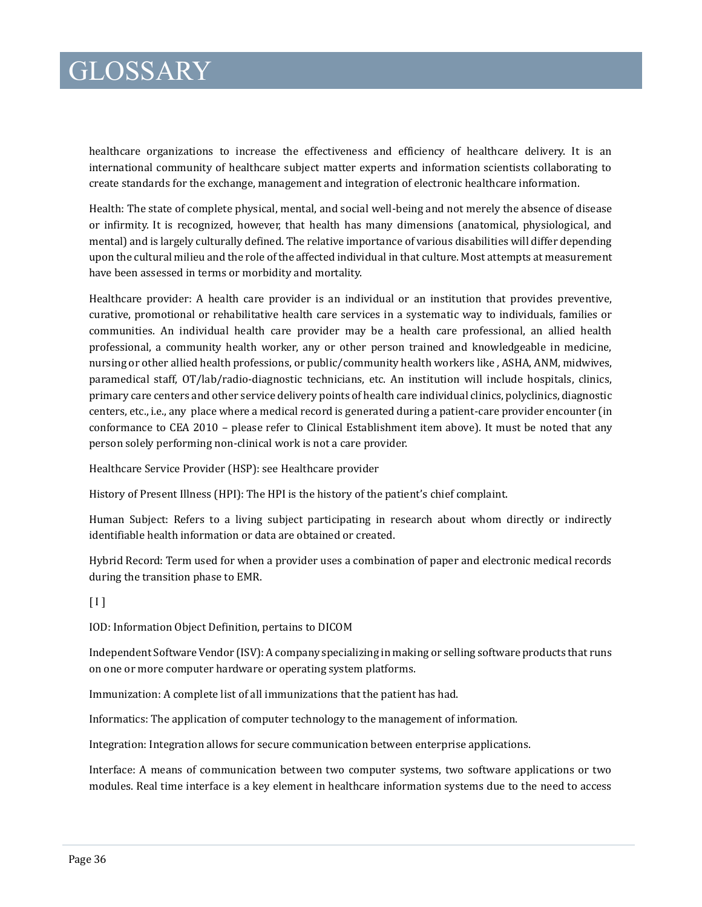# GLOSSARY

healthcare organizations to increase the effectiveness and efficiency of healthcare delivery. It is an international community of healthcare subject matter experts and information scientists collaborating to create standards for the exchange, management and integration of electronic healthcare information.

Health: The state of complete physical, mental, and social well-being and not merely the absence of disease or infirmity. It is recognized, however, that health has many dimensions (anatomical, physiological, and mental) and is largely culturally defined. The relative importance of various disabilities will differ depending upon the cultural milieu and the role of the affected individual in that culture. Most attempts at measurement have been assessed in terms or morbidity and mortality.

Healthcare provider: A health care provider is an individual or an institution that provides preventive, curative, promotional or rehabilitative health care services in a systematic way to individuals, families or communities. An individual health care provider may be a health care professional, an allied health professional, a community health worker, any or other person trained and knowledgeable in medicine, nursing or other allied health professions, or public/community health workers like , ASHA, ANM, midwives, paramedical staff, OT/lab/radio-diagnostic technicians, etc. An institution will include hospitals, clinics, primary care centers and other service delivery points of health care individual clinics, polyclinics, diagnostic centers, etc., i.e., any place where a medical record is generated during a patient-care provider encounter (in conformance to CEA 2010 – please refer to Clinical Establishment item above). It must be noted that any person solely performing non-clinical work is not a care provider.

Healthcare Service Provider (HSP): see Healthcare provider

History of Present Illness (HPI): The HPI is the history of the patient's chief complaint.

Human Subject: Refers to a living subject participating in research about whom directly or indirectly identifiable health information or data are obtained or created.

Hybrid Record: Term used for when a provider uses a combination of paper and electronic medical records during the transition phase to EMR.

[ I ]

IOD: Information Object Definition, pertains to DICOM

Independent Software Vendor (ISV): A company specializing in making or selling software products that runs on one or more computer hardware or operating system platforms.

Immunization: A complete list of all immunizations that the patient has had.

Informatics: The application of computer technology to the management of information.

Integration: Integration allows for secure communication between enterprise applications.

Interface: A means of communication between two computer systems, two software applications or two modules. Real time interface is a key element in healthcare information systems due to the need to access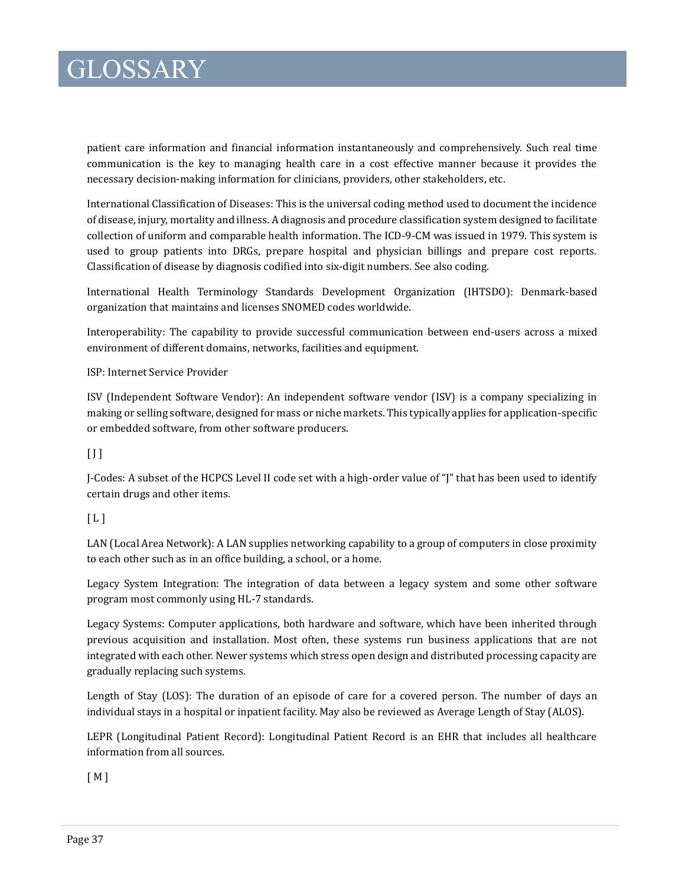# GLOSSARY

patient care information and financial information instantaneously and comprehensively. Such real time communication is the key to managing health care in a cost effective manner because it provides the necessary decision-making information for clinicians, providers, other stakeholders, etc.

International Classification of Diseases: This is the universal coding method used to document the incidence of disease, injury, mortality and illness. A diagnosis and procedure classification system designed to facilitate collection of uniform and comparable health information. The ICD-9-CM was issued in 1979. This system is used to group patients into DRGs, prepare hospital and physician billings and prepare cost reports. Classification of disease by diagnosis codified into six-digit numbers. See also coding.

International Health Terminology Standards Development Organization (IHTSDO): Denmark-based organization that maintains and licenses SNOMED codes worldwide.

Interoperability: The capability to provide successful communication between end-users across a mixed environment of different domains, networks, facilities and equipment.

ISP: Internet Service Provider

ISV (Independent Software Vendor): An independent software vendor (ISV) is a company specializing in making or selling software, designed for mass or niche markets. This typically applies for application-specific or embedded software, from other software producers.

[ J ]

J-Codes: A subset of the HCPCS Level II code set with a high-order value of "J" that has been used to identify certain drugs and other items.

[ L ]

LAN (Local Area Network): A LAN supplies networking capability to a group of computers in close proximity to each other such as in an office building, a school, or a home.

Legacy System Integration: The integration of data between a legacy system and some other software program most commonly using HL-7 standards.

Legacy Systems: Computer applications, both hardware and software, which have been inherited through previous acquisition and installation. Most often, these systems run business applications that are not integrated with each other. Newer systems which stress open design and distributed processing capacity are gradually replacing such systems.

Length of Stay (LOS): The duration of an episode of care for a covered person. The number of days an individual stays in a hospital or inpatient facility. May also be reviewed as Average Length of Stay (ALOS).

LEPR (Longitudinal Patient Record): Longitudinal Patient Record is an EHR that includes all healthcare information from all sources.

[ M ]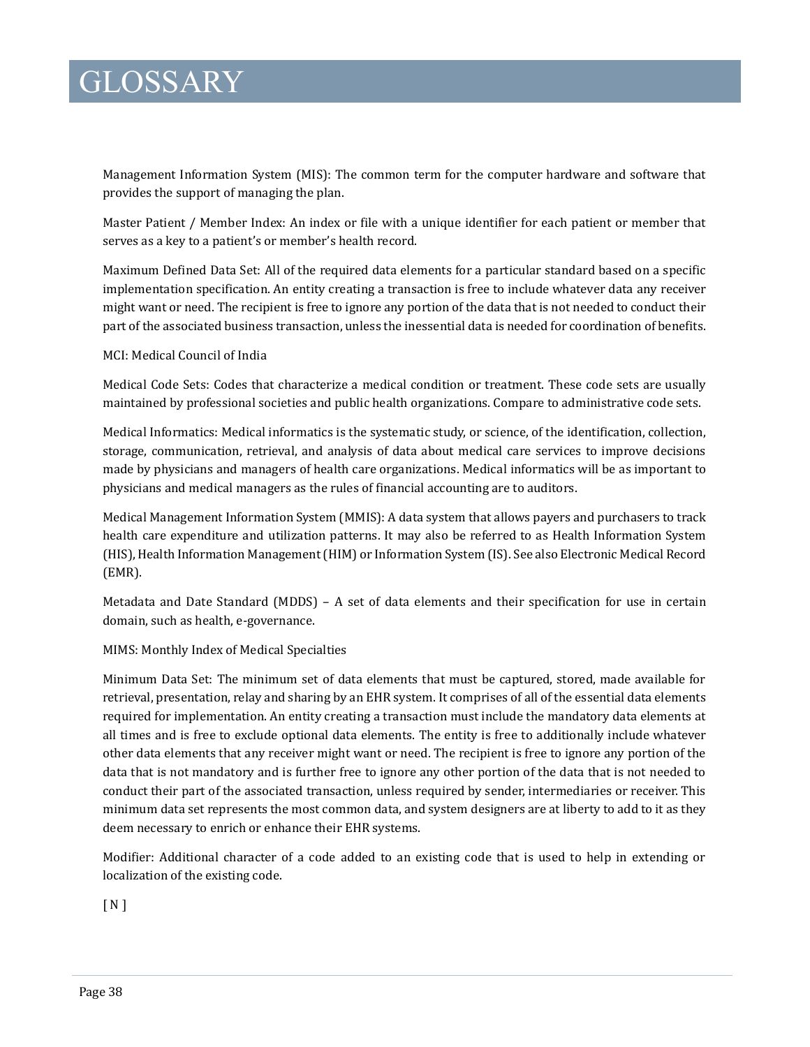# GLOSSARY

Management Information System (MIS): The common term for the computer hardware and software that provides the support of managing the plan.

Master Patient / Member Index: An index or file with a unique identifier for each patient or member that serves as a key to a patient's or member's health record.

Maximum Defined Data Set: All of the required data elements for a particular standard based on a specific implementation specification. An entity creating a transaction is free to include whatever data any receiver might want or need. The recipient is free to ignore any portion of the data that is not needed to conduct their part of the associated business transaction, unless the inessential data is needed for coordination of benefits.

MCI: Medical Council of India

Medical Code Sets: Codes that characterize a medical condition or treatment. These code sets are usually maintained by professional societies and public health organizations. Compare to administrative code sets.

Medical Informatics: Medical informatics is the systematic study, or science, of the identification, collection, storage, communication, retrieval, and analysis of data about medical care services to improve decisions made by physicians and managers of health care organizations. Medical informatics will be as important to physicians and medical managers as the rules of financial accounting are to auditors.

Medical Management Information System (MMIS): A data system that allows payers and purchasers to track health care expenditure and utilization patterns. It may also be referred to as Health Information System (HIS), Health Information Management (HIM) or Information System (IS). See also Electronic Medical Record (EMR).

Metadata and Date Standard (MDDS) – A set of data elements and their specification for use in certain domain, such as health, e-governance.

MIMS: Monthly Index of Medical Specialties

Minimum Data Set: The minimum set of data elements that must be captured, stored, made available for retrieval, presentation, relay and sharing by an EHR system. It comprises of all of the essential data elements required for implementation. An entity creating a transaction must include the mandatory data elements at all times and is free to exclude optional data elements. The entity is free to additionally include whatever other data elements that any receiver might want or need. The recipient is free to ignore any portion of the data that is not mandatory and is further free to ignore any other portion of the data that is not needed to conduct their part of the associated transaction, unless required by sender, intermediaries or receiver. This minimum data set represents the most common data, and system designers are at liberty to add to it as they deem necessary to enrich or enhance their EHR systems.

Modifier: Additional character of a code added to an existing code that is used to help in extending or localization of the existing code.

[ N ]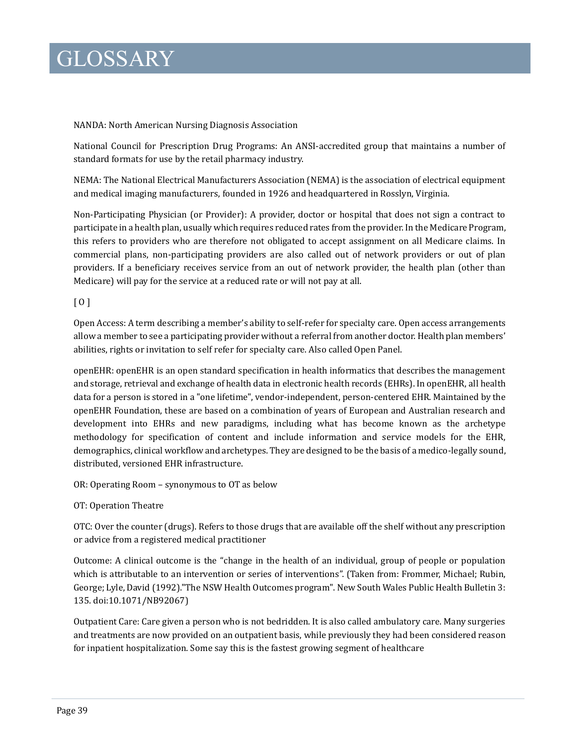# GLOSSARY

NANDA: North American Nursing Diagnosis Association

National Council for Prescription Drug Programs: An ANSI-accredited group that maintains a number of standard formats for use by the retail pharmacy industry.

NEMA: The National Electrical Manufacturers Association (NEMA) is the association of electrical equipment and medical imaging manufacturers, founded in 1926 and headquartered in Rosslyn, Virginia.

Non-Participating Physician (or Provider): A provider, doctor or hospital that does not sign a contract to participate in a health plan, usually which requires reduced rates from the provider. In the Medicare Program, this refers to providers who are therefore not obligated to accept assignment on all Medicare claims. In commercial plans, non-participating providers are also called out of network providers or out of plan providers. If a beneficiary receives service from an out of network provider, the health plan (other than Medicare) will pay for the service at a reduced rate or will not pay at all.

[ O ]

Open Access: A term describing a member's ability to self-refer for specialty care. Open access arrangements allow a member to see a participating provider without a referral from another doctor. Health plan members' abilities, rights or invitation to self refer for specialty care. Also called Open Panel.

openEHR: openEHR is an open standard specification in health informatics that describes the management and storage, retrieval and exchange of health data in electronic health records (EHRs). In openEHR, all health data for a person is stored in a "one lifetime", vendor-independent, person-centered EHR. Maintained by the openEHR Foundation, these are based on a combination of years of European and Australian research and development into EHRs and new paradigms, including what has become known as the archetype methodology for specification of content and include information and service models for the EHR, demographics, clinical workflow and archetypes. They are designed to be the basis of a medico-legally sound, distributed, versioned EHR infrastructure.

OR: Operating Room – synonymous to OT as below

OT: Operation Theatre

OTC: Over the counter (drugs). Refers to those drugs that are available off the shelf without any prescription or advice from a registered medical practitioner

Outcome: A clinical outcome is the "change in the health of an individual, group of people or population which is attributable to an intervention or series of interventions". (Taken from: Frommer, Michael; Rubin, George; Lyle, David (1992)."The NSW Health Outcomes program". New South Wales Public Health Bulletin 3: 135. doi:10.1071/NB92067)

Outpatient Care: Care given a person who is not bedridden. It is also called ambulatory care. Many surgeries and treatments are now provided on an outpatient basis, while previously they had been considered reason for inpatient hospitalization. Some say this is the fastest growing segment of healthcare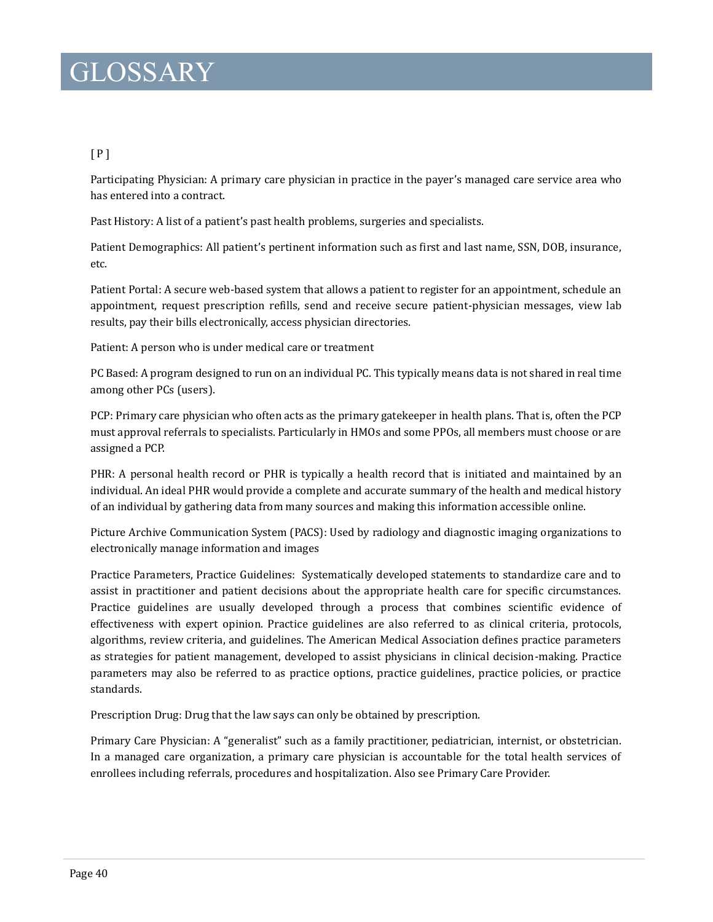# GLOSSARY

[ P ]

Participating Physician: A primary care physician in practice in the payer's managed care service area who has entered into a contract.

Past History: A list of a patient's past health problems, surgeries and specialists.

Patient Demographics: All patient's pertinent information such as first and last name, SSN, DOB, insurance, etc.

Patient Portal: A secure web-based system that allows a patient to register for an appointment, schedule an appointment, request prescription refills, send and receive secure patient-physician messages, view lab results, pay their bills electronically, access physician directories.

Patient: A person who is under medical care or treatment

PC Based: A program designed to run on an individual PC. This typically means data is not shared in real time among other PCs (users).

PCP: Primary care physician who often acts as the primary gatekeeper in health plans. That is, often the PCP must approval referrals to specialists. Particularly in HMOs and some PPOs, all members must choose or are assigned a PCP.

PHR: A personal health record or PHR is typically a health record that is initiated and maintained by an individual. An ideal PHR would provide a complete and accurate summary of the health and medical history of an individual by gathering data from many sources and making this information accessible online.

Picture Archive Communication System (PACS): Used by radiology and diagnostic imaging organizations to electronically manage information and images

Practice Parameters, Practice Guidelines: Systematically developed statements to standardize care and to assist in practitioner and patient decisions about the appropriate health care for specific circumstances. Practice guidelines are usually developed through a process that combines scientific evidence of effectiveness with expert opinion. Practice guidelines are also referred to as clinical criteria, protocols, algorithms, review criteria, and guidelines. The American Medical Association defines practice parameters as strategies for patient management, developed to assist physicians in clinical decision-making. Practice parameters may also be referred to as practice options, practice guidelines, practice policies, or practice standards.

Prescription Drug: Drug that the law says can only be obtained by prescription.

Primary Care Physician: A "generalist" such as a family practitioner, pediatrician, internist, or obstetrician. In a managed care organization, a primary care physician is accountable for the total health services of enrollees including referrals, procedures and hospitalization. Also see Primary Care Provider.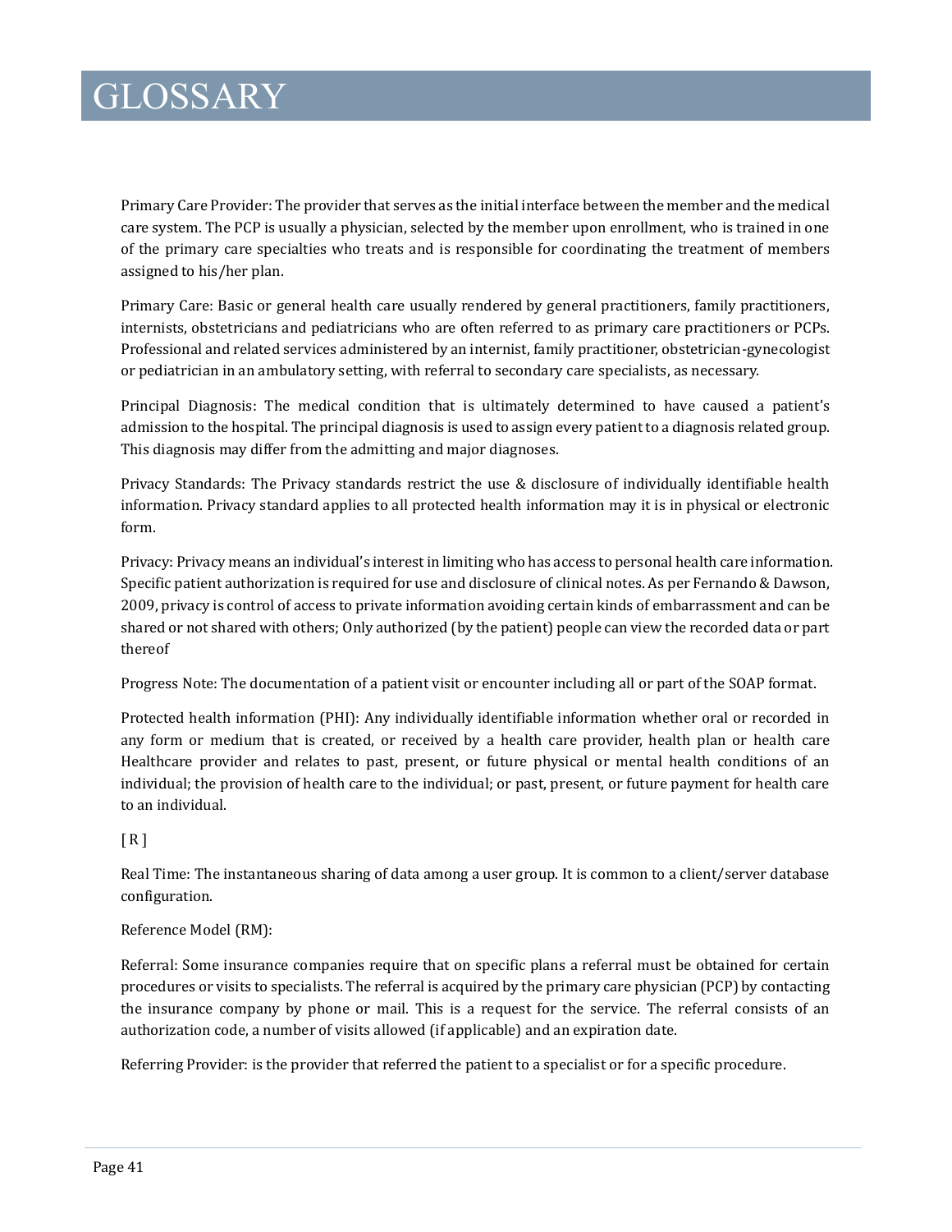# GLOSSARY

Primary Care Provider: The provider that serves as the initial interface between the member and the medical care system. The PCP is usually a physician, selected by the member upon enrollment, who is trained in one of the primary care specialties who treats and is responsible for coordinating the treatment of members assigned to his/her plan.

Primary Care: Basic or general health care usually rendered by general practitioners, family practitioners, internists, obstetricians and pediatricians who are often referred to as primary care practitioners or PCPs. Professional and related services administered by an internist, family practitioner, obstetrician-gynecologist or pediatrician in an ambulatory setting, with referral to secondary care specialists, as necessary.

Principal Diagnosis: The medical condition that is ultimately determined to have caused a patient's admission to the hospital. The principal diagnosis is used to assign every patient to a diagnosis related group. This diagnosis may differ from the admitting and major diagnoses.

Privacy Standards: The Privacy standards restrict the use & disclosure of individually identifiable health information. Privacy standard applies to all protected health information may it is in physical or electronic form.

Privacy: Privacy means an individual's interest in limiting who has access to personal health care information. Specific patient authorization is required for use and disclosure of clinical notes. As per Fernando & Dawson, 2009, privacy is control of access to private information avoiding certain kinds of embarrassment and can be shared or not shared with others; Only authorized (by the patient) people can view the recorded data or part thereof

Progress Note: The documentation of a patient visit or encounter including all or part of the SOAP format.

Protected health information (PHI): Any individually identifiable information whether oral or recorded in any form or medium that is created, or received by a health care provider, health plan or health care Healthcare provider and relates to past, present, or future physical or mental health conditions of an individual; the provision of health care to the individual; or past, present, or future payment for health care to an individual.

[ R ]

Real Time: The instantaneous sharing of data among a user group. It is common to a client/server database configuration.

Reference Model (RM):

Referral: Some insurance companies require that on specific plans a referral must be obtained for certain procedures or visits to specialists. The referral is acquired by the primary care physician (PCP) by contacting the insurance company by phone or mail. This is a request for the service. The referral consists of an authorization code, a number of visits allowed (if applicable) and an expiration date.

Referring Provider: is the provider that referred the patient to a specialist or for a specific procedure.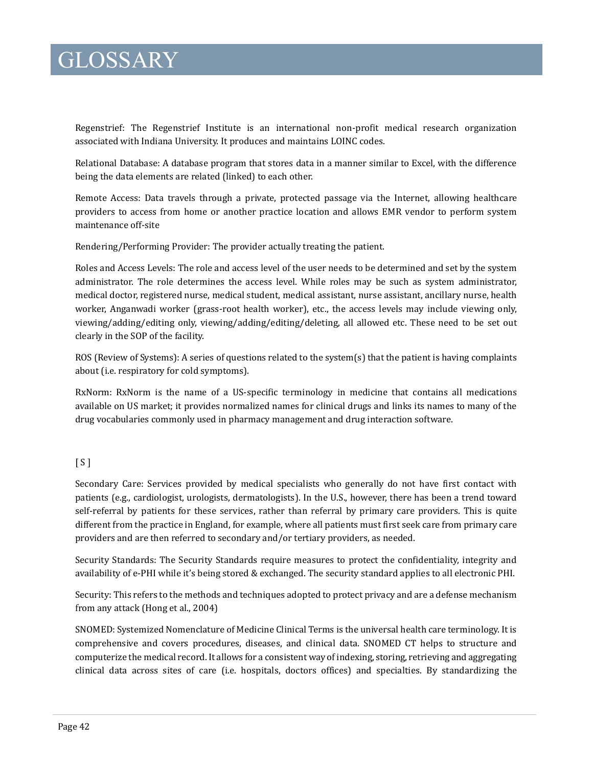# GLOSSARY

Regenstrief: The Regenstrief Institute is an international non-profit medical research organization associated with Indiana University. It produces and maintains LOINC codes.

Relational Database: A database program that stores data in a manner similar to Excel, with the difference being the data elements are related (linked) to each other.

Remote Access: Data travels through a private, protected passage via the Internet, allowing healthcare providers to access from home or another practice location and allows EMR vendor to perform system maintenance off-site

Rendering/Performing Provider: The provider actually treating the patient.

Roles and Access Levels: The role and access level of the user needs to be determined and set by the system administrator. The role determines the access level. While roles may be such as system administrator, medical doctor, registered nurse, medical student, medical assistant, nurse assistant, ancillary nurse, health worker, Anganwadi worker (grass-root health worker), etc., the access levels may include viewing only, viewing/adding/editing only, viewing/adding/editing/deleting, all allowed etc. These need to be set out clearly in the SOP of the facility.

ROS (Review of Systems): A series of questions related to the system(s) that the patient is having complaints about (i.e. respiratory for cold symptoms).

RxNorm: RxNorm is the name of a US-specific terminology in medicine that contains all medications available on US market; it provides normalized names for clinical drugs and links its names to many of the drug vocabularies commonly used in pharmacy management and drug interaction software.

[ S ]

Secondary Care: Services provided by medical specialists who generally do not have first contact with patients (e.g., cardiologist, urologists, dermatologists). In the U.S., however, there has been a trend toward self-referral by patients for these services, rather than referral by primary care providers. This is quite different from the practice in England, for example, where all patients must first seek care from primary care providers and are then referred to secondary and/or tertiary providers, as needed.

Security Standards: The Security Standards require measures to protect the confidentiality, integrity and availability of e-PHI while it's being stored & exchanged. The security standard applies to all electronic PHI.

Security: This refers to the methods and techniques adopted to protect privacy and are a defense mechanism from any attack (Hong et al., 2004)

SNOMED: Systemized Nomenclature of Medicine Clinical Terms is the universal health care terminology. It is comprehensive and covers procedures, diseases, and clinical data. SNOMED CT helps to structure and computerize the medical record. It allows for a consistent way of indexing, storing, retrieving and aggregating clinical data across sites of care (i.e. hospitals, doctors offices) and specialties. By standardizing the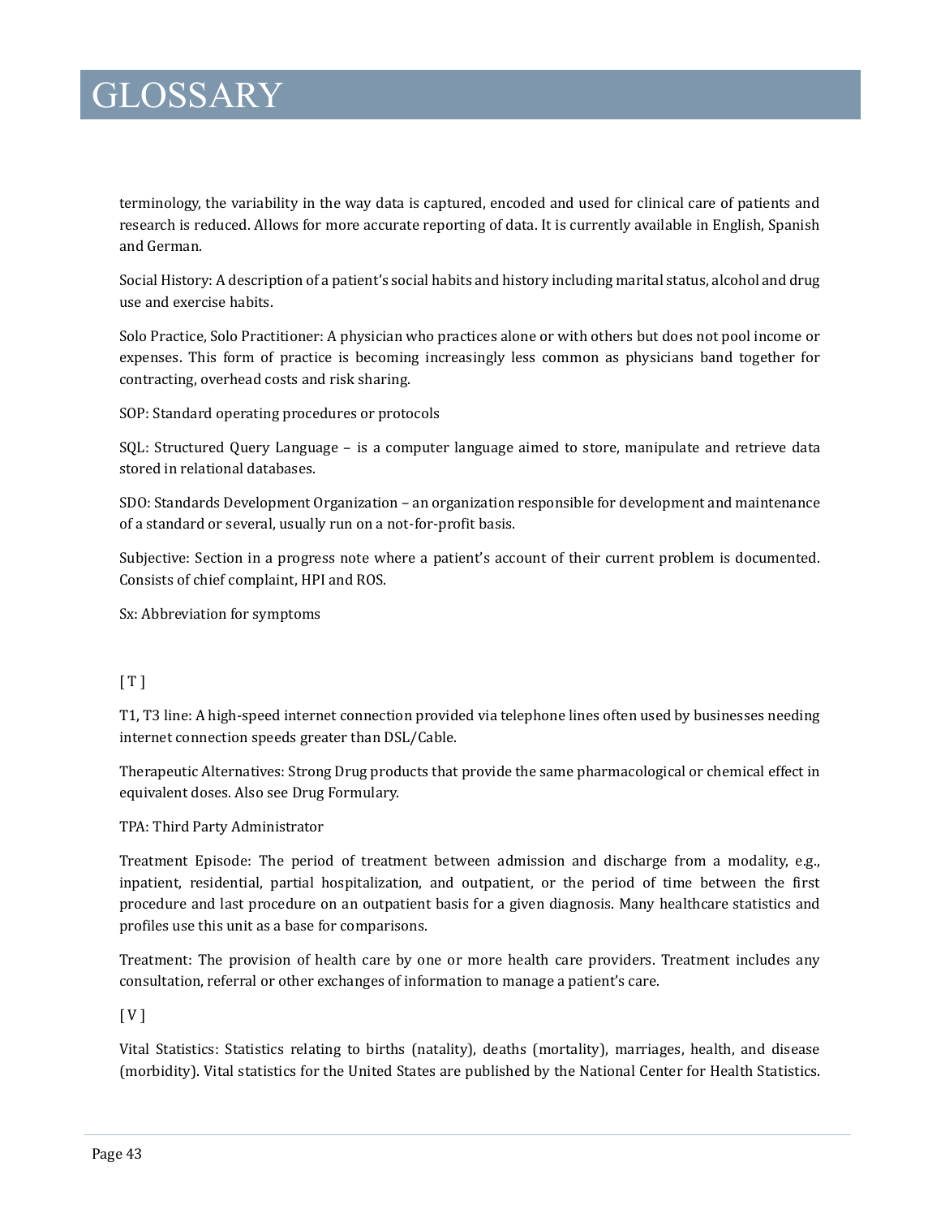terminology, the variability in the way data is captured, encoded and used for clinical care of patients and research is reduced. Allows for more accurate reporting of data. It is currently available in English, Spanish and German.

Social History: A description of a patient's social habits and history including marital status, alcohol and drug use and exercise habits.

Solo Practice, Solo Practitioner: A physician who practices alone or with others but does not pool income or expenses. This form of practice is becoming increasingly less common as physicians band together for contracting, overhead costs and risk sharing.

SOP: Standard operating procedures or protocols

SQL: Structured Query Language – is a computer language aimed to store, manipulate and retrieve data stored in relational databases.

SDO: Standards Development Organization – an organization responsible for development and maintenance of a standard or several, usually run on a not-for-profit basis.

Subjective: Section in a progress note where a patient's account of their current problem is documented. Consists of chief complaint, HPI and ROS.

Sx: Abbreviation for symptoms

[ T ]

T1, T3 line: A high-speed internet connection provided via telephone lines often used by businesses needing internet connection speeds greater than DSL/Cable.

Therapeutic Alternatives: Strong Drug products that provide the same pharmacological or chemical effect in equivalent doses. Also see Drug Formulary.

TPA: Third Party Administrator

Treatment Episode: The period of treatment between admission and discharge from a modality, e.g., inpatient, residential, partial hospitalization, and outpatient, or the period of time between the first procedure and last procedure on an outpatient basis for a given diagnosis. Many healthcare statistics and profiles use this unit as a base for comparisons.

Treatment: The provision of health care by one or more health care providers. Treatment includes any consultation, referral or other exchanges of information to manage a patient's care.

[ V ]

Vital Statistics: Statistics relating to births (natality), deaths (mortality), marriages, health, and disease (morbidity). Vital statistics for the United States are published by the National Center for Health Statistics.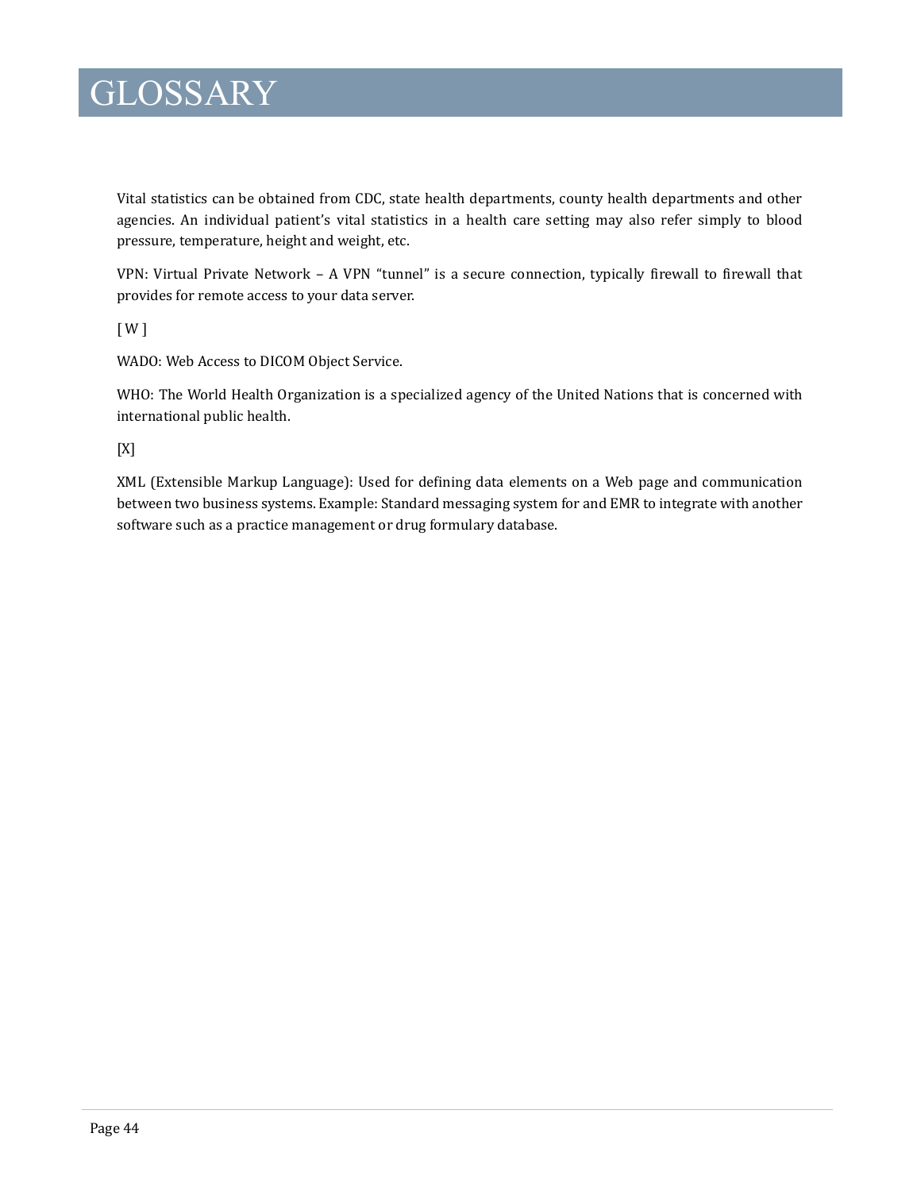# GLOSSARY

Vital statistics can be obtained from CDC, state health departments, county health departments and other agencies. An individual patient's vital statistics in a health care setting may also refer simply to blood pressure, temperature, height and weight, etc.

VPN: Virtual Private Network – A VPN "tunnel" is a secure connection, typically firewall to firewall that provides for remote access to your data server.

[ W ]

WADO: Web Access to DICOM Object Service.

WHO: The World Health Organization is a specialized agency of the United Nations that is concerned with international public health.

[X]

XML (Extensible Markup Language): Used for defining data elements on a Web page and communication between two business systems. Example: Standard messaging system for and EMR to integrate with another software such as a practice management or drug formulary database.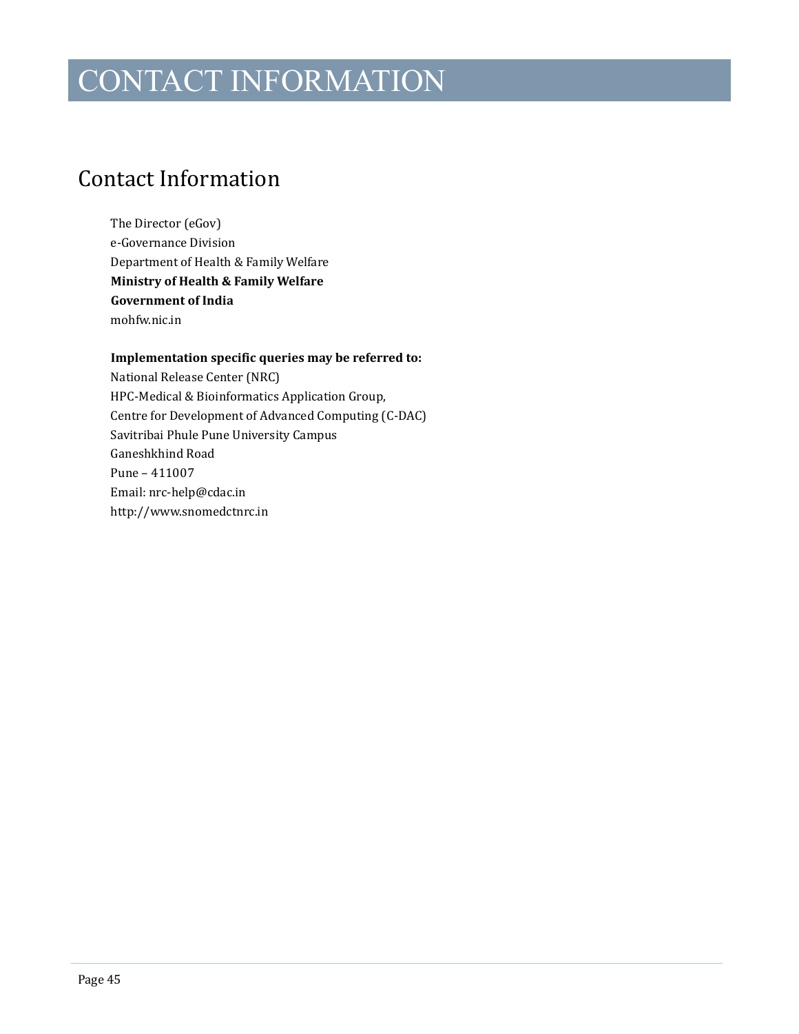# CONTACT INFORMATION

## Contact Information

The Director (eGov)
e-Governance Division
Department of Health & Family Welfare
**Ministry of Health & Family Welfare**
**Government of India**
mohfw.nic.in

**Implementation specific queries may be referred to:**
National Release Center (NRC)
HPC-Medical & Bioinformatics Application Group,
Centre for Development of Advanced Computing (C-DAC)
Savitribai Phule Pune University Campus
Ganeshkhind Road
Pune – 411007
Email: nrc-help@cdac.in
http://www.snomedctnrc.in